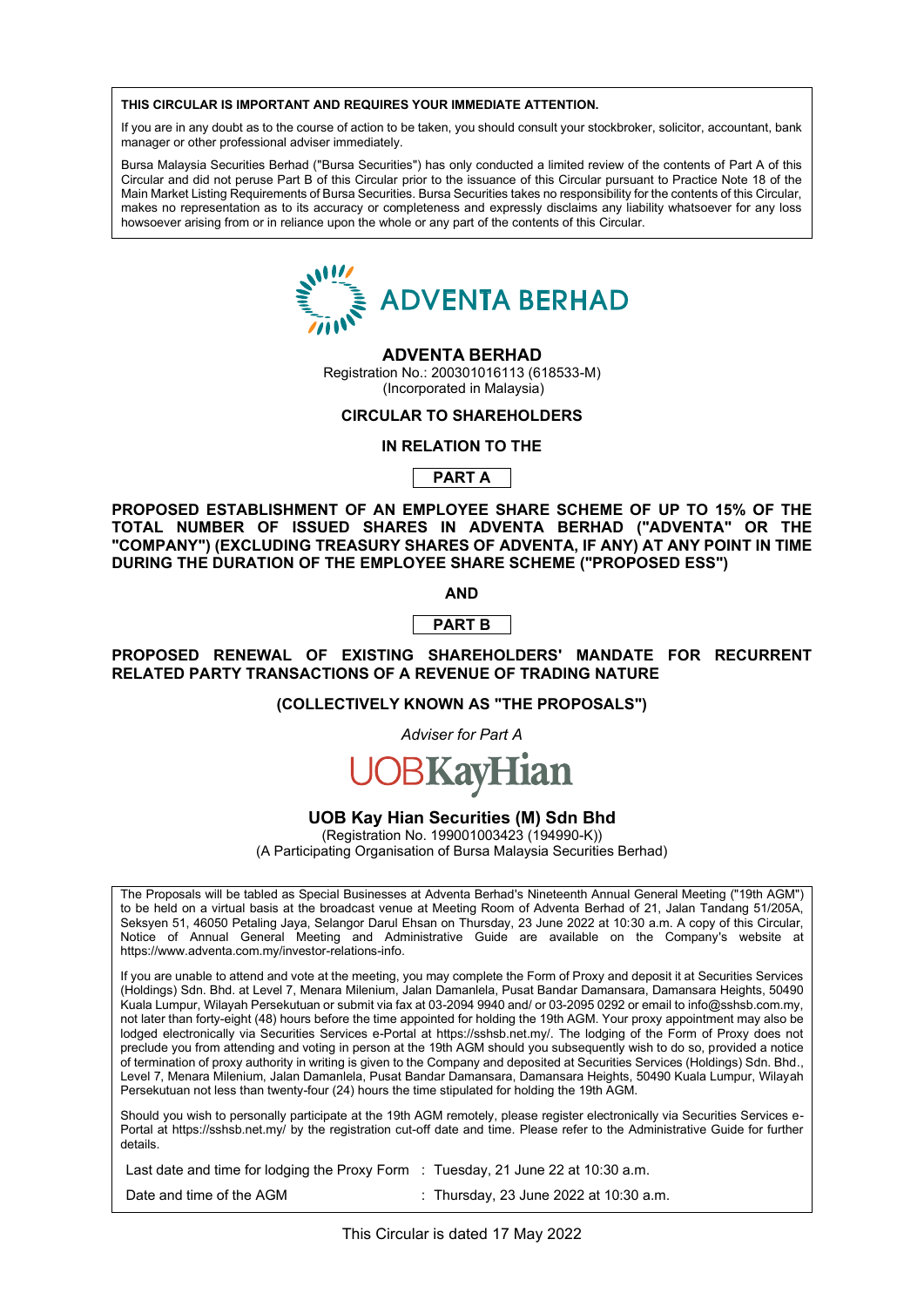**THIS CIRCULAR IS IMPORTANT AND REQUIRES YOUR IMMEDIATE ATTENTION.**

If you are in any doubt as to the course of action to be taken, you should consult your stockbroker, solicitor, accountant, bank manager or other professional adviser immediately.

Bursa Malaysia Securities Berhad ("Bursa Securities") has only conducted a limited review of the contents of Part A of this Circular and did not peruse Part B of this Circular prior to the issuance of this Circular pursuant to Practice Note 18 of the Main Market Listing Requirements of Bursa Securities. Bursa Securities takes no responsibility for the contents of this Circular, makes no representation as to its accuracy or completeness and expressly disclaims any liability whatsoever for any loss howsoever arising from or in reliance upon the whole or any part of the contents of this Circular.

ADVENTA BERHAD

**ADVENTA BERHAD**

Registration No.: 200301016113 (618533-M)
(Incorporated in Malaysia)

**CIRCULAR TO SHAREHOLDERS**

**IN RELATION TO THE**

**PART A**

**PROPOSED ESTABLISHMENT OF AN EMPLOYEE SHARE SCHEME OF UP TO 15% OF THE TOTAL NUMBER OF ISSUED SHARES IN ADVENTA BERHAD ("ADVENTA" OR THE "COMPANY") (EXCLUDING TREASURY SHARES OF ADVENTA, IF ANY) AT ANY POINT IN TIME DURING THE DURATION OF THE EMPLOYEE SHARE SCHEME ("PROPOSED ESS")**

**AND**

**PART B**

**PROPOSED RENEWAL OF EXISTING SHAREHOLDERS' MANDATE FOR RECURRENT RELATED PARTY TRANSACTIONS OF A REVENUE OF TRADING NATURE**

**(COLLECTIVELY KNOWN AS "THE PROPOSALS")**

*Adviser for Part A*

UOBKayHian

**UOB Kay Hian Securities (M) Sdn Bhd**

(Registration No. 199001003423 (194990-K))
(A Participating Organisation of Bursa Malaysia Securities Berhad)

The Proposals will be tabled as Special Businesses at Adventa Berhad's Nineteenth Annual General Meeting ("19th AGM") to be held on a virtual basis at the broadcast venue at Meeting Room of Adventa Berhad of 21, Jalan Tandang 51/205A, Seksyen 51, 46050 Petaling Jaya, Selangor Darul Ehsan on Thursday, 23 June 2022 at 10:30 a.m. A copy of this Circular, Notice of Annual General Meeting and Administrative Guide are available on the Company's website at https://www.adventa.com.my/investor-relations-info.

If you are unable to attend and vote at the meeting, you may complete the Form of Proxy and deposit it at Securities Services (Holdings) Sdn. Bhd. at Level 7, Menara Milenium, Jalan Damanlela, Pusat Bandar Damansara, Damansara Heights, 50490 Kuala Lumpur, Wilayah Persekutuan or submit via fax at 03-2094 9940 and/ or 03-2095 0292 or email to info@sshsb.com.my, not later than forty-eight (48) hours before the time appointed for holding the 19th AGM. Your proxy appointment may also be lodged electronically via Securities Services e-Portal at https://sshsb.net.my/. The lodging of the Form of Proxy does not preclude you from attending and voting in person at the 19th AGM should you subsequently wish to do so, provided a notice of termination of proxy authority in writing is given to the Company and deposited at Securities Services (Holdings) Sdn. Bhd., Level 7, Menara Milenium, Jalan Damanlela, Pusat Bandar Damansara, Damansara Heights, 50490 Kuala Lumpur, Wilayah Persekutuan not less than twenty-four (24) hours the time stipulated for holding the 19th AGM.

Should you wish to personally participate at the 19th AGM remotely, please register electronically via Securities Services e-Portal at https://sshsb.net.my/ by the registration cut-off date and time. Please refer to the Administrative Guide for further details.

| | | |
|---|---|---|
| Last date and time for lodging the Proxy Form | : | Tuesday, 21 June 22 at 10:30 a.m. |
| Date and time of the AGM | : | Thursday, 23 June 2022 at 10:30 a.m. |

This Circular is dated 17 May 2022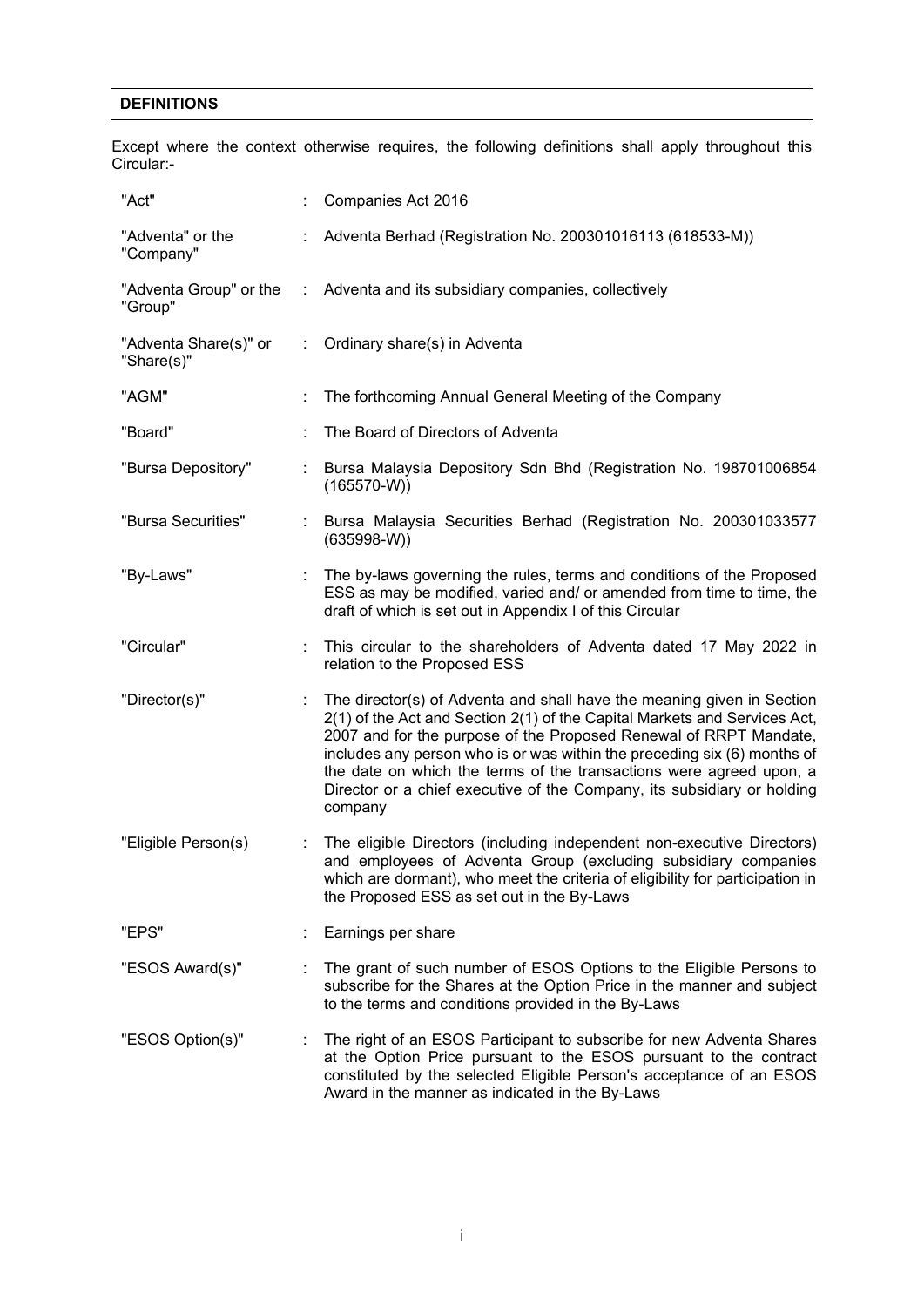## DEFINITIONS

Except where the context otherwise requires, the following definitions shall apply throughout this Circular:-

| | | |
|---|---|---|
| "Act" | : | Companies Act 2016 |
| "Adventa" or the "Company" | : | Adventa Berhad (Registration No. 200301016113 (618533-M)) |
| "Adventa Group" or the "Group" | : | Adventa and its subsidiary companies, collectively |
| "Adventa Share(s)" or "Share(s)" | : | Ordinary share(s) in Adventa |
| "AGM" | : | The forthcoming Annual General Meeting of the Company |
| "Board" | : | The Board of Directors of Adventa |
| "Bursa Depository" | : | Bursa Malaysia Depository Sdn Bhd (Registration No. 198701006854 (165570-W)) |
| "Bursa Securities" | : | Bursa Malaysia Securities Berhad (Registration No. 200301033577 (635998-W)) |
| "By-Laws" | : | The by-laws governing the rules, terms and conditions of the Proposed ESS as may be modified, varied and/ or amended from time to time, the draft of which is set out in Appendix I of this Circular |
| "Circular" | : | This circular to the shareholders of Adventa dated 17 May 2022 in relation to the Proposed ESS |
| "Director(s)" | : | The director(s) of Adventa and shall have the meaning given in Section 2(1) of the Act and Section 2(1) of the Capital Markets and Services Act, 2007 and for the purpose of the Proposed Renewal of RRPT Mandate, includes any person who is or was within the preceding six (6) months of the date on which the terms of the transactions were agreed upon, a Director or a chief executive of the Company, its subsidiary or holding company |
| "Eligible Person(s) | : | The eligible Directors (including independent non-executive Directors) and employees of Adventa Group (excluding subsidiary companies which are dormant), who meet the criteria of eligibility for participation in the Proposed ESS as set out in the By-Laws |
| "EPS" | : | Earnings per share |
| "ESOS Award(s)" | : | The grant of such number of ESOS Options to the Eligible Persons to subscribe for the Shares at the Option Price in the manner and subject to the terms and conditions provided in the By-Laws |
| "ESOS Option(s)" | : | The right of an ESOS Participant to subscribe for new Adventa Shares at the Option Price pursuant to the ESOS pursuant to the contract constituted by the selected Eligible Person's acceptance of an ESOS Award in the manner as indicated in the By-Laws |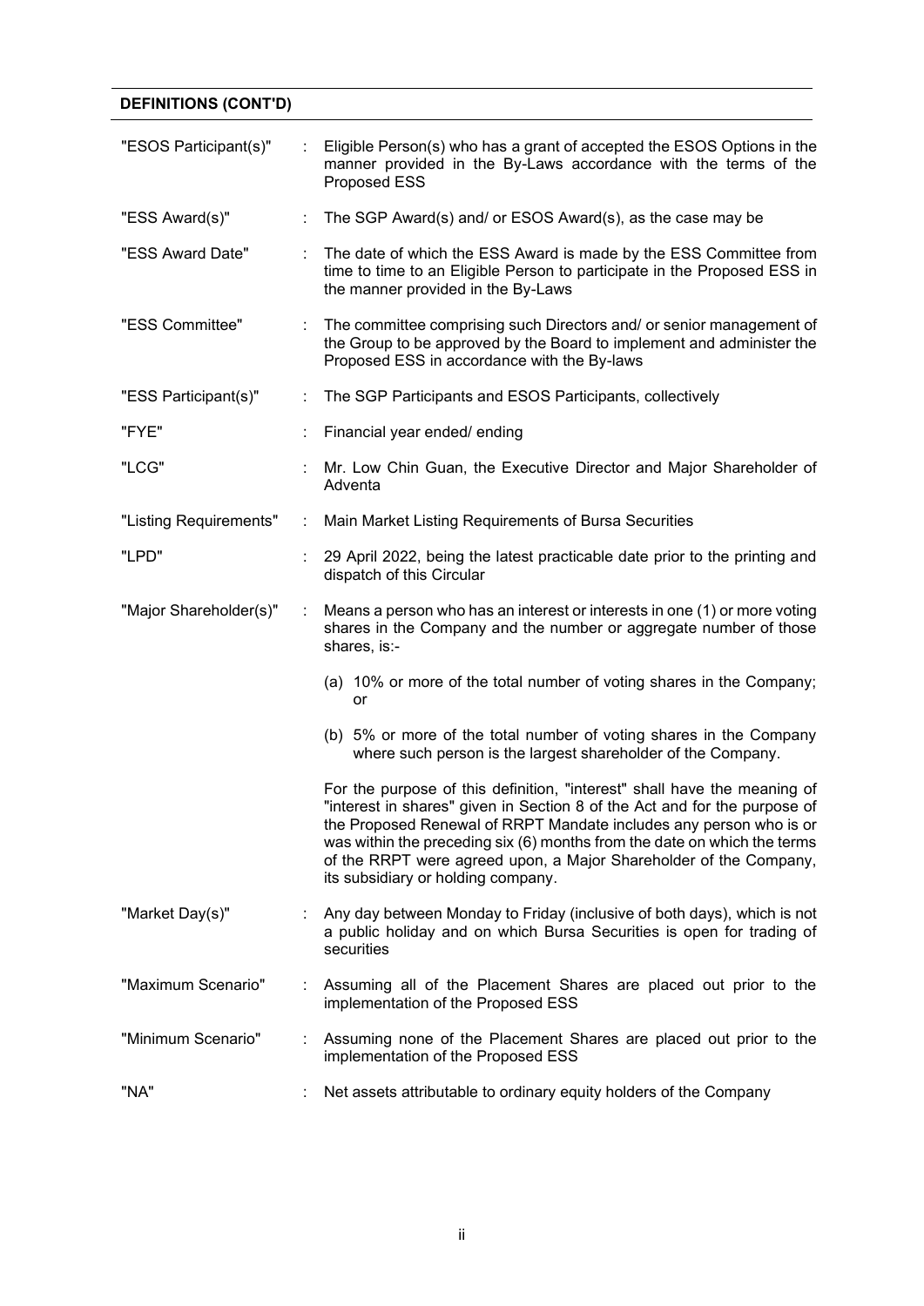**DEFINITIONS (CONT'D)**

| | | |
|---|---|---|
| "ESOS Participant(s)" | : | Eligible Person(s) who has a grant of accepted the ESOS Options in the manner provided in the By-Laws accordance with the terms of the Proposed ESS |
| "ESS Award(s)" | : | The SGP Award(s) and/ or ESOS Award(s), as the case may be |
| "ESS Award Date" | : | The date of which the ESS Award is made by the ESS Committee from time to time to an Eligible Person to participate in the Proposed ESS in the manner provided in the By-Laws |
| "ESS Committee" | : | The committee comprising such Directors and/ or senior management of the Group to be approved by the Board to implement and administer the Proposed ESS in accordance with the By-laws |
| "ESS Participant(s)" | : | The SGP Participants and ESOS Participants, collectively |
| "FYE" | : | Financial year ended/ ending |
| "LCG" | : | Mr. Low Chin Guan, the Executive Director and Major Shareholder of Adventa |
| "Listing Requirements" | : | Main Market Listing Requirements of Bursa Securities |
| "LPD" | : | 29 April 2022, being the latest practicable date prior to the printing and dispatch of this Circular |
| "Major Shareholder(s)" | : | Means a person who has an interest or interests in one (1) or more voting shares in the Company and the number or aggregate number of those shares, is:-<br><br>(a) 10% or more of the total number of voting shares in the Company; or<br><br>(b) 5% or more of the total number of voting shares in the Company where such person is the largest shareholder of the Company.<br><br>For the purpose of this definition, "interest" shall have the meaning of "interest in shares" given in Section 8 of the Act and for the purpose of the Proposed Renewal of RRPT Mandate includes any person who is or was within the preceding six (6) months from the date on which the terms of the RRPT were agreed upon, a Major Shareholder of the Company, its subsidiary or holding company. |
| "Market Day(s)" | : | Any day between Monday to Friday (inclusive of both days), which is not a public holiday and on which Bursa Securities is open for trading of securities |
| "Maximum Scenario" | : | Assuming all of the Placement Shares are placed out prior to the implementation of the Proposed ESS |
| "Minimum Scenario" | : | Assuming none of the Placement Shares are placed out prior to the implementation of the Proposed ESS |
| "NA" | : | Net assets attributable to ordinary equity holders of the Company |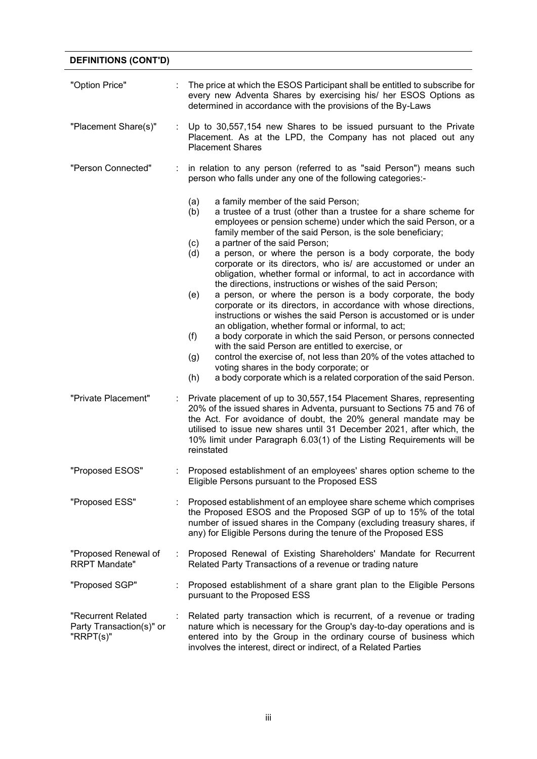**DEFINITIONS (CONT'D)**

| | | |
|---|---|---|
| "Option Price" | : | The price at which the ESOS Participant shall be entitled to subscribe for every new Adventa Shares by exercising his/ her ESOS Options as determined in accordance with the provisions of the By-Laws |
| "Placement Share(s)" | : | Up to 30,557,154 new Shares to be issued pursuant to the Private Placement. As at the LPD, the Company has not placed out any Placement Shares |
| "Person Connected" | : | in relation to any person (referred to as "said Person") means such person who falls under any one of the following categories:-<br><br>(a) a family member of the said Person;<br>(b) a trustee of a trust (other than a trustee for a share scheme for employees or pension scheme) under which the said Person, or a family member of the said Person, is the sole beneficiary;<br>(c) a partner of the said Person;<br>(d) a person, or where the person is a body corporate, the body corporate or its directors, who is/ are accustomed or under an obligation, whether formal or informal, to act in accordance with the directions, instructions or wishes of the said Person;<br>(e) a person, or where the person is a body corporate, the body corporate or its directors, in accordance with whose directions, instructions or wishes the said Person is accustomed or is under an obligation, whether formal or informal, to act;<br>(f) a body corporate in which the said Person, or persons connected with the said Person are entitled to exercise, or<br>(g) control the exercise of, not less than 20% of the votes attached to voting shares in the body corporate; or<br>(h) a body corporate which is a related corporation of the said Person. |
| "Private Placement" | : | Private placement of up to 30,557,154 Placement Shares, representing 20% of the issued shares in Adventa, pursuant to Sections 75 and 76 of the Act. For avoidance of doubt, the 20% general mandate may be utilised to issue new shares until 31 December 2021, after which, the 10% limit under Paragraph 6.03(1) of the Listing Requirements will be reinstated |
| "Proposed ESOS" | : | Proposed establishment of an employees' shares option scheme to the Eligible Persons pursuant to the Proposed ESS |
| "Proposed ESS" | : | Proposed establishment of an employee share scheme which comprises the Proposed ESOS and the Proposed SGP of up to 15% of the total number of issued shares in the Company (excluding treasury shares, if any) for Eligible Persons during the tenure of the Proposed ESS |
| "Proposed Renewal of RRPT Mandate" | : | Proposed Renewal of Existing Shareholders' Mandate for Recurrent Related Party Transactions of a revenue or trading nature |
| "Proposed SGP" | : | Proposed establishment of a share grant plan to the Eligible Persons pursuant to the Proposed ESS |
| "Recurrent Related Party Transaction(s)" or "RRPT(s)" | : | Related party transaction which is recurrent, of a revenue or trading nature which is necessary for the Group's day-to-day operations and is entered into by the Group in the ordinary course of business which involves the interest, direct or indirect, of a Related Parties |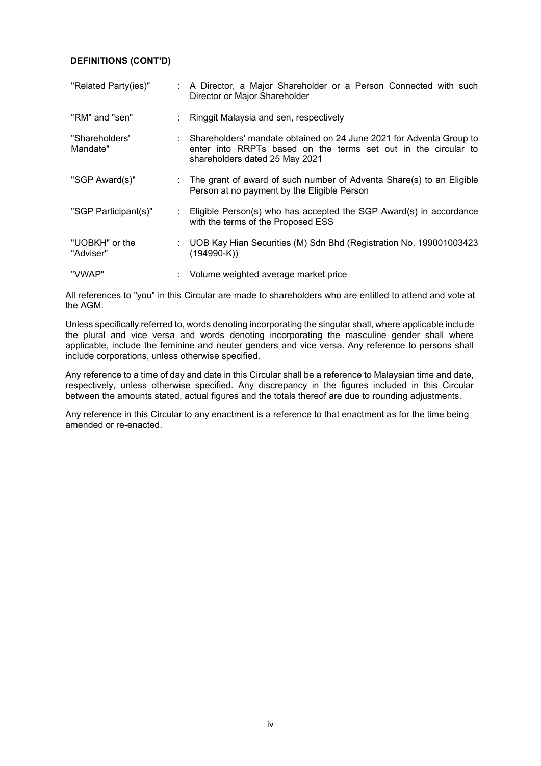**DEFINITIONS (CONT'D)**

| | | |
|---|---|---|
| "Related Party(ies)" | : | A Director, a Major Shareholder or a Person Connected with such Director or Major Shareholder |
| "RM" and "sen" | : | Ringgit Malaysia and sen, respectively |
| "Shareholders' Mandate" | : | Shareholders' mandate obtained on 24 June 2021 for Adventa Group to enter into RRPTs based on the terms set out in the circular to shareholders dated 25 May 2021 |
| "SGP Award(s)" | : | The grant of award of such number of Adventa Share(s) to an Eligible Person at no payment by the Eligible Person |
| "SGP Participant(s)" | : | Eligible Person(s) who has accepted the SGP Award(s) in accordance with the terms of the Proposed ESS |
| "UOBKH" or the "Adviser" | : | UOB Kay Hian Securities (M) Sdn Bhd (Registration No. 199001003423 (194990-K)) |
| "VWAP" | : | Volume weighted average market price |

All references to "you" in this Circular are made to shareholders who are entitled to attend and vote at the AGM.

Unless specifically referred to, words denoting incorporating the singular shall, where applicable include the plural and vice versa and words denoting incorporating the masculine gender shall where applicable, include the feminine and neuter genders and vice versa. Any reference to persons shall include corporations, unless otherwise specified.

Any reference to a time of day and date in this Circular shall be a reference to Malaysian time and date, respectively, unless otherwise specified. Any discrepancy in the figures included in this Circular between the amounts stated, actual figures and the totals thereof are due to rounding adjustments.

Any reference in this Circular to any enactment is a reference to that enactment as for the time being amended or re-enacted.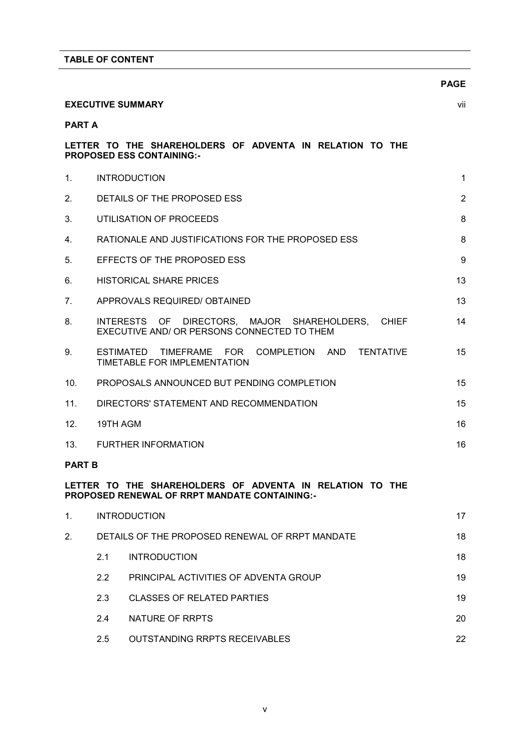**TABLE OF CONTENT**

| | | | PAGE |
|---|---|---|---|
| **EXECUTIVE SUMMARY** | | | vii |
| **PART A** | | | |
| **LETTER TO THE SHAREHOLDERS OF ADVENTA IN RELATION TO THE PROPOSED ESS CONTAINING:-** | | | |
| 1. | INTRODUCTION | | 1 |
| 2. | DETAILS OF THE PROPOSED ESS | | 2 |
| 3. | UTILISATION OF PROCEEDS | | 8 |
| 4. | RATIONALE AND JUSTIFICATIONS FOR THE PROPOSED ESS | | 8 |
| 5. | EFFECTS OF THE PROPOSED ESS | | 9 |
| 6. | HISTORICAL SHARE PRICES | | 13 |
| 7. | APPROVALS REQUIRED/ OBTAINED | | 13 |
| 8. | INTERESTS OF DIRECTORS, MAJOR SHAREHOLDERS, CHIEF EXECUTIVE AND/ OR PERSONS CONNECTED TO THEM | | 14 |
| 9. | ESTIMATED TIMEFRAME FOR COMPLETION AND TENTATIVE TIMETABLE FOR IMPLEMENTATION | | 15 |
| 10. | PROPOSALS ANNOUNCED BUT PENDING COMPLETION | | 15 |
| 11. | DIRECTORS' STATEMENT AND RECOMMENDATION | | 15 |
| 12. | 19TH AGM | | 16 |
| 13. | FURTHER INFORMATION | | 16 |
| **PART B** | | | |
| **LETTER TO THE SHAREHOLDERS OF ADVENTA IN RELATION TO THE PROPOSED RENEWAL OF RRPT MANDATE CONTAINING:-** | | | |
| 1. | INTRODUCTION | | 17 |
| 2. | DETAILS OF THE PROPOSED RENEWAL OF RRPT MANDATE | | 18 |
| | 2.1 | INTRODUCTION | 18 |
| | 2.2 | PRINCIPAL ACTIVITIES OF ADVENTA GROUP | 19 |
| | 2.3 | CLASSES OF RELATED PARTIES | 19 |
| | 2.4 | NATURE OF RRPTS | 20 |
| | 2.5 | OUTSTANDING RRPTS RECEIVABLES | 22 |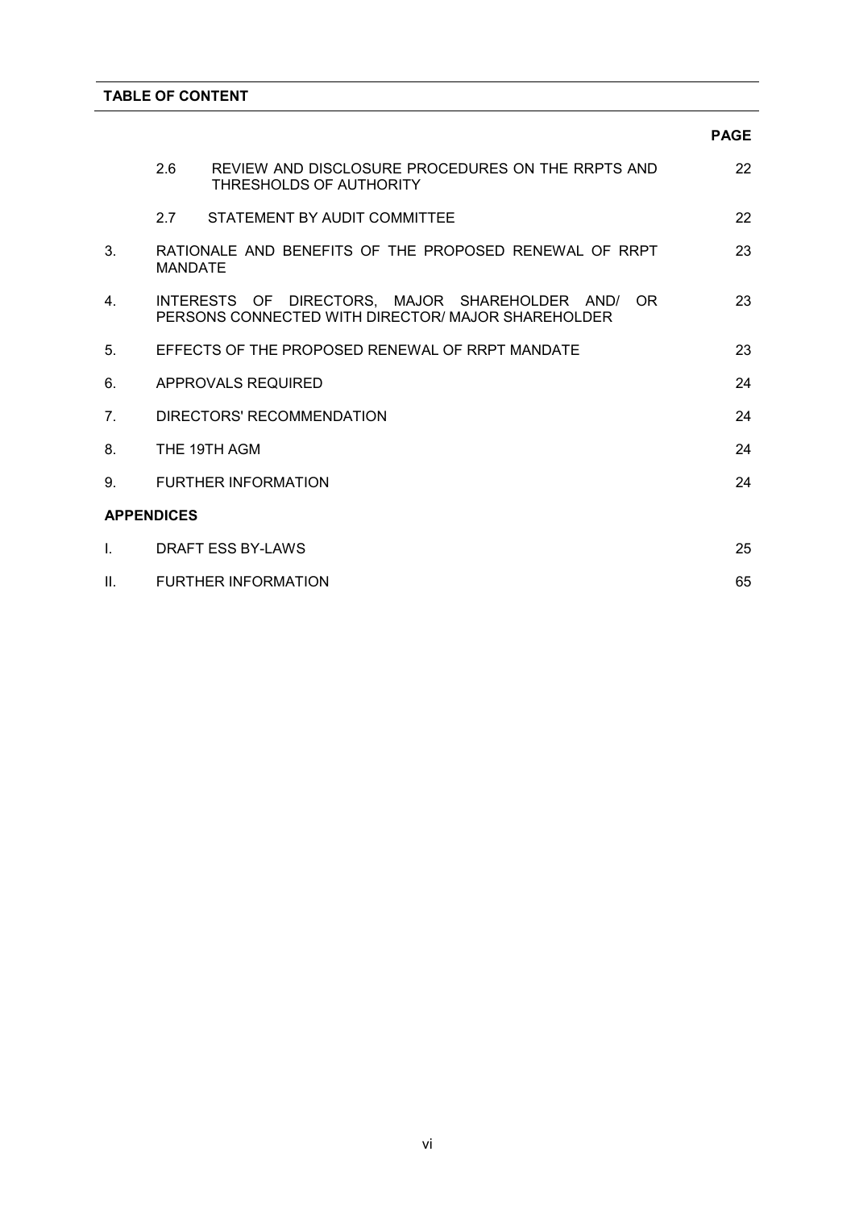**TABLE OF CONTENT**

| | | PAGE |
|---|---|---|
| 2.6 | REVIEW AND DISCLOSURE PROCEDURES ON THE RRPTS AND THRESHOLDS OF AUTHORITY | 22 |
| 2.7 | STATEMENT BY AUDIT COMMITTEE | 22 |
| 3. | RATIONALE AND BENEFITS OF THE PROPOSED RENEWAL OF RRPT MANDATE | 23 |
| 4. | INTERESTS OF DIRECTORS, MAJOR SHAREHOLDER AND/ OR PERSONS CONNECTED WITH DIRECTOR/ MAJOR SHAREHOLDER | 23 |
| 5. | EFFECTS OF THE PROPOSED RENEWAL OF RRPT MANDATE | 23 |
| 6. | APPROVALS REQUIRED | 24 |
| 7. | DIRECTORS' RECOMMENDATION | 24 |
| 8. | THE 19TH AGM | 24 |
| 9. | FURTHER INFORMATION | 24 |
| **APPENDICES** | | |
| I. | DRAFT ESS BY-LAWS | 25 |
| II. | FURTHER INFORMATION | 65 |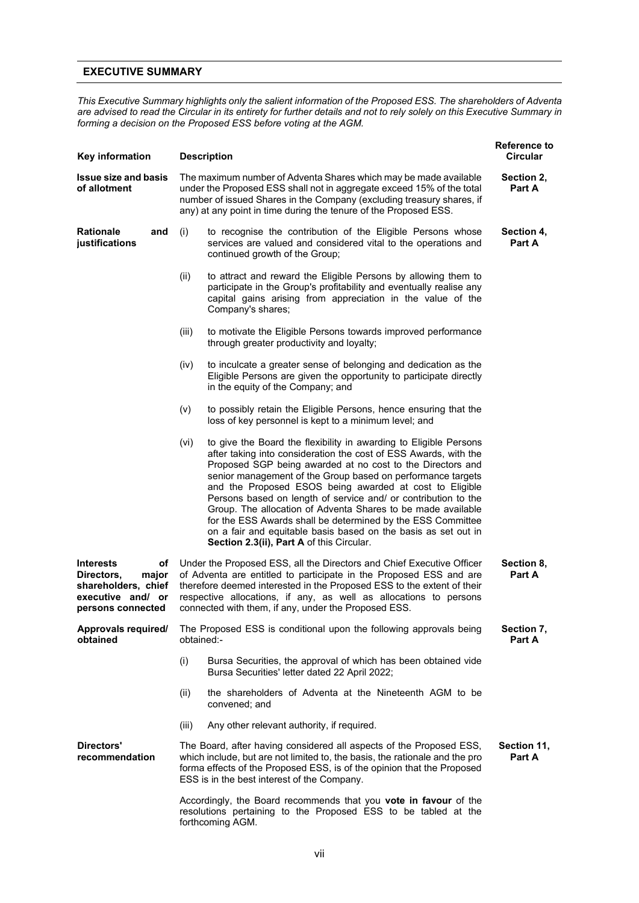## EXECUTIVE SUMMARY

*This Executive Summary highlights only the salient information of the Proposed ESS. The shareholders of Adventa are advised to read the Circular in its entirety for further details and not to rely solely on this Executive Summary in forming a decision on the Proposed ESS before voting at the AGM.*

| Key information | Description | Reference to Circular |
|---|---|---|
| **Issue size and basis of allotment** | The maximum number of Adventa Shares which may be made available under the Proposed ESS shall not in aggregate exceed 15% of the total number of issued Shares in the Company (excluding treasury shares, if any) at any point in time during the tenure of the Proposed ESS. | **Section 2, Part A** |
| **Rationale and justifications** | (i) to recognise the contribution of the Eligible Persons whose services are valued and considered vital to the operations and continued growth of the Group;<br><br>(ii) to attract and reward the Eligible Persons by allowing them to participate in the Group's profitability and eventually realise any capital gains arising from appreciation in the value of the Company's shares;<br><br>(iii) to motivate the Eligible Persons towards improved performance through greater productivity and loyalty;<br><br>(iv) to inculcate a greater sense of belonging and dedication as the Eligible Persons are given the opportunity to participate directly in the equity of the Company; and<br><br>(v) to possibly retain the Eligible Persons, hence ensuring that the loss of key personnel is kept to a minimum level; and<br><br>(vi) to give the Board the flexibility in awarding to Eligible Persons after taking into consideration the cost of ESS Awards, with the Proposed SGP being awarded at no cost to the Directors and senior management of the Group based on performance targets and the Proposed ESOS being awarded at cost to Eligible Persons based on length of service and/ or contribution to the Group. The allocation of Adventa Shares to be made available for the ESS Awards shall be determined by the ESS Committee on a fair and equitable basis based on the basis as set out in **Section 2.3(ii), Part A** of this Circular. | **Section 4, Part A** |
| **Interests of Directors, major shareholders, chief executive and/ or persons connected** | Under the Proposed ESS, all the Directors and Chief Executive Officer of Adventa are entitled to participate in the Proposed ESS and are therefore deemed interested in the Proposed ESS to the extent of their respective allocations, if any, as well as allocations to persons connected with them, if any, under the Proposed ESS. | **Section 8, Part A** |
| **Approvals required/ obtained** | The Proposed ESS is conditional upon the following approvals being obtained:-<br><br>(i) Bursa Securities, the approval of which has been obtained vide Bursa Securities' letter dated 22 April 2022;<br><br>(ii) the shareholders of Adventa at the Nineteenth AGM to be convened; and<br><br>(iii) Any other relevant authority, if required. | **Section 7, Part A** |
| **Directors' recommendation** | The Board, after having considered all aspects of the Proposed ESS, which include, but are not limited to, the basis, the rationale and the pro forma effects of the Proposed ESS, is of the opinion that the Proposed ESS is in the best interest of the Company.<br><br>Accordingly, the Board recommends that you **vote in favour** of the resolutions pertaining to the Proposed ESS to be tabled at the forthcoming AGM. | **Section 11, Part A** |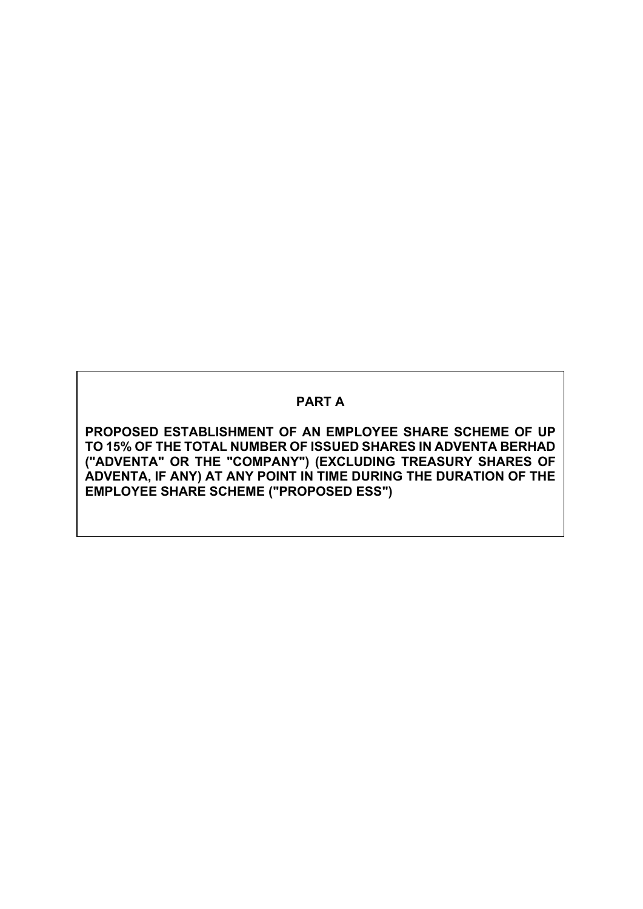## PART A

**PROPOSED ESTABLISHMENT OF AN EMPLOYEE SHARE SCHEME OF UP TO 15% OF THE TOTAL NUMBER OF ISSUED SHARES IN ADVENTA BERHAD ("ADVENTA" OR THE "COMPANY") (EXCLUDING TREASURY SHARES OF ADVENTA, IF ANY) AT ANY POINT IN TIME DURING THE DURATION OF THE EMPLOYEE SHARE SCHEME ("PROPOSED ESS")**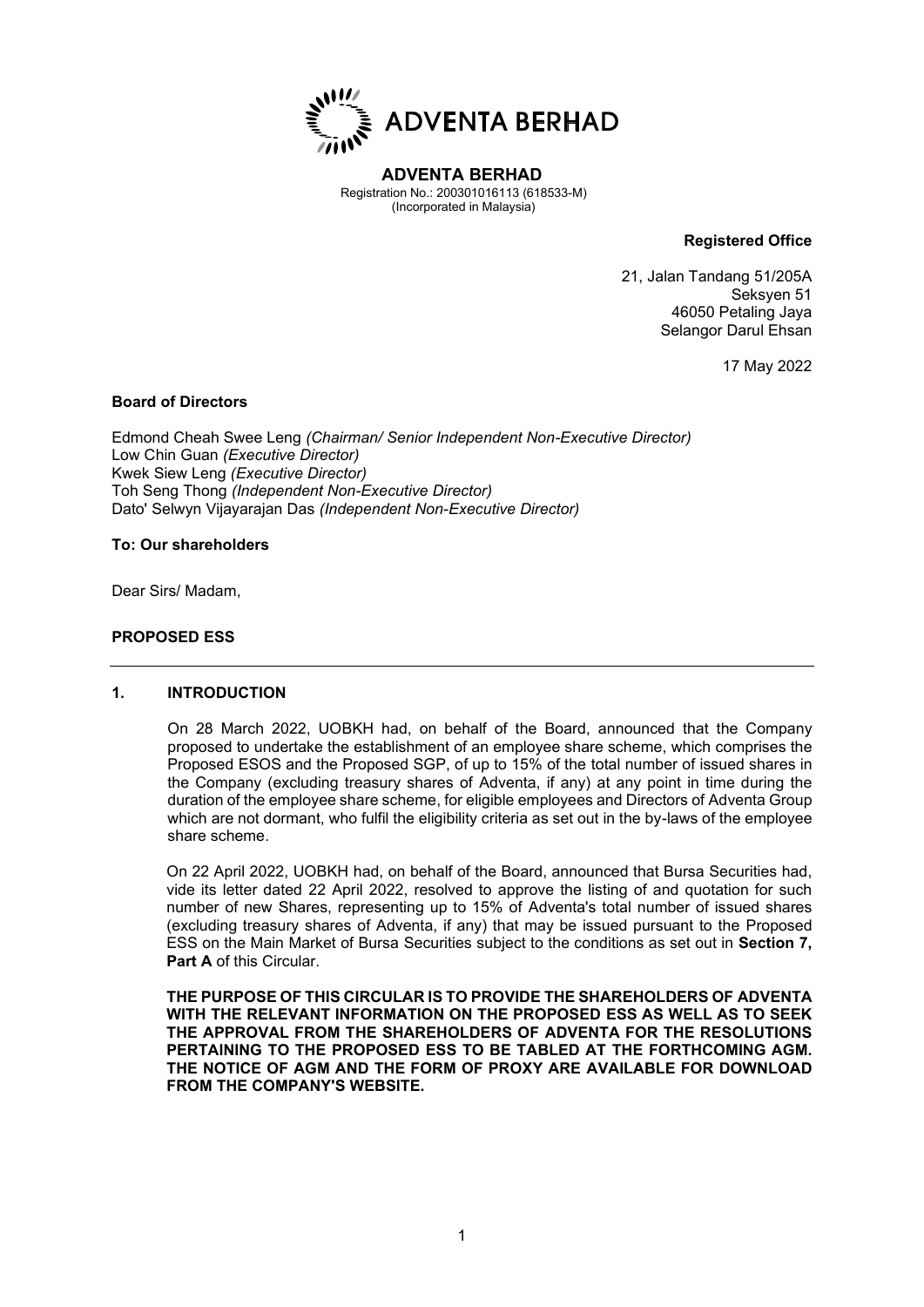# ADVENTA BERHAD

**ADVENTA BERHAD**
Registration No.: 200301016113 (618533-M)
(Incorporated in Malaysia)

**Registered Office**

21, Jalan Tandang 51/205A
Seksyen 51
46050 Petaling Jaya
Selangor Darul Ehsan

17 May 2022

**Board of Directors**

Edmond Cheah Swee Leng *(Chairman/ Senior Independent Non-Executive Director)*
Low Chin Guan *(Executive Director)*
Kwek Siew Leng *(Executive Director)*
Toh Seng Thong *(Independent Non-Executive Director)*
Dato' Selwyn Vijayarajan Das *(Independent Non-Executive Director)*

**To: Our shareholders**

Dear Sirs/ Madam,

**PROPOSED ESS**

## 1. INTRODUCTION

On 28 March 2022, UOBKH had, on behalf of the Board, announced that the Company proposed to undertake the establishment of an employee share scheme, which comprises the Proposed ESOS and the Proposed SGP, of up to 15% of the total number of issued shares in the Company (excluding treasury shares of Adventa, if any) at any point in time during the duration of the employee share scheme, for eligible employees and Directors of Adventa Group which are not dormant, who fulfil the eligibility criteria as set out in the by-laws of the employee share scheme.

On 22 April 2022, UOBKH had, on behalf of the Board, announced that Bursa Securities had, vide its letter dated 22 April 2022, resolved to approve the listing of and quotation for such number of new Shares, representing up to 15% of Adventa's total number of issued shares (excluding treasury shares of Adventa, if any) that may be issued pursuant to the Proposed ESS on the Main Market of Bursa Securities subject to the conditions as set out in **Section 7, Part A** of this Circular.

**THE PURPOSE OF THIS CIRCULAR IS TO PROVIDE THE SHAREHOLDERS OF ADVENTA WITH THE RELEVANT INFORMATION ON THE PROPOSED ESS AS WELL AS TO SEEK THE APPROVAL FROM THE SHAREHOLDERS OF ADVENTA FOR THE RESOLUTIONS PERTAINING TO THE PROPOSED ESS TO BE TABLED AT THE FORTHCOMING AGM. THE NOTICE OF AGM AND THE FORM OF PROXY ARE AVAILABLE FOR DOWNLOAD FROM THE COMPANY'S WEBSITE.**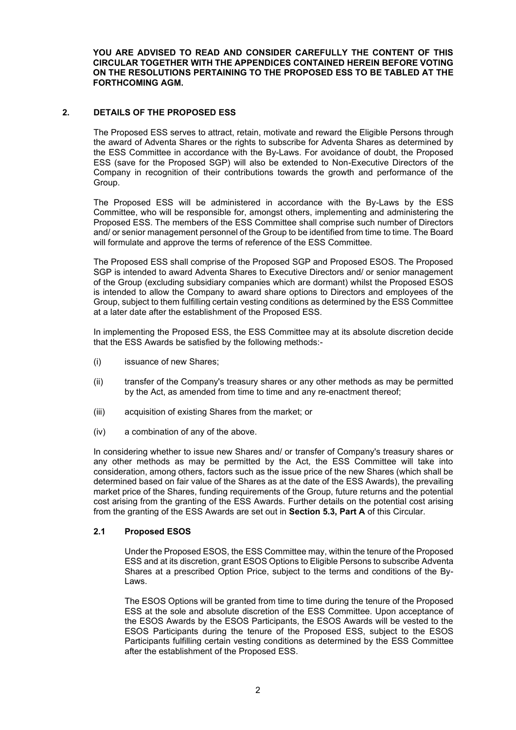**YOU ARE ADVISED TO READ AND CONSIDER CAREFULLY THE CONTENT OF THIS CIRCULAR TOGETHER WITH THE APPENDICES CONTAINED HEREIN BEFORE VOTING ON THE RESOLUTIONS PERTAINING TO THE PROPOSED ESS TO BE TABLED AT THE FORTHCOMING AGM.**

## 2. DETAILS OF THE PROPOSED ESS

The Proposed ESS serves to attract, retain, motivate and reward the Eligible Persons through the award of Adventa Shares or the rights to subscribe for Adventa Shares as determined by the ESS Committee in accordance with the By-Laws. For avoidance of doubt, the Proposed ESS (save for the Proposed SGP) will also be extended to Non-Executive Directors of the Company in recognition of their contributions towards the growth and performance of the Group.

The Proposed ESS will be administered in accordance with the By-Laws by the ESS Committee, who will be responsible for, amongst others, implementing and administering the Proposed ESS. The members of the ESS Committee shall comprise such number of Directors and/ or senior management personnel of the Group to be identified from time to time. The Board will formulate and approve the terms of reference of the ESS Committee.

The Proposed ESS shall comprise of the Proposed SGP and Proposed ESOS. The Proposed SGP is intended to award Adventa Shares to Executive Directors and/ or senior management of the Group (excluding subsidiary companies which are dormant) whilst the Proposed ESOS is intended to allow the Company to award share options to Directors and employees of the Group, subject to them fulfilling certain vesting conditions as determined by the ESS Committee at a later date after the establishment of the Proposed ESS.

In implementing the Proposed ESS, the ESS Committee may at its absolute discretion decide that the ESS Awards be satisfied by the following methods:-

(i) issuance of new Shares;

(ii) transfer of the Company's treasury shares or any other methods as may be permitted by the Act, as amended from time to time and any re-enactment thereof;

(iii) acquisition of existing Shares from the market; or

(iv) a combination of any of the above.

In considering whether to issue new Shares and/ or transfer of Company's treasury shares or any other methods as may be permitted by the Act, the ESS Committee will take into consideration, among others, factors such as the issue price of the new Shares (which shall be determined based on fair value of the Shares as at the date of the ESS Awards), the prevailing market price of the Shares, funding requirements of the Group, future returns and the potential cost arising from the granting of the ESS Awards. Further details on the potential cost arising from the granting of the ESS Awards are set out in **Section 5.3, Part A** of this Circular.

### 2.1 Proposed ESOS

Under the Proposed ESOS, the ESS Committee may, within the tenure of the Proposed ESS and at its discretion, grant ESOS Options to Eligible Persons to subscribe Adventa Shares at a prescribed Option Price, subject to the terms and conditions of the By-Laws.

The ESOS Options will be granted from time to time during the tenure of the Proposed ESS at the sole and absolute discretion of the ESS Committee. Upon acceptance of the ESOS Awards by the ESOS Participants, the ESOS Awards will be vested to the ESOS Participants during the tenure of the Proposed ESS, subject to the ESOS Participants fulfilling certain vesting conditions as determined by the ESS Committee after the establishment of the Proposed ESS.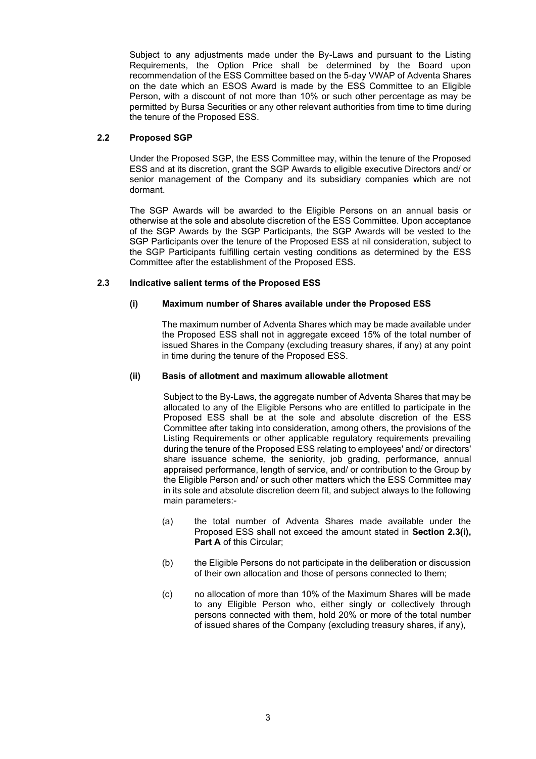Subject to any adjustments made under the By-Laws and pursuant to the Listing Requirements, the Option Price shall be determined by the Board upon recommendation of the ESS Committee based on the 5-day VWAP of Adventa Shares on the date which an ESOS Award is made by the ESS Committee to an Eligible Person, with a discount of not more than 10% or such other percentage as may be permitted by Bursa Securities or any other relevant authorities from time to time during the tenure of the Proposed ESS.

### 2.2 Proposed SGP

Under the Proposed SGP, the ESS Committee may, within the tenure of the Proposed ESS and at its discretion, grant the SGP Awards to eligible executive Directors and/ or senior management of the Company and its subsidiary companies which are not dormant.

The SGP Awards will be awarded to the Eligible Persons on an annual basis or otherwise at the sole and absolute discretion of the ESS Committee. Upon acceptance of the SGP Awards by the SGP Participants, the SGP Awards will be vested to the SGP Participants over the tenure of the Proposed ESS at nil consideration, subject to the SGP Participants fulfilling certain vesting conditions as determined by the ESS Committee after the establishment of the Proposed ESS.

### 2.3 Indicative salient terms of the Proposed ESS

#### (i) Maximum number of Shares available under the Proposed ESS

The maximum number of Adventa Shares which may be made available under the Proposed ESS shall not in aggregate exceed 15% of the total number of issued Shares in the Company (excluding treasury shares, if any) at any point in time during the tenure of the Proposed ESS.

#### (ii) Basis of allotment and maximum allowable allotment

Subject to the By-Laws, the aggregate number of Adventa Shares that may be allocated to any of the Eligible Persons who are entitled to participate in the Proposed ESS shall be at the sole and absolute discretion of the ESS Committee after taking into consideration, among others, the provisions of the Listing Requirements or other applicable regulatory requirements prevailing during the tenure of the Proposed ESS relating to employees' and/ or directors' share issuance scheme, the seniority, job grading, performance, annual appraised performance, length of service, and/ or contribution to the Group by the Eligible Person and/ or such other matters which the ESS Committee may in its sole and absolute discretion deem fit, and subject always to the following main parameters:-

(a) the total number of Adventa Shares made available under the Proposed ESS shall not exceed the amount stated in **Section 2.3(i), Part A** of this Circular;

(b) the Eligible Persons do not participate in the deliberation or discussion of their own allocation and those of persons connected to them;

(c) no allocation of more than 10% of the Maximum Shares will be made to any Eligible Person who, either singly or collectively through persons connected with them, hold 20% or more of the total number of issued shares of the Company (excluding treasury shares, if any),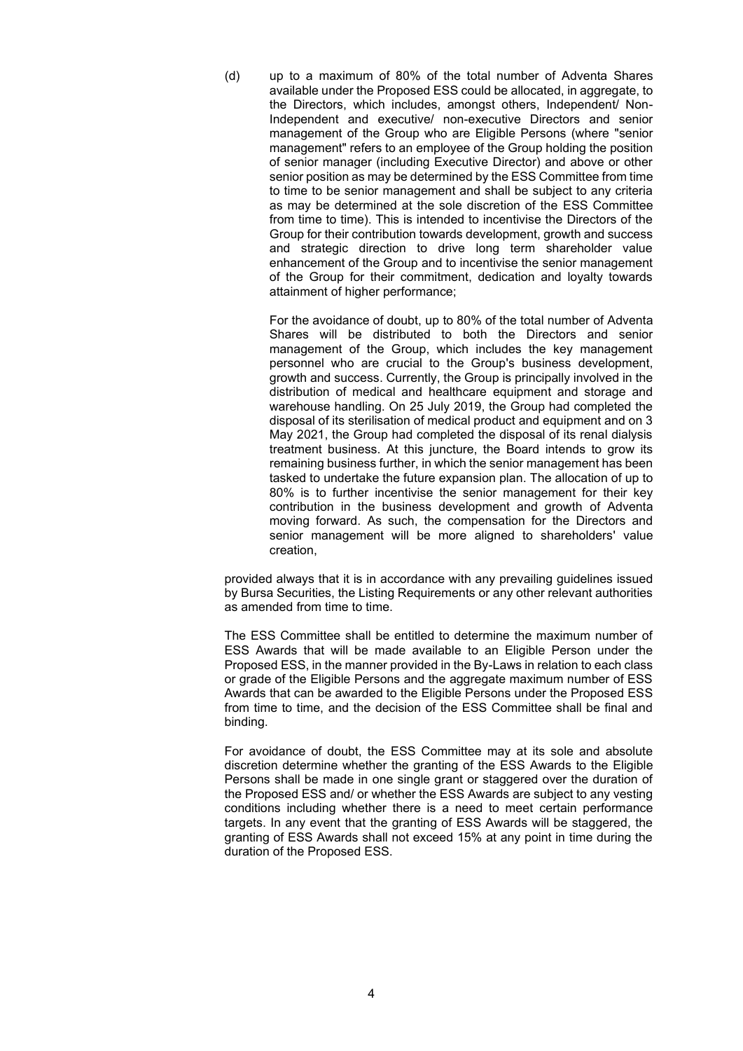(d) up to a maximum of 80% of the total number of Adventa Shares available under the Proposed ESS could be allocated, in aggregate, to the Directors, which includes, amongst others, Independent/ Non-Independent and executive/ non-executive Directors and senior management of the Group who are Eligible Persons (where "senior management" refers to an employee of the Group holding the position of senior manager (including Executive Director) and above or other senior position as may be determined by the ESS Committee from time to time to be senior management and shall be subject to any criteria as may be determined at the sole discretion of the ESS Committee from time to time). This is intended to incentivise the Directors of the Group for their contribution towards development, growth and success and strategic direction to drive long term shareholder value enhancement of the Group and to incentivise the senior management of the Group for their commitment, dedication and loyalty towards attainment of higher performance;

    For the avoidance of doubt, up to 80% of the total number of Adventa Shares will be distributed to both the Directors and senior management of the Group, which includes the key management personnel who are crucial to the Group's business development, growth and success. Currently, the Group is principally involved in the distribution of medical and healthcare equipment and storage and warehouse handling. On 25 July 2019, the Group had completed the disposal of its sterilisation of medical product and equipment and on 3 May 2021, the Group had completed the disposal of its renal dialysis treatment business. At this juncture, the Board intends to grow its remaining business further, in which the senior management has been tasked to undertake the future expansion plan. The allocation of up to 80% is to further incentivise the senior management for their key contribution in the business development and growth of Adventa moving forward. As such, the compensation for the Directors and senior management will be more aligned to shareholders' value creation,

provided always that it is in accordance with any prevailing guidelines issued by Bursa Securities, the Listing Requirements or any other relevant authorities as amended from time to time.

The ESS Committee shall be entitled to determine the maximum number of ESS Awards that will be made available to an Eligible Person under the Proposed ESS, in the manner provided in the By-Laws in relation to each class or grade of the Eligible Persons and the aggregate maximum number of ESS Awards that can be awarded to the Eligible Persons under the Proposed ESS from time to time, and the decision of the ESS Committee shall be final and binding.

For avoidance of doubt, the ESS Committee may at its sole and absolute discretion determine whether the granting of the ESS Awards to the Eligible Persons shall be made in one single grant or staggered over the duration of the Proposed ESS and/ or whether the ESS Awards are subject to any vesting conditions including whether there is a need to meet certain performance targets. In any event that the granting of ESS Awards will be staggered, the granting of ESS Awards shall not exceed 15% at any point in time during the duration of the Proposed ESS.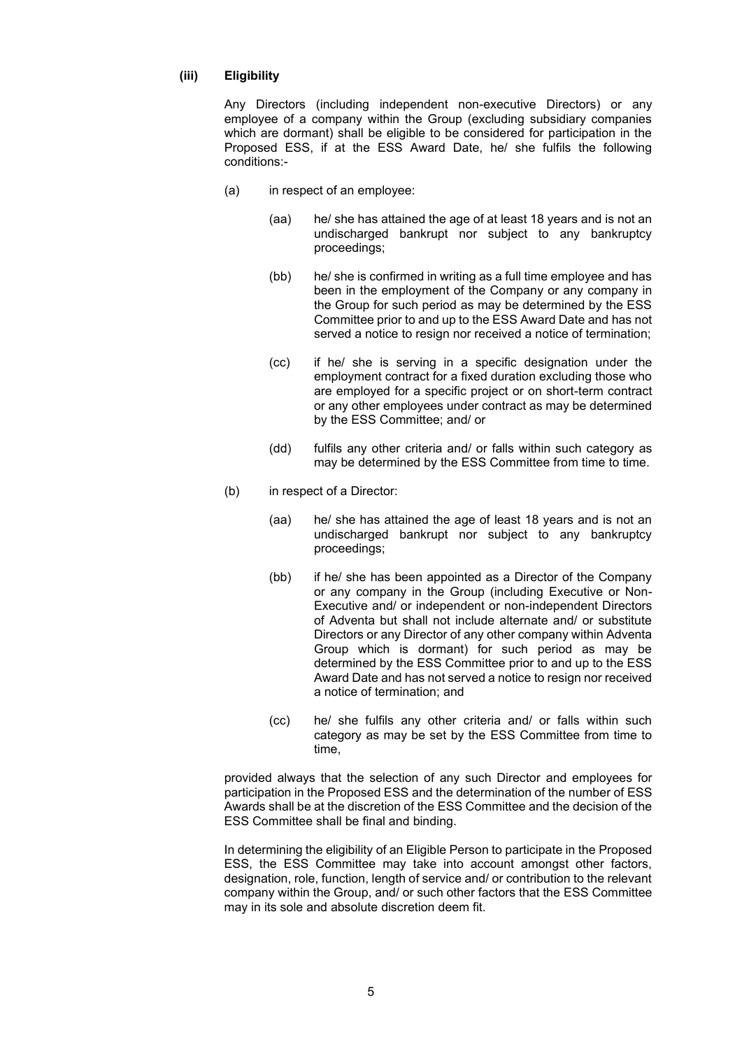**(iii) Eligibility**

Any Directors (including independent non-executive Directors) or any employee of a company within the Group (excluding subsidiary companies which are dormant) shall be eligible to be considered for participation in the Proposed ESS, if at the ESS Award Date, he/ she fulfils the following conditions:-

(a) in respect of an employee:

(aa) he/ she has attained the age of at least 18 years and is not an undischarged bankrupt nor subject to any bankruptcy proceedings;

(bb) he/ she is confirmed in writing as a full time employee and has been in the employment of the Company or any company in the Group for such period as may be determined by the ESS Committee prior to and up to the ESS Award Date and has not served a notice to resign nor received a notice of termination;

(cc) if he/ she is serving in a specific designation under the employment contract for a fixed duration excluding those who are employed for a specific project or on short-term contract or any other employees under contract as may be determined by the ESS Committee; and/ or

(dd) fulfils any other criteria and/ or falls within such category as may be determined by the ESS Committee from time to time.

(b) in respect of a Director:

(aa) he/ she has attained the age of least 18 years and is not an undischarged bankrupt nor subject to any bankruptcy proceedings;

(bb) if he/ she has been appointed as a Director of the Company or any company in the Group (including Executive or Non-Executive and/ or independent or non-independent Directors of Adventa but shall not include alternate and/ or substitute Directors or any Director of any other company within Adventa Group which is dormant) for such period as may be determined by the ESS Committee prior to and up to the ESS Award Date and has not served a notice to resign nor received a notice of termination; and

(cc) he/ she fulfils any other criteria and/ or falls within such category as may be set by the ESS Committee from time to time,

provided always that the selection of any such Director and employees for participation in the Proposed ESS and the determination of the number of ESS Awards shall be at the discretion of the ESS Committee and the decision of the ESS Committee shall be final and binding.

In determining the eligibility of an Eligible Person to participate in the Proposed ESS, the ESS Committee may take into account amongst other factors, designation, role, function, length of service and/ or contribution to the relevant company within the Group, and/ or such other factors that the ESS Committee may in its sole and absolute discretion deem fit.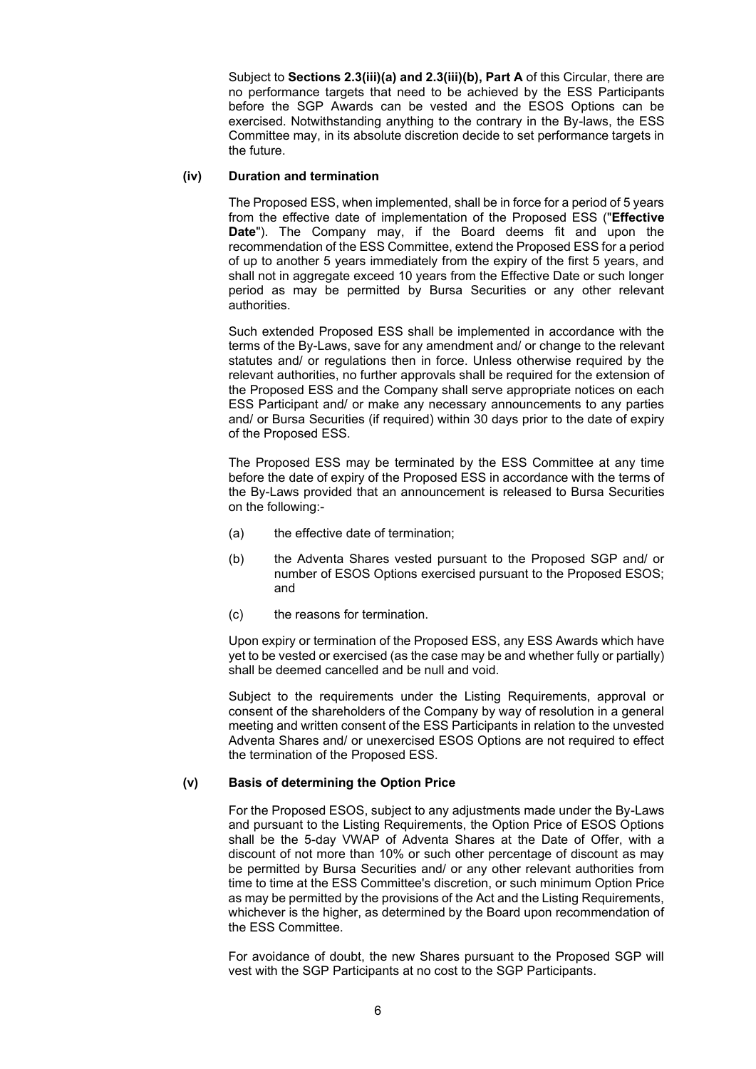Subject to **Sections 2.3(iii)(a) and 2.3(iii)(b), Part A** of this Circular, there are no performance targets that need to be achieved by the ESS Participants before the SGP Awards can be vested and the ESOS Options can be exercised. Notwithstanding anything to the contrary in the By-laws, the ESS Committee may, in its absolute discretion decide to set performance targets in the future.

**(iv) Duration and termination**

The Proposed ESS, when implemented, shall be in force for a period of 5 years from the effective date of implementation of the Proposed ESS ("**Effective Date**"). The Company may, if the Board deems fit and upon the recommendation of the ESS Committee, extend the Proposed ESS for a period of up to another 5 years immediately from the expiry of the first 5 years, and shall not in aggregate exceed 10 years from the Effective Date or such longer period as may be permitted by Bursa Securities or any other relevant authorities.

Such extended Proposed ESS shall be implemented in accordance with the terms of the By-Laws, save for any amendment and/ or change to the relevant statutes and/ or regulations then in force. Unless otherwise required by the relevant authorities, no further approvals shall be required for the extension of the Proposed ESS and the Company shall serve appropriate notices on each ESS Participant and/ or make any necessary announcements to any parties and/ or Bursa Securities (if required) within 30 days prior to the date of expiry of the Proposed ESS.

The Proposed ESS may be terminated by the ESS Committee at any time before the date of expiry of the Proposed ESS in accordance with the terms of the By-Laws provided that an announcement is released to Bursa Securities on the following:-

(a) the effective date of termination;

(b) the Adventa Shares vested pursuant to the Proposed SGP and/ or number of ESOS Options exercised pursuant to the Proposed ESOS; and

(c) the reasons for termination.

Upon expiry or termination of the Proposed ESS, any ESS Awards which have yet to be vested or exercised (as the case may be and whether fully or partially) shall be deemed cancelled and be null and void.

Subject to the requirements under the Listing Requirements, approval or consent of the shareholders of the Company by way of resolution in a general meeting and written consent of the ESS Participants in relation to the unvested Adventa Shares and/ or unexercised ESOS Options are not required to effect the termination of the Proposed ESS.

**(v) Basis of determining the Option Price**

For the Proposed ESOS, subject to any adjustments made under the By-Laws and pursuant to the Listing Requirements, the Option Price of ESOS Options shall be the 5-day VWAP of Adventa Shares at the Date of Offer, with a discount of not more than 10% or such other percentage of discount as may be permitted by Bursa Securities and/ or any other relevant authorities from time to time at the ESS Committee's discretion, or such minimum Option Price as may be permitted by the provisions of the Act and the Listing Requirements, whichever is the higher, as determined by the Board upon recommendation of the ESS Committee.

For avoidance of doubt, the new Shares pursuant to the Proposed SGP will vest with the SGP Participants at no cost to the SGP Participants.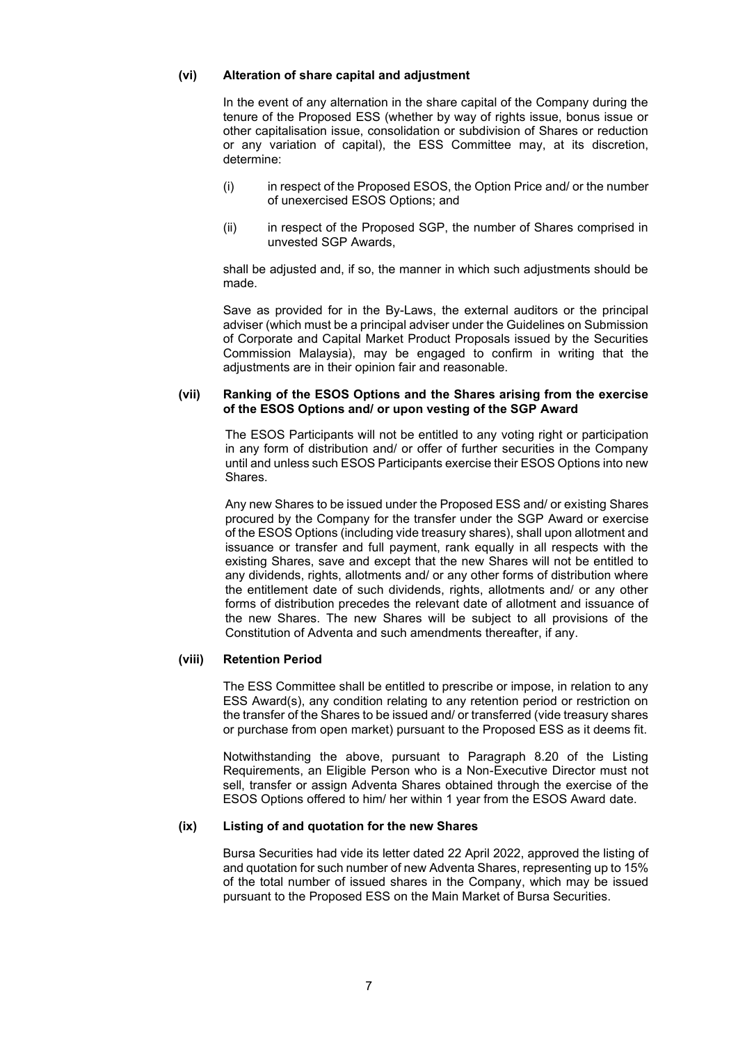**(vi) Alteration of share capital and adjustment**

In the event of any alternation in the share capital of the Company during the tenure of the Proposed ESS (whether by way of rights issue, bonus issue or other capitalisation issue, consolidation or subdivision of Shares or reduction or any variation of capital), the ESS Committee may, at its discretion, determine:

(i) in respect of the Proposed ESOS, the Option Price and/ or the number of unexercised ESOS Options; and

(ii) in respect of the Proposed SGP, the number of Shares comprised in unvested SGP Awards,

shall be adjusted and, if so, the manner in which such adjustments should be made.

Save as provided for in the By-Laws, the external auditors or the principal adviser (which must be a principal adviser under the Guidelines on Submission of Corporate and Capital Market Product Proposals issued by the Securities Commission Malaysia), may be engaged to confirm in writing that the adjustments are in their opinion fair and reasonable.

**(vii) Ranking of the ESOS Options and the Shares arising from the exercise of the ESOS Options and/ or upon vesting of the SGP Award**

The ESOS Participants will not be entitled to any voting right or participation in any form of distribution and/ or offer of further securities in the Company until and unless such ESOS Participants exercise their ESOS Options into new Shares.

Any new Shares to be issued under the Proposed ESS and/ or existing Shares procured by the Company for the transfer under the SGP Award or exercise of the ESOS Options (including vide treasury shares), shall upon allotment and issuance or transfer and full payment, rank equally in all respects with the existing Shares, save and except that the new Shares will not be entitled to any dividends, rights, allotments and/ or any other forms of distribution where the entitlement date of such dividends, rights, allotments and/ or any other forms of distribution precedes the relevant date of allotment and issuance of the new Shares. The new Shares will be subject to all provisions of the Constitution of Adventa and such amendments thereafter, if any.

**(viii) Retention Period**

The ESS Committee shall be entitled to prescribe or impose, in relation to any ESS Award(s), any condition relating to any retention period or restriction on the transfer of the Shares to be issued and/ or transferred (vide treasury shares or purchase from open market) pursuant to the Proposed ESS as it deems fit.

Notwithstanding the above, pursuant to Paragraph 8.20 of the Listing Requirements, an Eligible Person who is a Non-Executive Director must not sell, transfer or assign Adventa Shares obtained through the exercise of the ESOS Options offered to him/ her within 1 year from the ESOS Award date.

**(ix) Listing of and quotation for the new Shares**

Bursa Securities had vide its letter dated 22 April 2022, approved the listing of and quotation for such number of new Adventa Shares, representing up to 15% of the total number of issued shares in the Company, which may be issued pursuant to the Proposed ESS on the Main Market of Bursa Securities.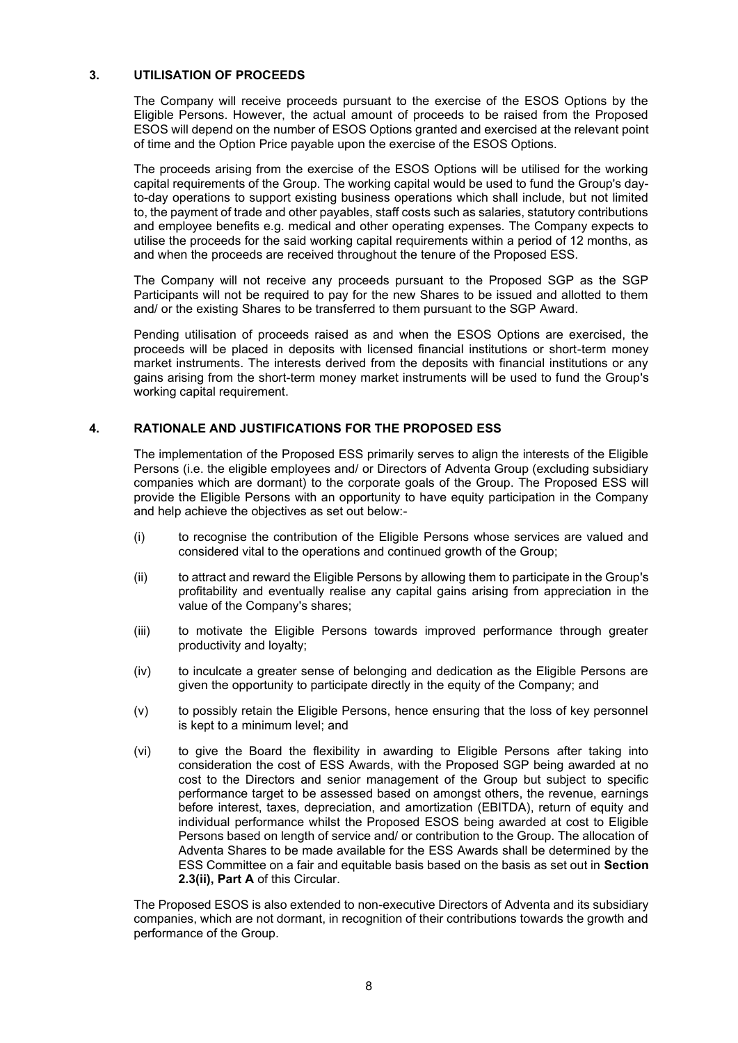## 3. UTILISATION OF PROCEEDS

The Company will receive proceeds pursuant to the exercise of the ESOS Options by the Eligible Persons. However, the actual amount of proceeds to be raised from the Proposed ESOS will depend on the number of ESOS Options granted and exercised at the relevant point of time and the Option Price payable upon the exercise of the ESOS Options.

The proceeds arising from the exercise of the ESOS Options will be utilised for the working capital requirements of the Group. The working capital would be used to fund the Group's day-to-day operations to support existing business operations which shall include, but not limited to, the payment of trade and other payables, staff costs such as salaries, statutory contributions and employee benefits e.g. medical and other operating expenses. The Company expects to utilise the proceeds for the said working capital requirements within a period of 12 months, as and when the proceeds are received throughout the tenure of the Proposed ESS.

The Company will not receive any proceeds pursuant to the Proposed SGP as the SGP Participants will not be required to pay for the new Shares to be issued and allotted to them and/ or the existing Shares to be transferred to them pursuant to the SGP Award.

Pending utilisation of proceeds raised as and when the ESOS Options are exercised, the proceeds will be placed in deposits with licensed financial institutions or short-term money market instruments. The interests derived from the deposits with financial institutions or any gains arising from the short-term money market instruments will be used to fund the Group's working capital requirement.

## 4. RATIONALE AND JUSTIFICATIONS FOR THE PROPOSED ESS

The implementation of the Proposed ESS primarily serves to align the interests of the Eligible Persons (i.e. the eligible employees and/ or Directors of Adventa Group (excluding subsidiary companies which are dormant) to the corporate goals of the Group. The Proposed ESS will provide the Eligible Persons with an opportunity to have equity participation in the Company and help achieve the objectives as set out below:-

(i) to recognise the contribution of the Eligible Persons whose services are valued and considered vital to the operations and continued growth of the Group;

(ii) to attract and reward the Eligible Persons by allowing them to participate in the Group's profitability and eventually realise any capital gains arising from appreciation in the value of the Company's shares;

(iii) to motivate the Eligible Persons towards improved performance through greater productivity and loyalty;

(iv) to inculcate a greater sense of belonging and dedication as the Eligible Persons are given the opportunity to participate directly in the equity of the Company; and

(v) to possibly retain the Eligible Persons, hence ensuring that the loss of key personnel is kept to a minimum level; and

(vi) to give the Board the flexibility in awarding to Eligible Persons after taking into consideration the cost of ESS Awards, with the Proposed SGP being awarded at no cost to the Directors and senior management of the Group but subject to specific performance target to be assessed based on amongst others, the revenue, earnings before interest, taxes, depreciation, and amortization (EBITDA), return of equity and individual performance whilst the Proposed ESOS being awarded at cost to Eligible Persons based on length of service and/ or contribution to the Group. The allocation of Adventa Shares to be made available for the ESS Awards shall be determined by the ESS Committee on a fair and equitable basis based on the basis as set out in **Section 2.3(ii), Part A** of this Circular.

The Proposed ESOS is also extended to non-executive Directors of Adventa and its subsidiary companies, which are not dormant, in recognition of their contributions towards the growth and performance of the Group.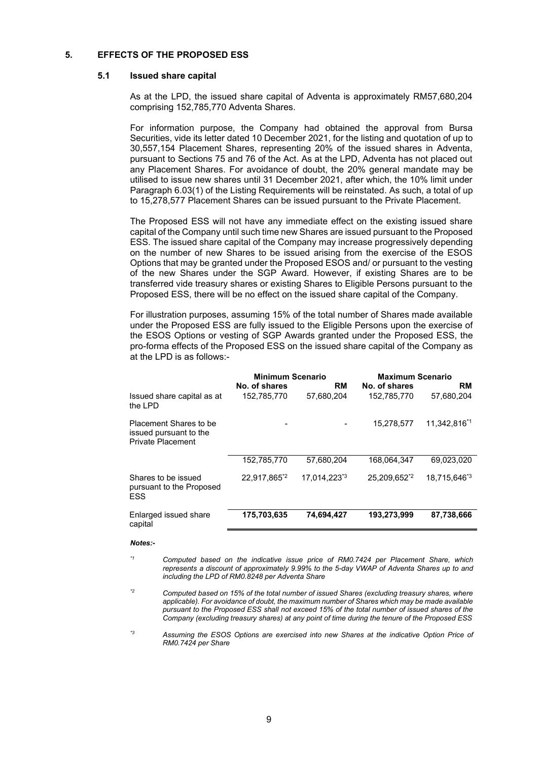## 5. EFFECTS OF THE PROPOSED ESS

### 5.1 Issued share capital

As at the LPD, the issued share capital of Adventa is approximately RM57,680,204 comprising 152,785,770 Adventa Shares.

For information purpose, the Company had obtained the approval from Bursa Securities, vide its letter dated 10 December 2021, for the listing and quotation of up to 30,557,154 Placement Shares, representing 20% of the issued shares in Adventa, pursuant to Sections 75 and 76 of the Act. As at the LPD, Adventa has not placed out any Placement Shares. For avoidance of doubt, the 20% general mandate may be utilised to issue new shares until 31 December 2021, after which, the 10% limit under Paragraph 6.03(1) of the Listing Requirements will be reinstated. As such, a total of up to 15,278,577 Placement Shares can be issued pursuant to the Private Placement.

The Proposed ESS will not have any immediate effect on the existing issued share capital of the Company until such time new Shares are issued pursuant to the Proposed ESS. The issued share capital of the Company may increase progressively depending on the number of new Shares to be issued arising from the exercise of the ESOS Options that may be granted under the Proposed ESOS and/ or pursuant to the vesting of the new Shares under the SGP Award. However, if existing Shares are to be transferred vide treasury shares or existing Shares to Eligible Persons pursuant to the Proposed ESS, there will be no effect on the issued share capital of the Company.

For illustration purposes, assuming 15% of the total number of Shares made available under the Proposed ESS are fully issued to the Eligible Persons upon the exercise of the ESOS Options or vesting of SGP Awards granted under the Proposed ESS, the pro-forma effects of the Proposed ESS on the issued share capital of the Company as at the LPD is as follows:-

| | Minimum Scenario | | Maximum Scenario | |
|---|---|---|---|---|
| | No. of shares | RM | No. of shares | RM |
| Issued share capital as at the LPD | 152,785,770 | 57,680,204 | 152,785,770 | 57,680,204 |
| Placement Shares to be issued pursuant to the Private Placement | - | - | 15,278,577 | 11,342,816[*1] |
| | 152,785,770 | 57,680,204 | 168,064,347 | 69,023,020 |
| Shares to be issued pursuant to the Proposed ESS | 22,917,865[*2] | 17,014,223[*3] | 25,209,652[*2] | 18,715,646[*3] |
| Enlarged issued share capital | **175,703,635** | **74,694,427** | **193,273,999** | **87,738,666** |

***Notes:-***

[*1] *Computed based on the indicative issue price of RM0.7424 per Placement Share, which represents a discount of approximately 9.99% to the 5-day VWAP of Adventa Shares up to and including the LPD of RM0.8248 per Adventa Share*

[*2] *Computed based on 15% of the total number of issued Shares (excluding treasury shares, where applicable). For avoidance of doubt, the maximum number of Shares which may be made available pursuant to the Proposed ESS shall not exceed 15% of the total number of issued shares of the Company (excluding treasury shares) at any point of time during the tenure of the Proposed ESS*

[*3] *Assuming the ESOS Options are exercised into new Shares at the indicative Option Price of RM0.7424 per Share*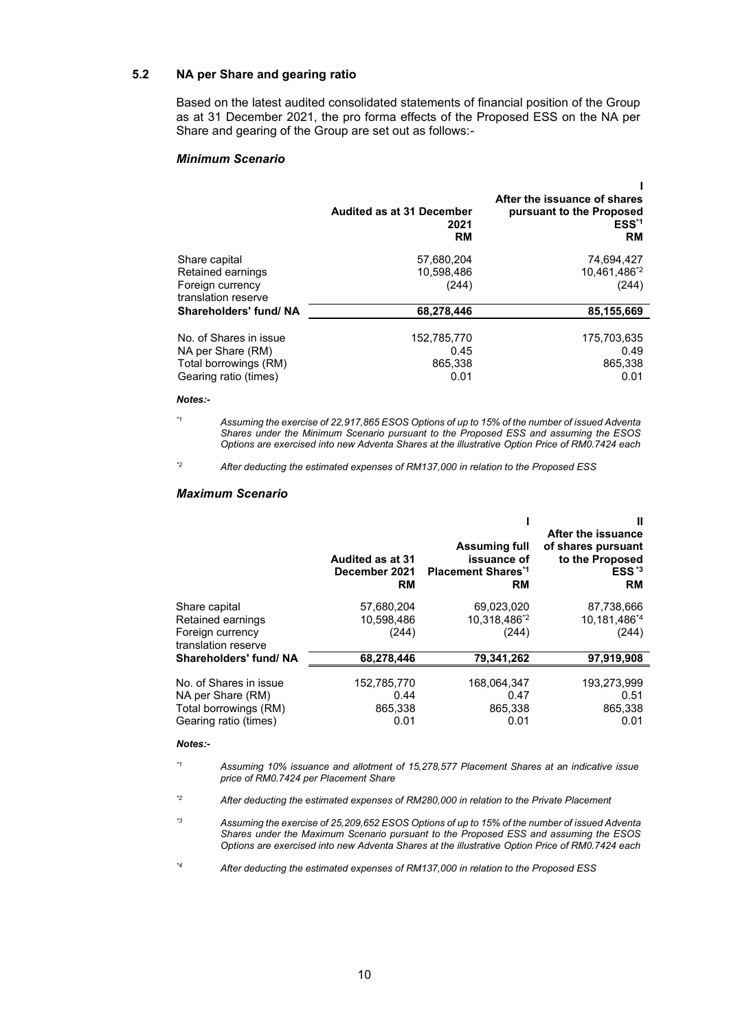### 5.2 NA per Share and gearing ratio

Based on the latest audited consolidated statements of financial position of the Group as at 31 December 2021, the pro forma effects of the Proposed ESS on the NA per Share and gearing of the Group are set out as follows:-

#### *Minimum Scenario*

| | Audited as at 31 December 2021 RM | I After the issuance of shares pursuant to the Proposed ESS[*1] RM |
|---|---|---|
| Share capital | 57,680,204 | 74,694,427 |
| Retained earnings | 10,598,486 | 10,461,486[*2] |
| Foreign currency translation reserve | (244) | (244) |
| **Shareholders' fund/ NA** | **68,278,446** | **85,155,669** |
| No. of Shares in issue | 152,785,770 | 175,703,635 |
| NA per Share (RM) | 0.45 | 0.49 |
| Total borrowings (RM) | 865,338 | 865,338 |
| Gearing ratio (times) | 0.01 | 0.01 |

***Notes:-***

*1 *Assuming the exercise of 22,917,865 ESOS Options of up to 15% of the number of issued Adventa Shares under the Minimum Scenario pursuant to the Proposed ESS and assuming the ESOS Options are exercised into new Adventa Shares at the illustrative Option Price of RM0.7424 each*

*2 *After deducting the estimated expenses of RM137,000 in relation to the Proposed ESS*

#### *Maximum Scenario*

| | Audited as at 31 December 2021 RM | I Assuming full issuance of Placement Shares[*1] RM | II After the issuance of shares pursuant to the Proposed ESS[*3] RM |
|---|---|---|---|
| Share capital | 57,680,204 | 69,023,020 | 87,738,666 |
| Retained earnings | 10,598,486 | 10,318,486[*2] | 10,181,486[*4] |
| Foreign currency translation reserve | (244) | (244) | (244) |
| **Shareholders' fund/ NA** | **68,278,446** | **79,341,262** | **97,919,908** |
| No. of Shares in issue | 152,785,770 | 168,064,347 | 193,273,999 |
| NA per Share (RM) | 0.44 | 0.47 | 0.51 |
| Total borrowings (RM) | 865,338 | 865,338 | 865,338 |
| Gearing ratio (times) | 0.01 | 0.01 | 0.01 |

***Notes:-***

*1 *Assuming 10% issuance and allotment of 15,278,577 Placement Shares at an indicative issue price of RM0.7424 per Placement Share*

*2 *After deducting the estimated expenses of RM280,000 in relation to the Private Placement*

*3 *Assuming the exercise of 25,209,652 ESOS Options of up to 15% of the number of issued Adventa Shares under the Maximum Scenario pursuant to the Proposed ESS and assuming the ESOS Options are exercised into new Adventa Shares at the illustrative Option Price of RM0.7424 each*

*4 *After deducting the estimated expenses of RM137,000 in relation to the Proposed ESS*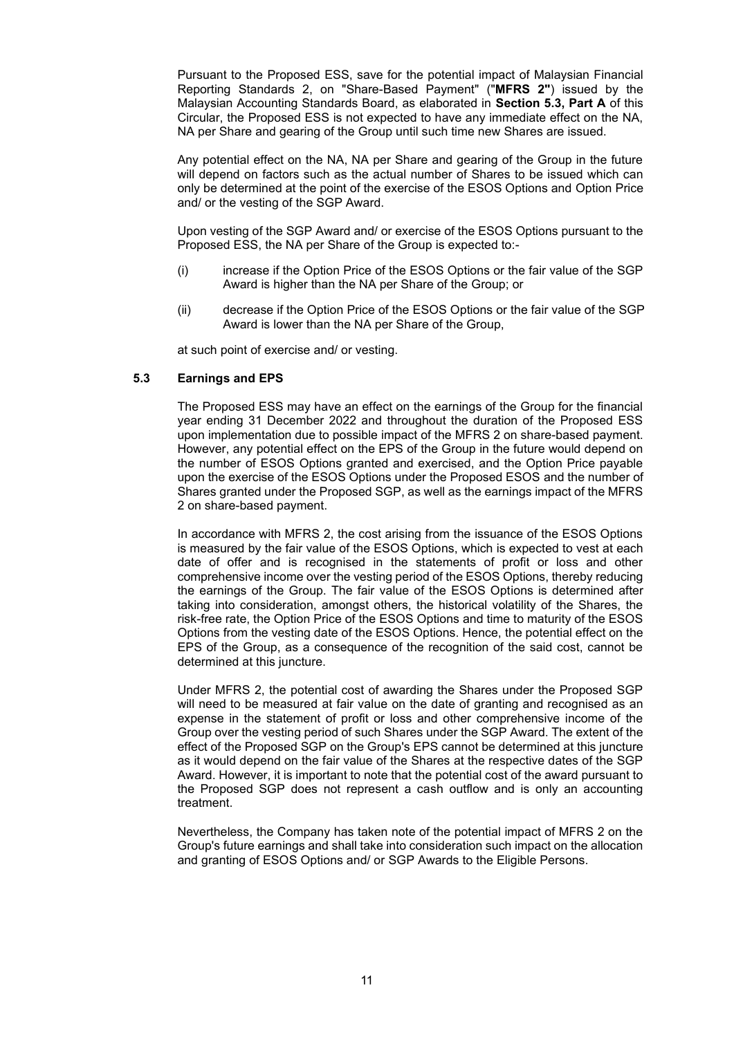Pursuant to the Proposed ESS, save for the potential impact of Malaysian Financial Reporting Standards 2, on "Share-Based Payment" ("**MFRS 2"**) issued by the Malaysian Accounting Standards Board, as elaborated in **Section 5.3, Part A** of this Circular, the Proposed ESS is not expected to have any immediate effect on the NA, NA per Share and gearing of the Group until such time new Shares are issued.

Any potential effect on the NA, NA per Share and gearing of the Group in the future will depend on factors such as the actual number of Shares to be issued which can only be determined at the point of the exercise of the ESOS Options and Option Price and/ or the vesting of the SGP Award.

Upon vesting of the SGP Award and/ or exercise of the ESOS Options pursuant to the Proposed ESS, the NA per Share of the Group is expected to:-

(i) increase if the Option Price of the ESOS Options or the fair value of the SGP Award is higher than the NA per Share of the Group; or

(ii) decrease if the Option Price of the ESOS Options or the fair value of the SGP Award is lower than the NA per Share of the Group,

at such point of exercise and/ or vesting.

### 5.3 Earnings and EPS

The Proposed ESS may have an effect on the earnings of the Group for the financial year ending 31 December 2022 and throughout the duration of the Proposed ESS upon implementation due to possible impact of the MFRS 2 on share-based payment. However, any potential effect on the EPS of the Group in the future would depend on the number of ESOS Options granted and exercised, and the Option Price payable upon the exercise of the ESOS Options under the Proposed ESOS and the number of Shares granted under the Proposed SGP, as well as the earnings impact of the MFRS 2 on share-based payment.

In accordance with MFRS 2, the cost arising from the issuance of the ESOS Options is measured by the fair value of the ESOS Options, which is expected to vest at each date of offer and is recognised in the statements of profit or loss and other comprehensive income over the vesting period of the ESOS Options, thereby reducing the earnings of the Group. The fair value of the ESOS Options is determined after taking into consideration, amongst others, the historical volatility of the Shares, the risk-free rate, the Option Price of the ESOS Options and time to maturity of the ESOS Options from the vesting date of the ESOS Options. Hence, the potential effect on the EPS of the Group, as a consequence of the recognition of the said cost, cannot be determined at this juncture.

Under MFRS 2, the potential cost of awarding the Shares under the Proposed SGP will need to be measured at fair value on the date of granting and recognised as an expense in the statement of profit or loss and other comprehensive income of the Group over the vesting period of such Shares under the SGP Award. The extent of the effect of the Proposed SGP on the Group's EPS cannot be determined at this juncture as it would depend on the fair value of the Shares at the respective dates of the SGP Award. However, it is important to note that the potential cost of the award pursuant to the Proposed SGP does not represent a cash outflow and is only an accounting treatment.

Nevertheless, the Company has taken note of the potential impact of MFRS 2 on the Group's future earnings and shall take into consideration such impact on the allocation and granting of ESOS Options and/ or SGP Awards to the Eligible Persons.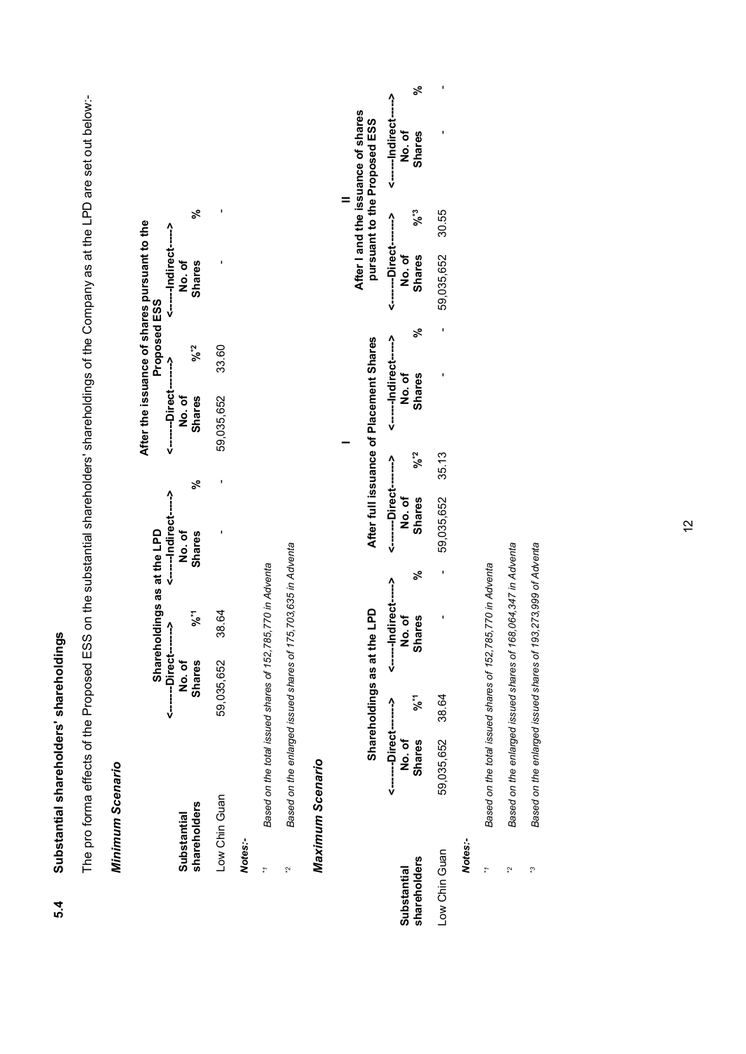## 5.4 Substantial shareholders' shareholdings

The pro forma effects of the Proposed ESS on the substantial shareholders' shareholdings of the Company as at the LPD are set out below:-

***Minimum Scenario***

| Substantial shareholders | Shareholdings as at the LPD | | | | After the issuance of shares pursuant to the Proposed ESS | | | |
|---|---|---|---|---|---|---|---|---|
| | <-------Direct-------> | | <------Indirect-----> | | <-------Direct-------> | | <------Indirect-----> | |
| | No. of Shares | %[*1] | No. of Shares | % | No. of Shares | %[*2] | No. of Shares | % |
| Low Chin Guan | 59,035,652 | 38.64 | - | - | 59,035,652 | 33.60 | - | - |

***Notes:-***

[*1] *Based on the total issued shares of 152,785,770 in Adventa*

[*2] *Based on the enlarged issued shares of 175,703,635 in Adventa*

***Maximum Scenario***

| Substantial shareholders | Shareholdings as at the LPD | | | | I | | | | II | | | |
|---|---|---|---|---|---|---|---|---|---|---|---|---|
| | | | | | After full issuance of Placement Shares | | | | After I and the issuance of shares pursuant to the Proposed ESS | | | |
| | <-------Direct-------> | | <------Indirect-----> | | <-------Direct-------> | | <------Indirect-----> | | <-------Direct-------> | | <------Indirect-----> | |
| | No. of Shares | %[*1] | No. of Shares | % | No. of Shares | %[*2] | No. of Shares | % | No. of Shares | %[*3] | No. of Shares | % |
| Low Chin Guan | 59,035,652 | 38.64 | - | - | 59,035,652 | 35.13 | - | - | 59,035,652 | 30.55 | - | - |

***Notes:-***

[*1] *Based on the total issued shares of 152,785,770 in Adventa*

[*2] *Based on the enlarged issued shares of 168,064,347 in Adventa*

[*3] *Based on the enlarged issued shares of 193,273,999 of Adventa*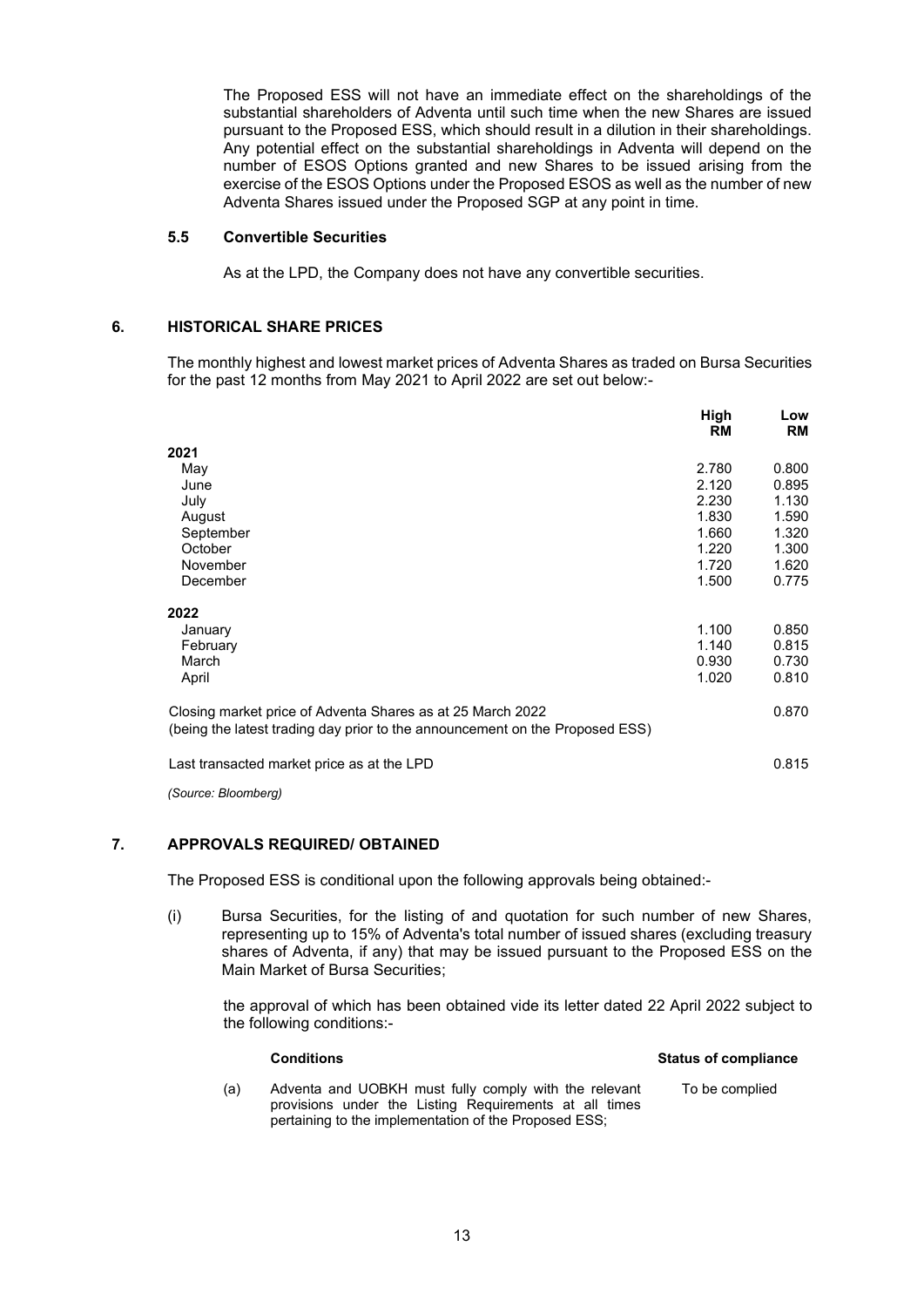The Proposed ESS will not have an immediate effect on the shareholdings of the substantial shareholders of Adventa until such time when the new Shares are issued pursuant to the Proposed ESS, which should result in a dilution in their shareholdings. Any potential effect on the substantial shareholdings in Adventa will depend on the number of ESOS Options granted and new Shares to be issued arising from the exercise of the ESOS Options under the Proposed ESOS as well as the number of new Adventa Shares issued under the Proposed SGP at any point in time.

### 5.5 Convertible Securities

As at the LPD, the Company does not have any convertible securities.

## 6. HISTORICAL SHARE PRICES

The monthly highest and lowest market prices of Adventa Shares as traded on Bursa Securities for the past 12 months from May 2021 to April 2022 are set out below:-

| | High RM | Low RM |
|---|---|---|
| **2021** | | |
| May | 2.780 | 0.800 |
| June | 2.120 | 0.895 |
| July | 2.230 | 1.130 |
| August | 1.830 | 1.590 |
| September | 1.660 | 1.320 |
| October | 1.220 | 1.300 |
| November | 1.720 | 1.620 |
| December | 1.500 | 0.775 |
| **2022** | | |
| January | 1.100 | 0.850 |
| February | 1.140 | 0.815 |
| March | 0.930 | 0.730 |
| April | 1.020 | 0.810 |
| Closing market price of Adventa Shares as at 25 March 2022 (being the latest trading day prior to the announcement on the Proposed ESS) | | 0.870 |
| Last transacted market price as at the LPD | | 0.815 |

*(Source: Bloomberg)*

## 7. APPROVALS REQUIRED/ OBTAINED

The Proposed ESS is conditional upon the following approvals being obtained:-

(i) Bursa Securities, for the listing of and quotation for such number of new Shares, representing up to 15% of Adventa's total number of issued shares (excluding treasury shares of Adventa, if any) that may be issued pursuant to the Proposed ESS on the Main Market of Bursa Securities;

the approval of which has been obtained vide its letter dated 22 April 2022 subject to the following conditions:-

| | Conditions | Status of compliance |
|---|---|---|
| (a) | Adventa and UOBKH must fully comply with the relevant provisions under the Listing Requirements at all times pertaining to the implementation of the Proposed ESS; | To be complied |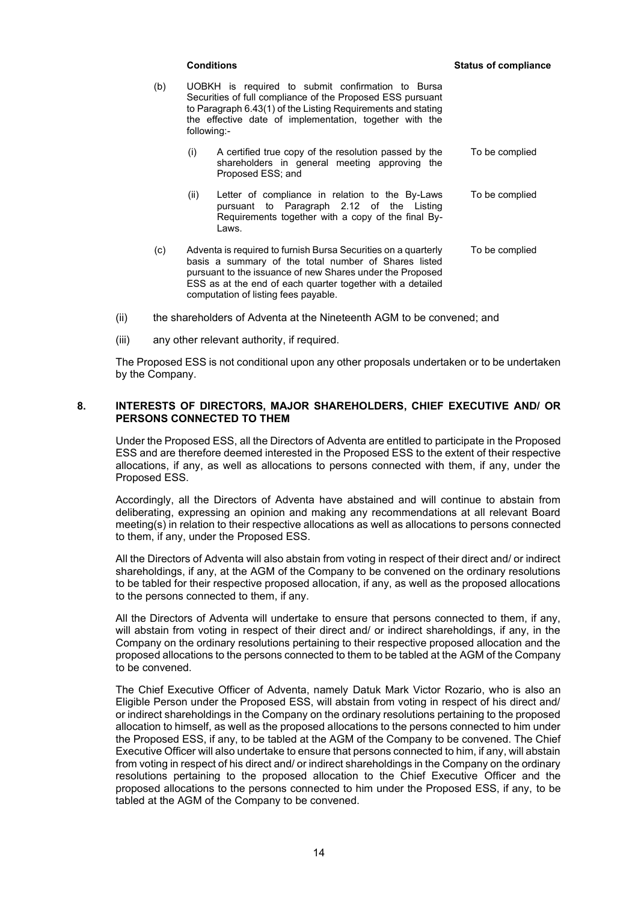| | Conditions | Status of compliance |
|---|---|---|
| (b) | UOBKH is required to submit confirmation to Bursa Securities of full compliance of the Proposed ESS pursuant to Paragraph 6.43(1) of the Listing Requirements and stating the effective date of implementation, together with the following:- | |
| | (i) A certified true copy of the resolution passed by the shareholders in general meeting approving the Proposed ESS; and | To be complied |
| | (ii) Letter of compliance in relation to the By-Laws pursuant to Paragraph 2.12 of the Listing Requirements together with a copy of the final By-Laws. | To be complied |
| (c) | Adventa is required to furnish Bursa Securities on a quarterly basis a summary of the total number of Shares listed pursuant to the issuance of new Shares under the Proposed ESS as at the end of each quarter together with a detailed computation of listing fees payable. | To be complied |

(ii) the shareholders of Adventa at the Nineteenth AGM to be convened; and

(iii) any other relevant authority, if required.

The Proposed ESS is not conditional upon any other proposals undertaken or to be undertaken by the Company.

## 8. INTERESTS OF DIRECTORS, MAJOR SHAREHOLDERS, CHIEF EXECUTIVE AND/ OR PERSONS CONNECTED TO THEM

Under the Proposed ESS, all the Directors of Adventa are entitled to participate in the Proposed ESS and are therefore deemed interested in the Proposed ESS to the extent of their respective allocations, if any, as well as allocations to persons connected with them, if any, under the Proposed ESS.

Accordingly, all the Directors of Adventa have abstained and will continue to abstain from deliberating, expressing an opinion and making any recommendations at all relevant Board meeting(s) in relation to their respective allocations as well as allocations to persons connected to them, if any, under the Proposed ESS.

All the Directors of Adventa will also abstain from voting in respect of their direct and/ or indirect shareholdings, if any, at the AGM of the Company to be convened on the ordinary resolutions to be tabled for their respective proposed allocation, if any, as well as the proposed allocations to the persons connected to them, if any.

All the Directors of Adventa will undertake to ensure that persons connected to them, if any, will abstain from voting in respect of their direct and/ or indirect shareholdings, if any, in the Company on the ordinary resolutions pertaining to their respective proposed allocation and the proposed allocations to the persons connected to them to be tabled at the AGM of the Company to be convened.

The Chief Executive Officer of Adventa, namely Datuk Mark Victor Rozario, who is also an Eligible Person under the Proposed ESS, will abstain from voting in respect of his direct and/ or indirect shareholdings in the Company on the ordinary resolutions pertaining to the proposed allocation to himself, as well as the proposed allocations to the persons connected to him under the Proposed ESS, if any, to be tabled at the AGM of the Company to be convened. The Chief Executive Officer will also undertake to ensure that persons connected to him, if any, will abstain from voting in respect of his direct and/ or indirect shareholdings in the Company on the ordinary resolutions pertaining to the proposed allocation to the Chief Executive Officer and the proposed allocations to the persons connected to him under the Proposed ESS, if any, to be tabled at the AGM of the Company to be convened.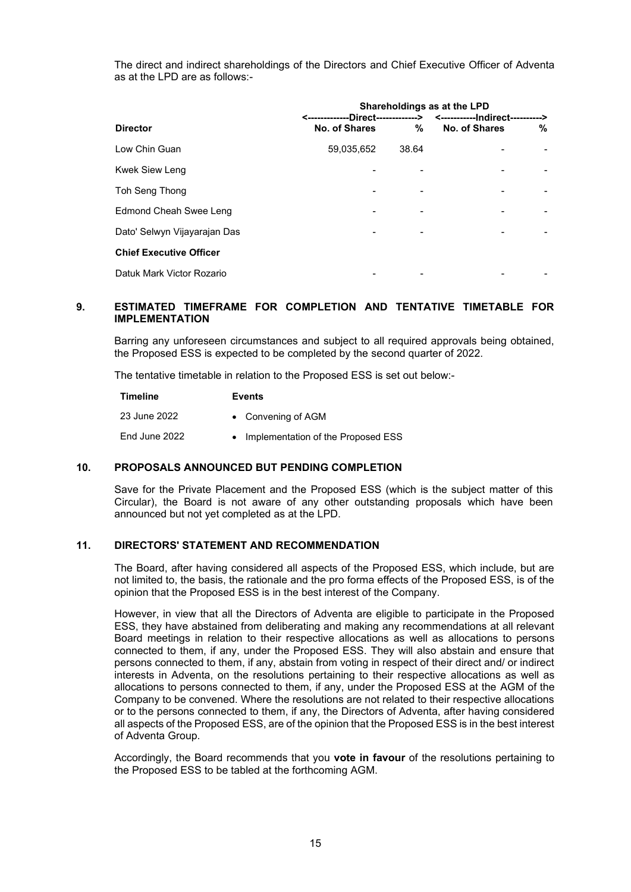The direct and indirect shareholdings of the Directors and Chief Executive Officer of Adventa as at the LPD are as follows:-

| | Shareholdings as at the LPD | | | |
|---|---|---|---|---|
| | <-------------Direct-------------> | | <-----------Indirect----------> | |
| **Director** | **No. of Shares** | **%** | **No. of Shares** | **%** |
| Low Chin Guan | 59,035,652 | 38.64 | - | - |
| Kwek Siew Leng | - | - | - | - |
| Toh Seng Thong | - | - | - | - |
| Edmond Cheah Swee Leng | - | - | - | - |
| Dato' Selwyn Vijayarajan Das | - | - | - | - |
| **Chief Executive Officer** | | | | |
| Datuk Mark Victor Rozario | - | - | - | - |

## 9. ESTIMATED TIMEFRAME FOR COMPLETION AND TENTATIVE TIMETABLE FOR IMPLEMENTATION

Barring any unforeseen circumstances and subject to all required approvals being obtained, the Proposed ESS is expected to be completed by the second quarter of 2022.

The tentative timetable in relation to the Proposed ESS is set out below:-

| Timeline | Events |
|---|---|
| 23 June 2022 | • Convening of AGM |
| End June 2022 | • Implementation of the Proposed ESS |

## 10. PROPOSALS ANNOUNCED BUT PENDING COMPLETION

Save for the Private Placement and the Proposed ESS (which is the subject matter of this Circular), the Board is not aware of any other outstanding proposals which have been announced but not yet completed as at the LPD.

## 11. DIRECTORS' STATEMENT AND RECOMMENDATION

The Board, after having considered all aspects of the Proposed ESS, which include, but are not limited to, the basis, the rationale and the pro forma effects of the Proposed ESS, is of the opinion that the Proposed ESS is in the best interest of the Company.

However, in view that all the Directors of Adventa are eligible to participate in the Proposed ESS, they have abstained from deliberating and making any recommendations at all relevant Board meetings in relation to their respective allocations as well as allocations to persons connected to them, if any, under the Proposed ESS. They will also abstain and ensure that persons connected to them, if any, abstain from voting in respect of their direct and/ or indirect interests in Adventa, on the resolutions pertaining to their respective allocations as well as allocations to persons connected to them, if any, under the Proposed ESS at the AGM of the Company to be convened. Where the resolutions are not related to their respective allocations or to the persons connected to them, if any, the Directors of Adventa, after having considered all aspects of the Proposed ESS, are of the opinion that the Proposed ESS is in the best interest of Adventa Group.

Accordingly, the Board recommends that you **vote in favour** of the resolutions pertaining to the Proposed ESS to be tabled at the forthcoming AGM.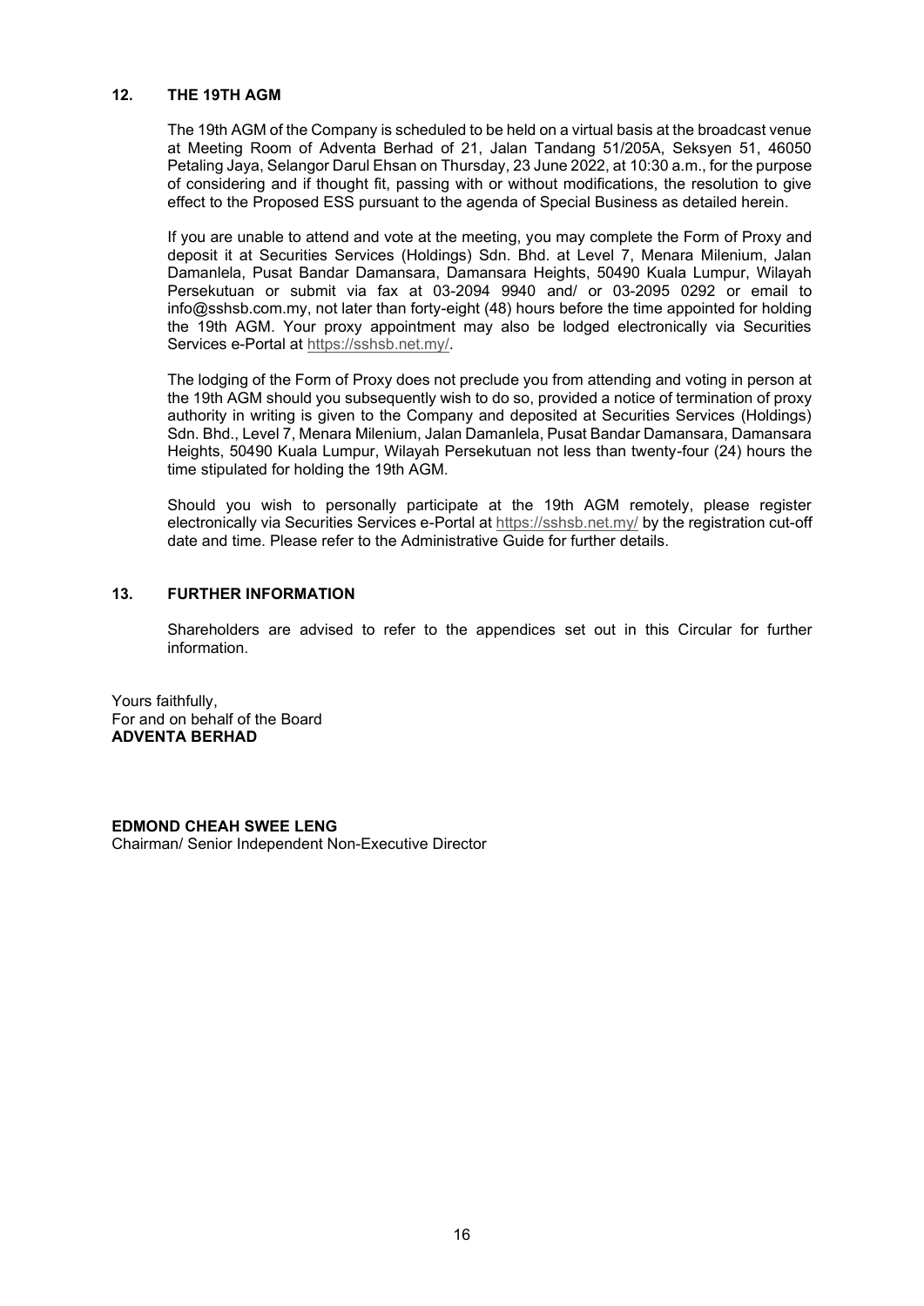## 12. THE 19TH AGM

The 19th AGM of the Company is scheduled to be held on a virtual basis at the broadcast venue at Meeting Room of Adventa Berhad of 21, Jalan Tandang 51/205A, Seksyen 51, 46050 Petaling Jaya, Selangor Darul Ehsan on Thursday, 23 June 2022, at 10:30 a.m., for the purpose of considering and if thought fit, passing with or without modifications, the resolution to give effect to the Proposed ESS pursuant to the agenda of Special Business as detailed herein.

If you are unable to attend and vote at the meeting, you may complete the Form of Proxy and deposit it at Securities Services (Holdings) Sdn. Bhd. at Level 7, Menara Milenium, Jalan Damanlela, Pusat Bandar Damansara, Damansara Heights, 50490 Kuala Lumpur, Wilayah Persekutuan or submit via fax at 03-2094 9940 and/ or 03-2095 0292 or email to info@sshsb.com.my, not later than forty-eight (48) hours before the time appointed for holding the 19th AGM. Your proxy appointment may also be lodged electronically via Securities Services e-Portal at https://sshsb.net.my/.

The lodging of the Form of Proxy does not preclude you from attending and voting in person at the 19th AGM should you subsequently wish to do so, provided a notice of termination of proxy authority in writing is given to the Company and deposited at Securities Services (Holdings) Sdn. Bhd., Level 7, Menara Milenium, Jalan Damanlela, Pusat Bandar Damansara, Damansara Heights, 50490 Kuala Lumpur, Wilayah Persekutuan not less than twenty-four (24) hours the time stipulated for holding the 19th AGM.

Should you wish to personally participate at the 19th AGM remotely, please register electronically via Securities Services e-Portal at https://sshsb.net.my/ by the registration cut-off date and time. Please refer to the Administrative Guide for further details.

## 13. FURTHER INFORMATION

Shareholders are advised to refer to the appendices set out in this Circular for further information.

Yours faithfully,
For and on behalf of the Board
**ADVENTA BERHAD**

**EDMOND CHEAH SWEE LENG**
Chairman/ Senior Independent Non-Executive Director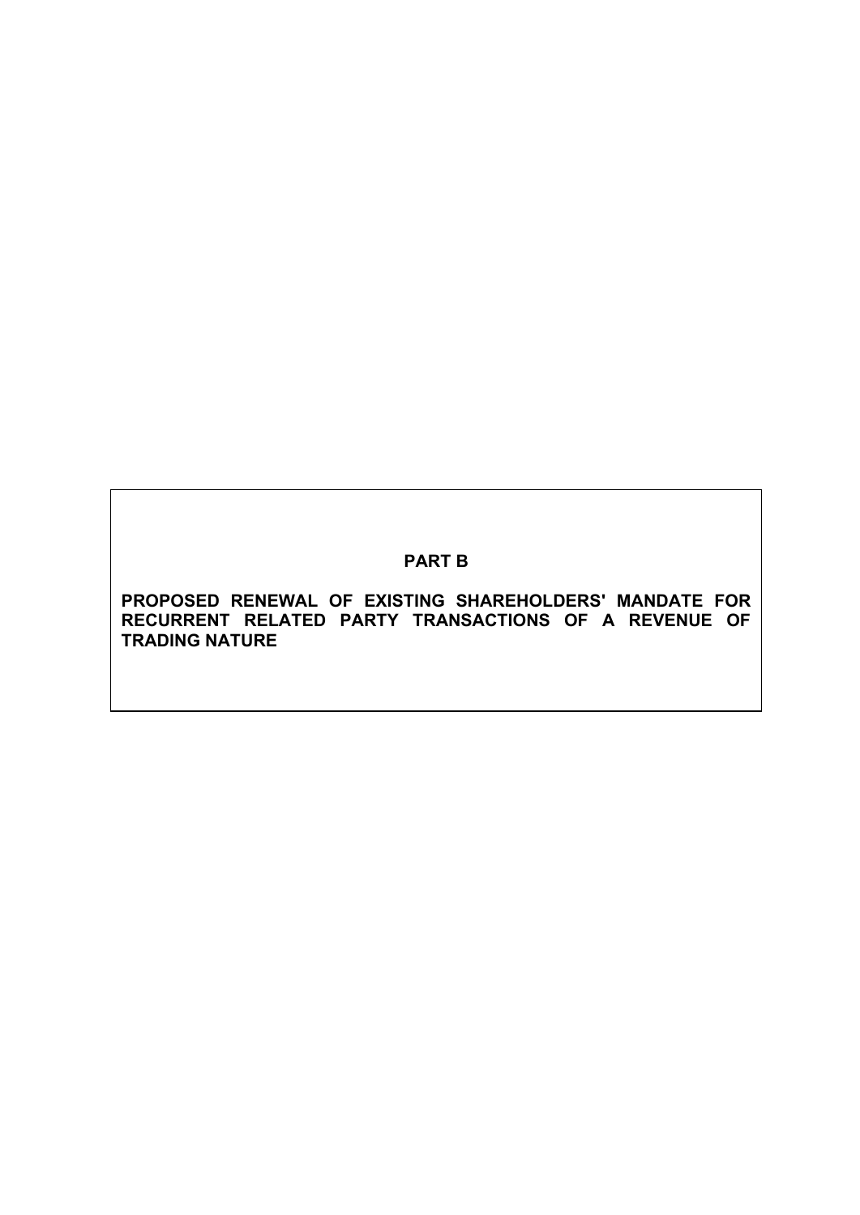# PART B

**PROPOSED RENEWAL OF EXISTING SHAREHOLDERS' MANDATE FOR RECURRENT RELATED PARTY TRANSACTIONS OF A REVENUE OF TRADING NATURE**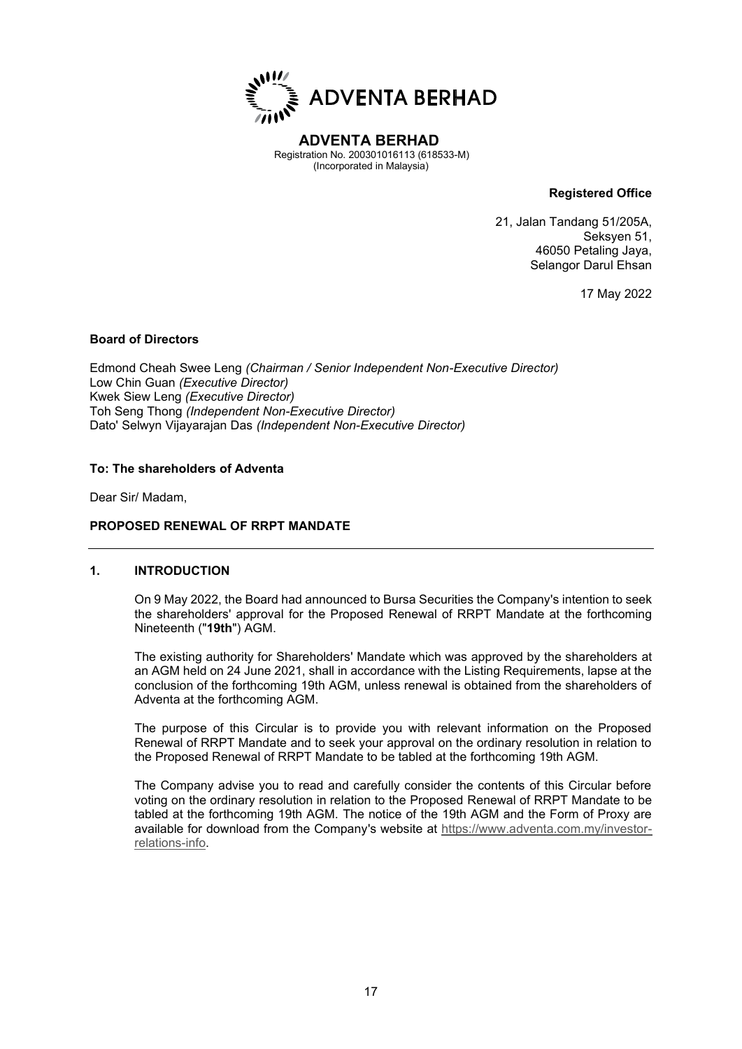**ADVENTA BERHAD**

**ADVENTA BERHAD**
Registration No. 200301016113 (618533-M)
(Incorporated in Malaysia)

**Registered Office**

21, Jalan Tandang 51/205A,
Seksyen 51,
46050 Petaling Jaya,
Selangor Darul Ehsan

17 May 2022

**Board of Directors**

Edmond Cheah Swee Leng *(Chairman / Senior Independent Non-Executive Director)*
Low Chin Guan *(Executive Director)*
Kwek Siew Leng *(Executive Director)*
Toh Seng Thong *(Independent Non-Executive Director)*
Dato' Selwyn Vijayarajan Das *(Independent Non-Executive Director)*

**To: The shareholders of Adventa**

Dear Sir/ Madam,

**PROPOSED RENEWAL OF RRPT MANDATE**

## 1. INTRODUCTION

On 9 May 2022, the Board had announced to Bursa Securities the Company's intention to seek the shareholders' approval for the Proposed Renewal of RRPT Mandate at the forthcoming Nineteenth ("**19th**") AGM.

The existing authority for Shareholders' Mandate which was approved by the shareholders at an AGM held on 24 June 2021, shall in accordance with the Listing Requirements, lapse at the conclusion of the forthcoming 19th AGM, unless renewal is obtained from the shareholders of Adventa at the forthcoming AGM.

The purpose of this Circular is to provide you with relevant information on the Proposed Renewal of RRPT Mandate and to seek your approval on the ordinary resolution in relation to the Proposed Renewal of RRPT Mandate to be tabled at the forthcoming 19th AGM.

The Company advise you to read and carefully consider the contents of this Circular before voting on the ordinary resolution in relation to the Proposed Renewal of RRPT Mandate to be tabled at the forthcoming 19th AGM. The notice of the 19th AGM and the Form of Proxy are available for download from the Company's website at https://www.adventa.com.my/investor-relations-info.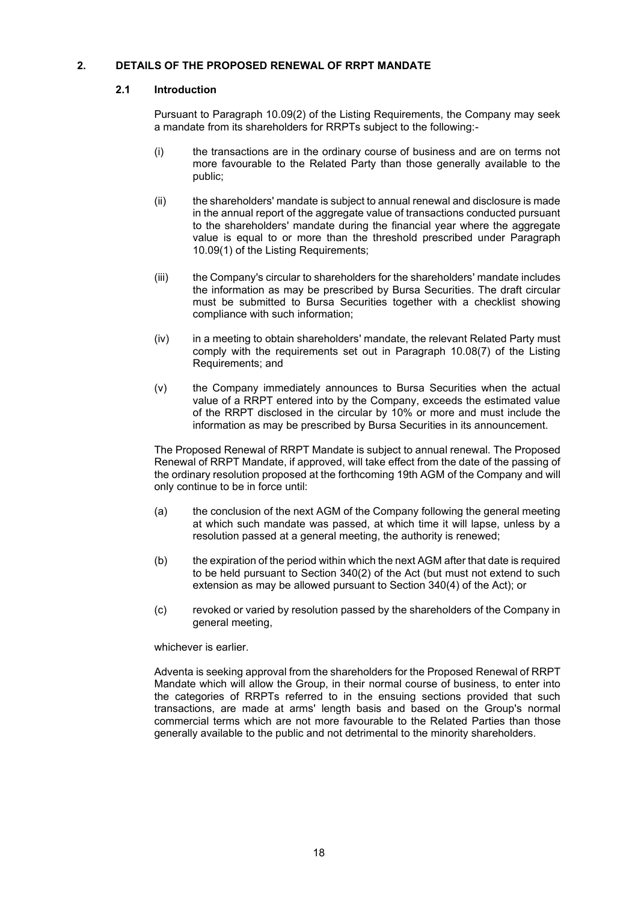## 2. DETAILS OF THE PROPOSED RENEWAL OF RRPT MANDATE

### 2.1 Introduction

Pursuant to Paragraph 10.09(2) of the Listing Requirements, the Company may seek a mandate from its shareholders for RRPTs subject to the following:-

(i) the transactions are in the ordinary course of business and are on terms not more favourable to the Related Party than those generally available to the public;

(ii) the shareholders' mandate is subject to annual renewal and disclosure is made in the annual report of the aggregate value of transactions conducted pursuant to the shareholders' mandate during the financial year where the aggregate value is equal to or more than the threshold prescribed under Paragraph 10.09(1) of the Listing Requirements;

(iii) the Company's circular to shareholders for the shareholders' mandate includes the information as may be prescribed by Bursa Securities. The draft circular must be submitted to Bursa Securities together with a checklist showing compliance with such information;

(iv) in a meeting to obtain shareholders' mandate, the relevant Related Party must comply with the requirements set out in Paragraph 10.08(7) of the Listing Requirements; and

(v) the Company immediately announces to Bursa Securities when the actual value of a RRPT entered into by the Company, exceeds the estimated value of the RRPT disclosed in the circular by 10% or more and must include the information as may be prescribed by Bursa Securities in its announcement.

The Proposed Renewal of RRPT Mandate is subject to annual renewal. The Proposed Renewal of RRPT Mandate, if approved, will take effect from the date of the passing of the ordinary resolution proposed at the forthcoming 19th AGM of the Company and will only continue to be in force until:

(a) the conclusion of the next AGM of the Company following the general meeting at which such mandate was passed, at which time it will lapse, unless by a resolution passed at a general meeting, the authority is renewed;

(b) the expiration of the period within which the next AGM after that date is required to be held pursuant to Section 340(2) of the Act (but must not extend to such extension as may be allowed pursuant to Section 340(4) of the Act); or

(c) revoked or varied by resolution passed by the shareholders of the Company in general meeting,

whichever is earlier.

Adventa is seeking approval from the shareholders for the Proposed Renewal of RRPT Mandate which will allow the Group, in their normal course of business, to enter into the categories of RRPTs referred to in the ensuing sections provided that such transactions, are made at arms' length basis and based on the Group's normal commercial terms which are not more favourable to the Related Parties than those generally available to the public and not detrimental to the minority shareholders.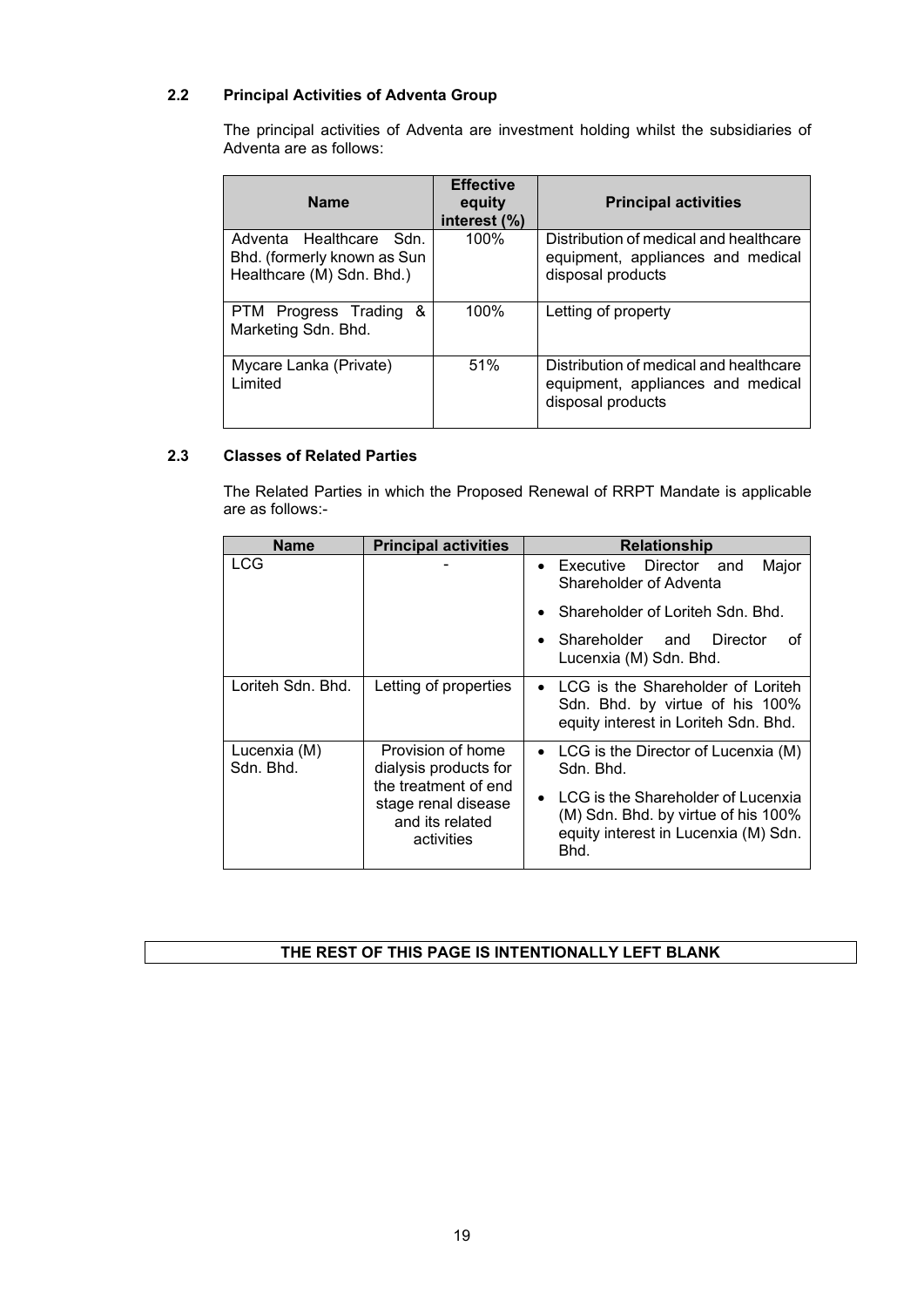### 2.2 Principal Activities of Adventa Group

The principal activities of Adventa are investment holding whilst the subsidiaries of Adventa are as follows:

| Name | Effective equity interest (%) | Principal activities |
|---|---|---|
| Adventa Healthcare Sdn. Bhd. (formerly known as Sun Healthcare (M) Sdn. Bhd.) | 100% | Distribution of medical and healthcare equipment, appliances and medical disposal products |
| PTM Progress Trading & Marketing Sdn. Bhd. | 100% | Letting of property |
| Mycare Lanka (Private) Limited | 51% | Distribution of medical and healthcare equipment, appliances and medical disposal products |

### 2.3 Classes of Related Parties

The Related Parties in which the Proposed Renewal of RRPT Mandate is applicable are as follows:-

| Name | Principal activities | Relationship |
|---|---|---|
| LCG | - | • Executive Director and Major Shareholder of Adventa<br>• Shareholder of Loriteh Sdn. Bhd.<br>• Shareholder and Director of Lucenxia (M) Sdn. Bhd. |
| Loriteh Sdn. Bhd. | Letting of properties | • LCG is the Shareholder of Loriteh Sdn. Bhd. by virtue of his 100% equity interest in Loriteh Sdn. Bhd. |
| Lucenxia (M) Sdn. Bhd. | Provision of home dialysis products for the treatment of end stage renal disease and its related activities | • LCG is the Director of Lucenxia (M) Sdn. Bhd.<br>• LCG is the Shareholder of Lucenxia (M) Sdn. Bhd. by virtue of his 100% equity interest in Lucenxia (M) Sdn. Bhd. |

**THE REST OF THIS PAGE IS INTENTIONALLY LEFT BLANK**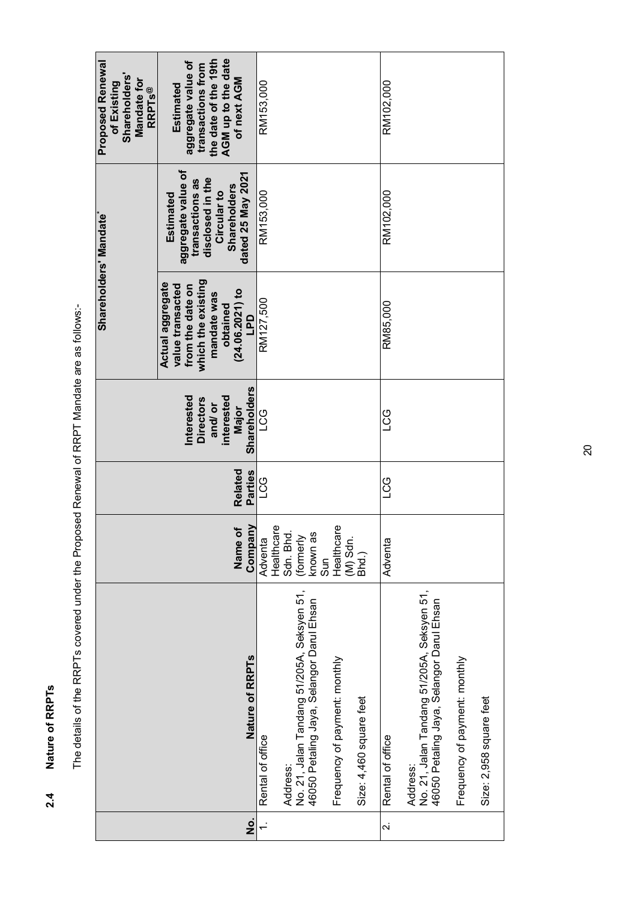## 2.4 Nature of RRPTs

The details of the RRPTs covered under the Proposed Renewal of RRPT Mandate are as follows:-

| No. | Nature of RRPTs | Name of Company | Related Parties | Interested Directors and/ or interested Major Shareholders | Shareholders' Mandate* | | Proposed Renewal of Existing Shareholders' Mandate for RRPTs@ |
|---|---|---|---|---|---|---|---|
| | | | | | Actual aggregate value transacted from the date on which the existing mandate was obtained (24.06.2021) to LPD | Estimated aggregate value of transactions as disclosed in the Circular to Shareholders dated 25 May 2021 | Estimated aggregate value of transactions from the date of the 19th AGM up to the date of next AGM |
| 1. | Rental of office<br><br>Address:<br>No. 21, Jalan Tandang 51/205A, Seksyen 51, 46050 Petaling Jaya, Selangor Darul Ehsan<br><br>Frequency of payment: monthly<br><br>Size: 4,460 square feet | Adventa Healthcare Sdn. Bhd. (formerly known as Sun Healthcare (M) Sdn. Bhd.) | LCG | LCG | RM127,500 | RM153,000 | RM153,000 |
| 2. | Rental of office<br><br>Address:<br>No. 21, Jalan Tandang 51/205A, Seksyen 51, 46050 Petaling Jaya, Selangor Darul Ehsan<br><br>Frequency of payment: monthly<br><br>Size: 2,958 square feet | Adventa | LCG | LCG | RM85,000 | RM102,000 | RM102,000 |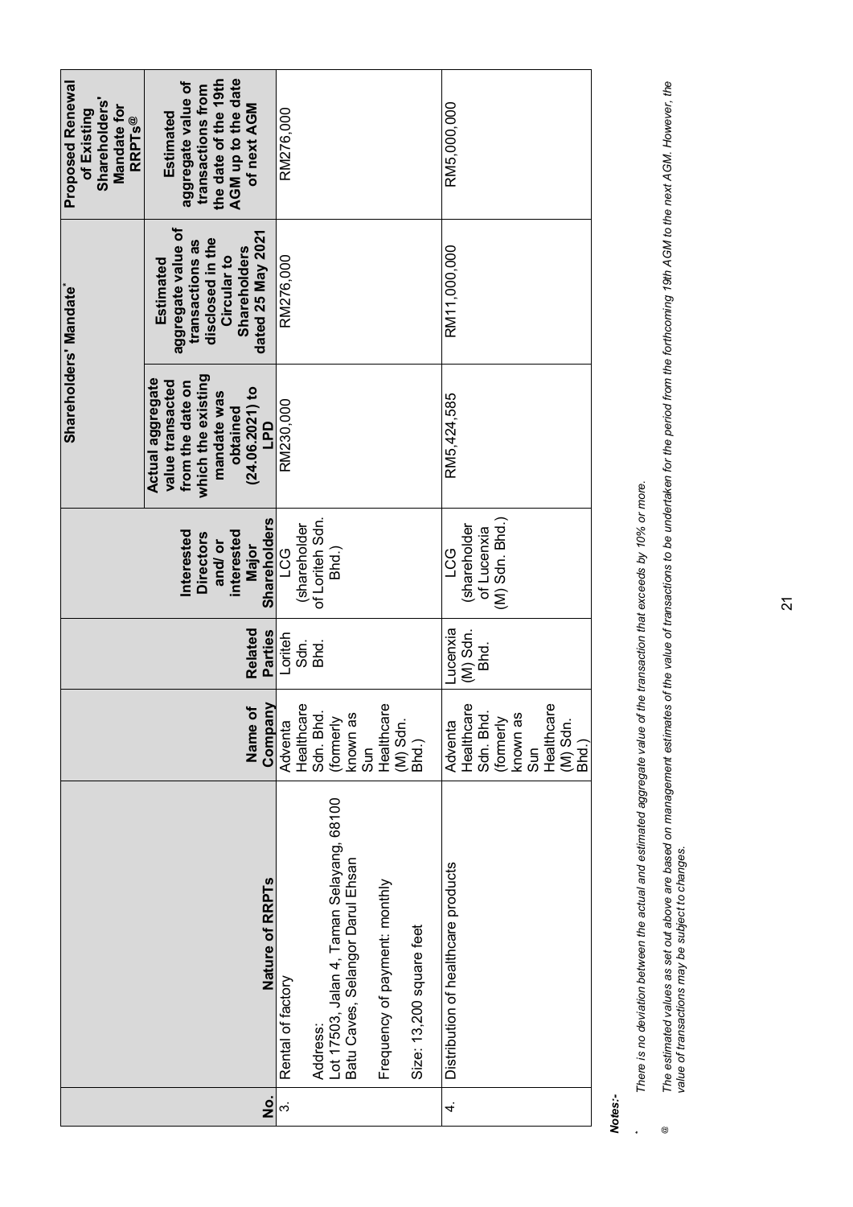| No. | Nature of RRPTs | Name of Company | Related Parties | Interested Directors and/ or interested Major Shareholders | Shareholders' Mandate* | | Proposed Renewal of Existing Shareholders' Mandate for RRPTs@ |
|---|---|---|---|---|---|---|---|
| | | | | | Actual aggregate value transacted from the date on which the existing mandate was obtained (24.06.2021) to LPD | Estimated aggregate value of transactions as disclosed in the Circular to Shareholders dated 25 May 2021 | Estimated aggregate value of transactions from the date of the 19th AGM up to the date of next AGM |
| 3. | Rental of factory<br><br>Address:<br>Lot 17503, Jalan 4, Taman Selayang, 68100 Batu Caves, Selangor Darul Ehsan<br><br>Frequency of payment: monthly<br><br>Size: 13,200 square feet | Adventa Healthcare Sdn. Bhd. (formerly known as Sun Healthcare (M) Sdn. Bhd.) | Loriteh Sdn. Bhd. | LCG (shareholder of Loriteh Sdn. Bhd.) | RM230,000 | RM276,000 | RM276,000 |
| 4. | Distribution of healthcare products | Adventa Healthcare Sdn. Bhd. (formerly known as Sun Healthcare (M) Sdn. Bhd.) | Lucenxia (M) Sdn. Bhd. | LCG (shareholder of Lucenxia (M) Sdn. Bhd.) | RM5,424,585 | RM11,000,000 | RM5,000,000 |

***Notes:-***

\* *There is no deviation between the actual and estimated aggregate value of the transaction that exceeds by 10% or more.*

@ *The estimated values as set out above are based on management estimates of the value of transactions to be undertaken for the period from the forthcoming 19th AGM to the next AGM. However, the value of transactions may be subject to changes.*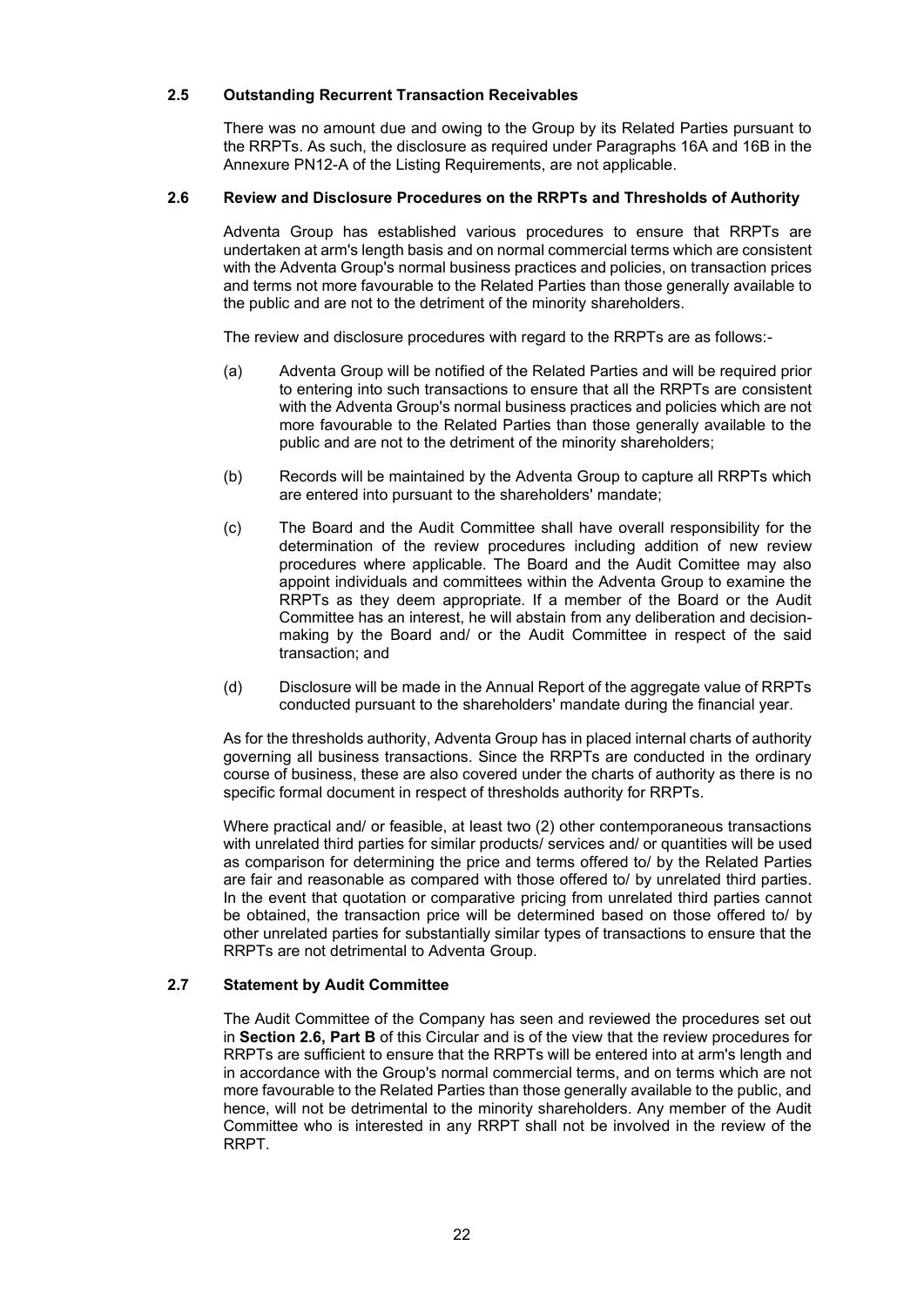### 2.5 Outstanding Recurrent Transaction Receivables

There was no amount due and owing to the Group by its Related Parties pursuant to the RRPTs. As such, the disclosure as required under Paragraphs 16A and 16B in the Annexure PN12-A of the Listing Requirements, are not applicable.

### 2.6 Review and Disclosure Procedures on the RRPTs and Thresholds of Authority

Adventa Group has established various procedures to ensure that RRPTs are undertaken at arm's length basis and on normal commercial terms which are consistent with the Adventa Group's normal business practices and policies, on transaction prices and terms not more favourable to the Related Parties than those generally available to the public and are not to the detriment of the minority shareholders.

The review and disclosure procedures with regard to the RRPTs are as follows:-

(a) Adventa Group will be notified of the Related Parties and will be required prior to entering into such transactions to ensure that all the RRPTs are consistent with the Adventa Group's normal business practices and policies which are not more favourable to the Related Parties than those generally available to the public and are not to the detriment of the minority shareholders;

(b) Records will be maintained by the Adventa Group to capture all RRPTs which are entered into pursuant to the shareholders' mandate;

(c) The Board and the Audit Committee shall have overall responsibility for the determination of the review procedures including addition of new review procedures where applicable. The Board and the Audit Comittee may also appoint individuals and committees within the Adventa Group to examine the RRPTs as they deem appropriate. If a member of the Board or the Audit Committee has an interest, he will abstain from any deliberation and decision-making by the Board and/ or the Audit Committee in respect of the said transaction; and

(d) Disclosure will be made in the Annual Report of the aggregate value of RRPTs conducted pursuant to the shareholders' mandate during the financial year.

As for the thresholds authority, Adventa Group has in placed internal charts of authority governing all business transactions. Since the RRPTs are conducted in the ordinary course of business, these are also covered under the charts of authority as there is no specific formal document in respect of thresholds authority for RRPTs.

Where practical and/ or feasible, at least two (2) other contemporaneous transactions with unrelated third parties for similar products/ services and/ or quantities will be used as comparison for determining the price and terms offered to/ by the Related Parties are fair and reasonable as compared with those offered to/ by unrelated third parties. In the event that quotation or comparative pricing from unrelated third parties cannot be obtained, the transaction price will be determined based on those offered to/ by other unrelated parties for substantially similar types of transactions to ensure that the RRPTs are not detrimental to Adventa Group.

### 2.7 Statement by Audit Committee

The Audit Committee of the Company has seen and reviewed the procedures set out in **Section 2.6, Part B** of this Circular and is of the view that the review procedures for RRPTs are sufficient to ensure that the RRPTs will be entered into at arm's length and in accordance with the Group's normal commercial terms, and on terms which are not more favourable to the Related Parties than those generally available to the public, and hence, will not be detrimental to the minority shareholders. Any member of the Audit Committee who is interested in any RRPT shall not be involved in the review of the RRPT.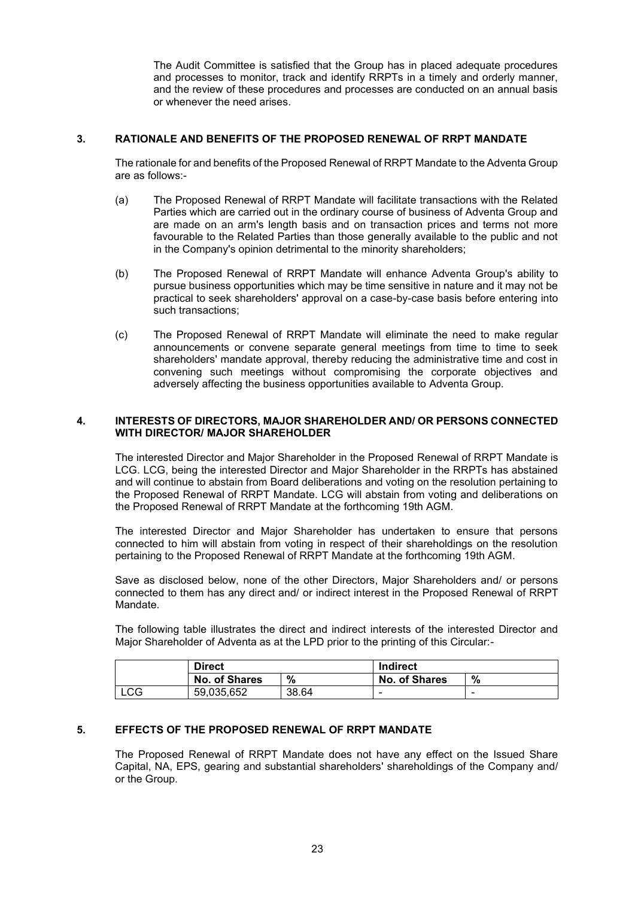The Audit Committee is satisfied that the Group has in placed adequate procedures and processes to monitor, track and identify RRPTs in a timely and orderly manner, and the review of these procedures and processes are conducted on an annual basis or whenever the need arises.

## 3. RATIONALE AND BENEFITS OF THE PROPOSED RENEWAL OF RRPT MANDATE

The rationale for and benefits of the Proposed Renewal of RRPT Mandate to the Adventa Group are as follows:-

(a) The Proposed Renewal of RRPT Mandate will facilitate transactions with the Related Parties which are carried out in the ordinary course of business of Adventa Group and are made on an arm's length basis and on transaction prices and terms not more favourable to the Related Parties than those generally available to the public and not in the Company's opinion detrimental to the minority shareholders;

(b) The Proposed Renewal of RRPT Mandate will enhance Adventa Group's ability to pursue business opportunities which may be time sensitive in nature and it may not be practical to seek shareholders' approval on a case-by-case basis before entering into such transactions;

(c) The Proposed Renewal of RRPT Mandate will eliminate the need to make regular announcements or convene separate general meetings from time to time to seek shareholders' mandate approval, thereby reducing the administrative time and cost in convening such meetings without compromising the corporate objectives and adversely affecting the business opportunities available to Adventa Group.

## 4. INTERESTS OF DIRECTORS, MAJOR SHAREHOLDER AND/ OR PERSONS CONNECTED WITH DIRECTOR/ MAJOR SHAREHOLDER

The interested Director and Major Shareholder in the Proposed Renewal of RRPT Mandate is LCG. LCG, being the interested Director and Major Shareholder in the RRPTs has abstained and will continue to abstain from Board deliberations and voting on the resolution pertaining to the Proposed Renewal of RRPT Mandate. LCG will abstain from voting and deliberations on the Proposed Renewal of RRPT Mandate at the forthcoming 19th AGM.

The interested Director and Major Shareholder has undertaken to ensure that persons connected to him will abstain from voting in respect of their shareholdings on the resolution pertaining to the Proposed Renewal of RRPT Mandate at the forthcoming 19th AGM.

Save as disclosed below, none of the other Directors, Major Shareholders and/ or persons connected to them has any direct and/ or indirect interest in the Proposed Renewal of RRPT Mandate.

The following table illustrates the direct and indirect interests of the interested Director and Major Shareholder of Adventa as at the LPD prior to the printing of this Circular:-

| | **Direct** | | **Indirect** | |
|---|---|---|---|---|
| | **No. of Shares** | **%** | **No. of Shares** | **%** |
| LCG | 59,035,652 | 38.64 | - | - |

## 5. EFFECTS OF THE PROPOSED RENEWAL OF RRPT MANDATE

The Proposed Renewal of RRPT Mandate does not have any effect on the Issued Share Capital, NA, EPS, gearing and substantial shareholders' shareholdings of the Company and/ or the Group.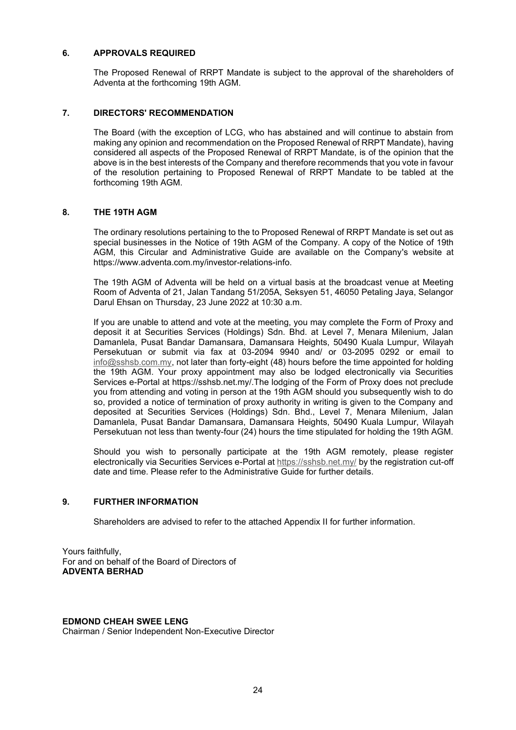## 6. APPROVALS REQUIRED

The Proposed Renewal of RRPT Mandate is subject to the approval of the shareholders of Adventa at the forthcoming 19th AGM.

## 7. DIRECTORS' RECOMMENDATION

The Board (with the exception of LCG, who has abstained and will continue to abstain from making any opinion and recommendation on the Proposed Renewal of RRPT Mandate), having considered all aspects of the Proposed Renewal of RRPT Mandate, is of the opinion that the above is in the best interests of the Company and therefore recommends that you vote in favour of the resolution pertaining to Proposed Renewal of RRPT Mandate to be tabled at the forthcoming 19th AGM.

## 8. THE 19TH AGM

The ordinary resolutions pertaining to the to Proposed Renewal of RRPT Mandate is set out as special businesses in the Notice of 19th AGM of the Company. A copy of the Notice of 19th AGM, this Circular and Administrative Guide are available on the Company's website at https://www.adventa.com.my/investor-relations-info.

The 19th AGM of Adventa will be held on a virtual basis at the broadcast venue at Meeting Room of Adventa of 21, Jalan Tandang 51/205A, Seksyen 51, 46050 Petaling Jaya, Selangor Darul Ehsan on Thursday, 23 June 2022 at 10:30 a.m.

If you are unable to attend and vote at the meeting, you may complete the Form of Proxy and deposit it at Securities Services (Holdings) Sdn. Bhd. at Level 7, Menara Milenium, Jalan Damanlela, Pusat Bandar Damansara, Damansara Heights, 50490 Kuala Lumpur, Wilayah Persekutuan or submit via fax at 03-2094 9940 and/ or 03-2095 0292 or email to info@sshsb.com.my, not later than forty-eight (48) hours before the time appointed for holding the 19th AGM. Your proxy appointment may also be lodged electronically via Securities Services e-Portal at https://sshsb.net.my/.The lodging of the Form of Proxy does not preclude you from attending and voting in person at the 19th AGM should you subsequently wish to do so, provided a notice of termination of proxy authority in writing is given to the Company and deposited at Securities Services (Holdings) Sdn. Bhd., Level 7, Menara Milenium, Jalan Damanlela, Pusat Bandar Damansara, Damansara Heights, 50490 Kuala Lumpur, Wilayah Persekutuan not less than twenty-four (24) hours the time stipulated for holding the 19th AGM.

Should you wish to personally participate at the 19th AGM remotely, please register electronically via Securities Services e-Portal at https://sshsb.net.my/ by the registration cut-off date and time. Please refer to the Administrative Guide for further details.

## 9. FURTHER INFORMATION

Shareholders are advised to refer to the attached Appendix II for further information.

Yours faithfully,
For and on behalf of the Board of Directors of
**ADVENTA BERHAD**

**EDMOND CHEAH SWEE LENG**
Chairman / Senior Independent Non-Executive Director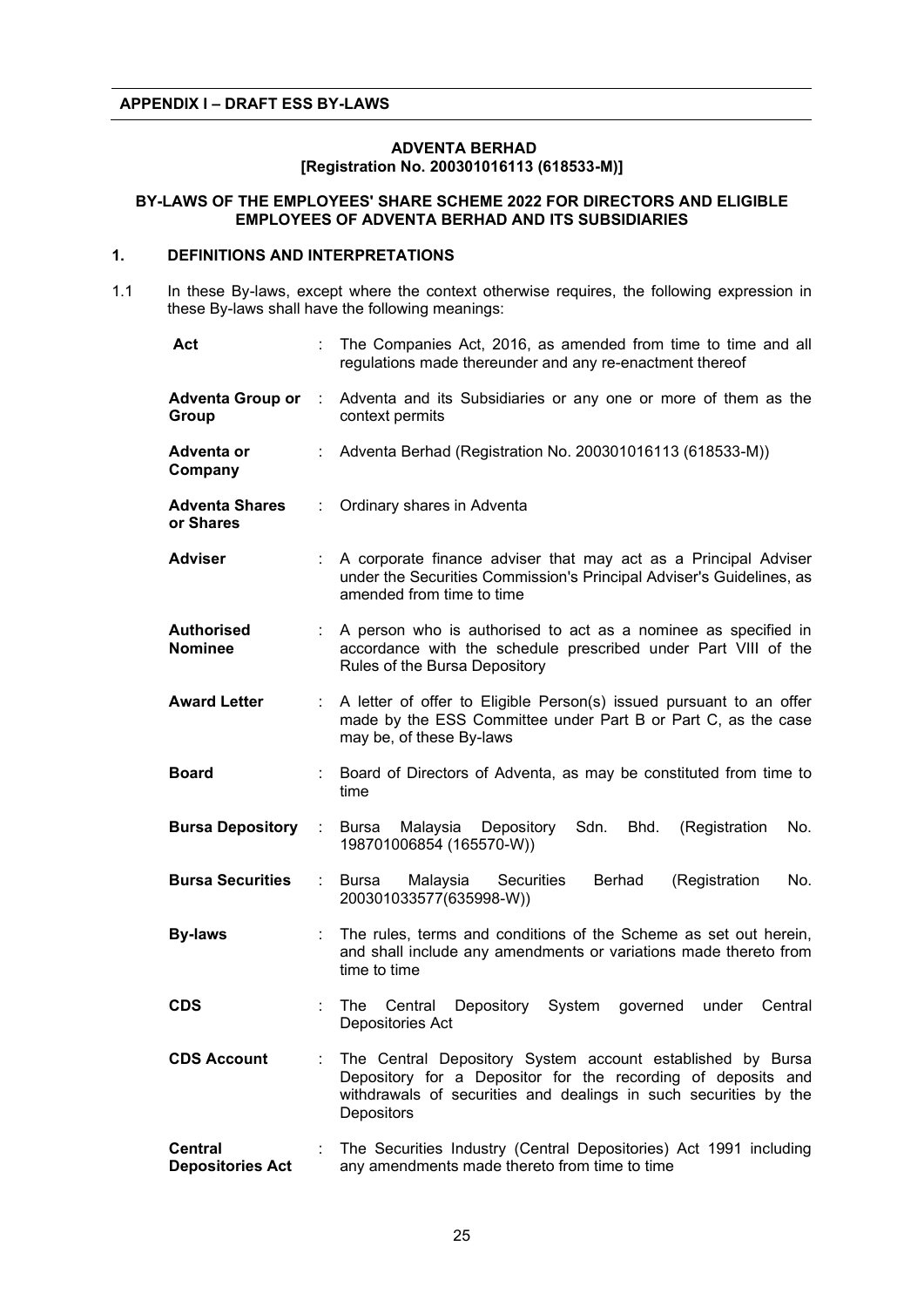**APPENDIX I – DRAFT ESS BY-LAWS**

**ADVENTA BERHAD**
**[Registration No. 200301016113 (618533-M)]**

**BY-LAWS OF THE EMPLOYEES' SHARE SCHEME 2022 FOR DIRECTORS AND ELIGIBLE EMPLOYEES OF ADVENTA BERHAD AND ITS SUBSIDIARIES**

## 1. DEFINITIONS AND INTERPRETATIONS

1.1 In these By-laws, except where the context otherwise requires, the following expression in these By-laws shall have the following meanings:

| | | |
|---|---|---|
| **Act** | : | The Companies Act, 2016, as amended from time to time and all regulations made thereunder and any re-enactment thereof |
| **Adventa Group or Group** | : | Adventa and its Subsidiaries or any one or more of them as the context permits |
| **Adventa or Company** | : | Adventa Berhad (Registration No. 200301016113 (618533-M)) |
| **Adventa Shares or Shares** | : | Ordinary shares in Adventa |
| **Adviser** | : | A corporate finance adviser that may act as a Principal Adviser under the Securities Commission's Principal Adviser's Guidelines, as amended from time to time |
| **Authorised Nominee** | : | A person who is authorised to act as a nominee as specified in accordance with the schedule prescribed under Part VIII of the Rules of the Bursa Depository |
| **Award Letter** | : | A letter of offer to Eligible Person(s) issued pursuant to an offer made by the ESS Committee under Part B or Part C, as the case may be, of these By-laws |
| **Board** | : | Board of Directors of Adventa, as may be constituted from time to time |
| **Bursa Depository** | : | Bursa Malaysia Depository Sdn. Bhd. (Registration No. 198701006854 (165570-W)) |
| **Bursa Securities** | : | Bursa Malaysia Securities Berhad (Registration No. 200301033577(635998-W)) |
| **By-laws** | : | The rules, terms and conditions of the Scheme as set out herein, and shall include any amendments or variations made thereto from time to time |
| **CDS** | : | The Central Depository System governed under Central Depositories Act |
| **CDS Account** | : | The Central Depository System account established by Bursa Depository for a Depositor for the recording of deposits and withdrawals of securities and dealings in such securities by the Depositors |
| **Central Depositories Act** | : | The Securities Industry (Central Depositories) Act 1991 including any amendments made thereto from time to time |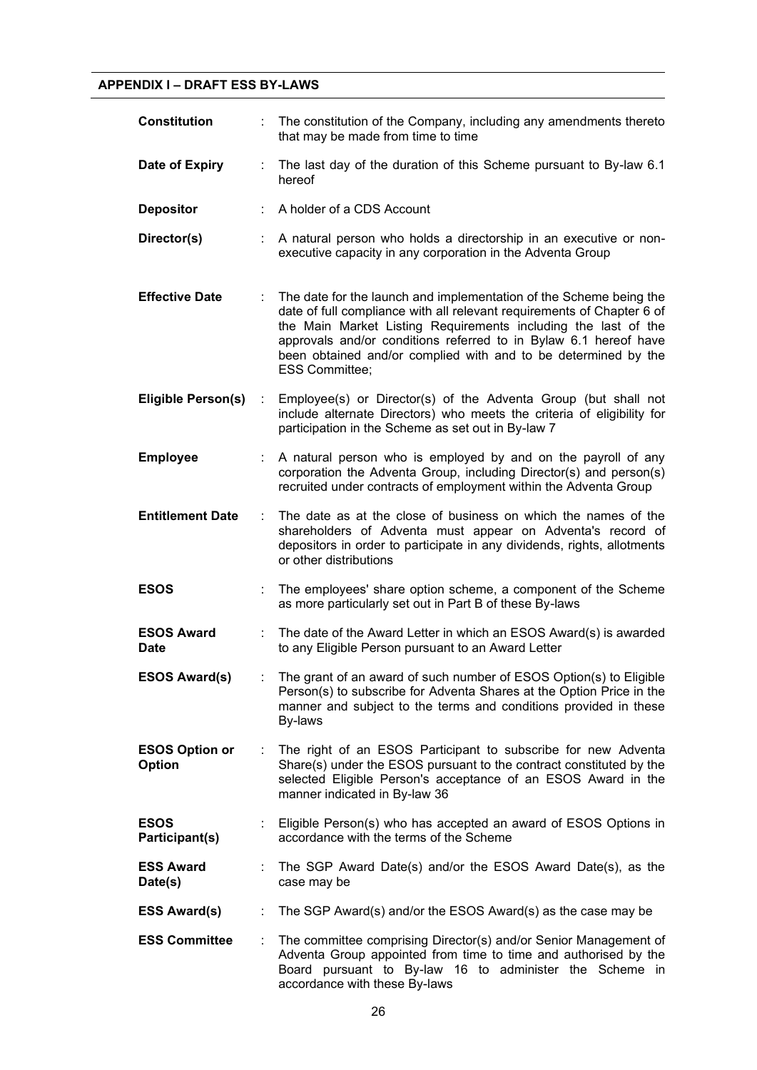## APPENDIX I – DRAFT ESS BY-LAWS

| | | |
|---|---|---|
| **Constitution** | : | The constitution of the Company, including any amendments thereto that may be made from time to time |
| **Date of Expiry** | : | The last day of the duration of this Scheme pursuant to By-law 6.1 hereof |
| **Depositor** | : | A holder of a CDS Account |
| **Director(s)** | : | A natural person who holds a directorship in an executive or non-executive capacity in any corporation in the Adventa Group |
| **Effective Date** | : | The date for the launch and implementation of the Scheme being the date of full compliance with all relevant requirements of Chapter 6 of the Main Market Listing Requirements including the last of the approvals and/or conditions referred to in Bylaw 6.1 hereof have been obtained and/or complied with and to be determined by the ESS Committee; |
| **Eligible Person(s)** | : | Employee(s) or Director(s) of the Adventa Group (but shall not include alternate Directors) who meets the criteria of eligibility for participation in the Scheme as set out in By-law 7 |
| **Employee** | : | A natural person who is employed by and on the payroll of any corporation the Adventa Group, including Director(s) and person(s) recruited under contracts of employment within the Adventa Group |
| **Entitlement Date** | : | The date as at the close of business on which the names of the shareholders of Adventa must appear on Adventa's record of depositors in order to participate in any dividends, rights, allotments or other distributions |
| **ESOS** | : | The employees' share option scheme, a component of the Scheme as more particularly set out in Part B of these By-laws |
| **ESOS Award Date** | : | The date of the Award Letter in which an ESOS Award(s) is awarded to any Eligible Person pursuant to an Award Letter |
| **ESOS Award(s)** | : | The grant of an award of such number of ESOS Option(s) to Eligible Person(s) to subscribe for Adventa Shares at the Option Price in the manner and subject to the terms and conditions provided in these By-laws |
| **ESOS Option or Option** | : | The right of an ESOS Participant to subscribe for new Adventa Share(s) under the ESOS pursuant to the contract constituted by the selected Eligible Person's acceptance of an ESOS Award in the manner indicated in By-law 36 |
| **ESOS Participant(s)** | : | Eligible Person(s) who has accepted an award of ESOS Options in accordance with the terms of the Scheme |
| **ESS Award Date(s)** | : | The SGP Award Date(s) and/or the ESOS Award Date(s), as the case may be |
| **ESS Award(s)** | : | The SGP Award(s) and/or the ESOS Award(s) as the case may be |
| **ESS Committee** | : | The committee comprising Director(s) and/or Senior Management of Adventa Group appointed from time to time and authorised by the Board pursuant to By-law 16 to administer the Scheme in accordance with these By-laws |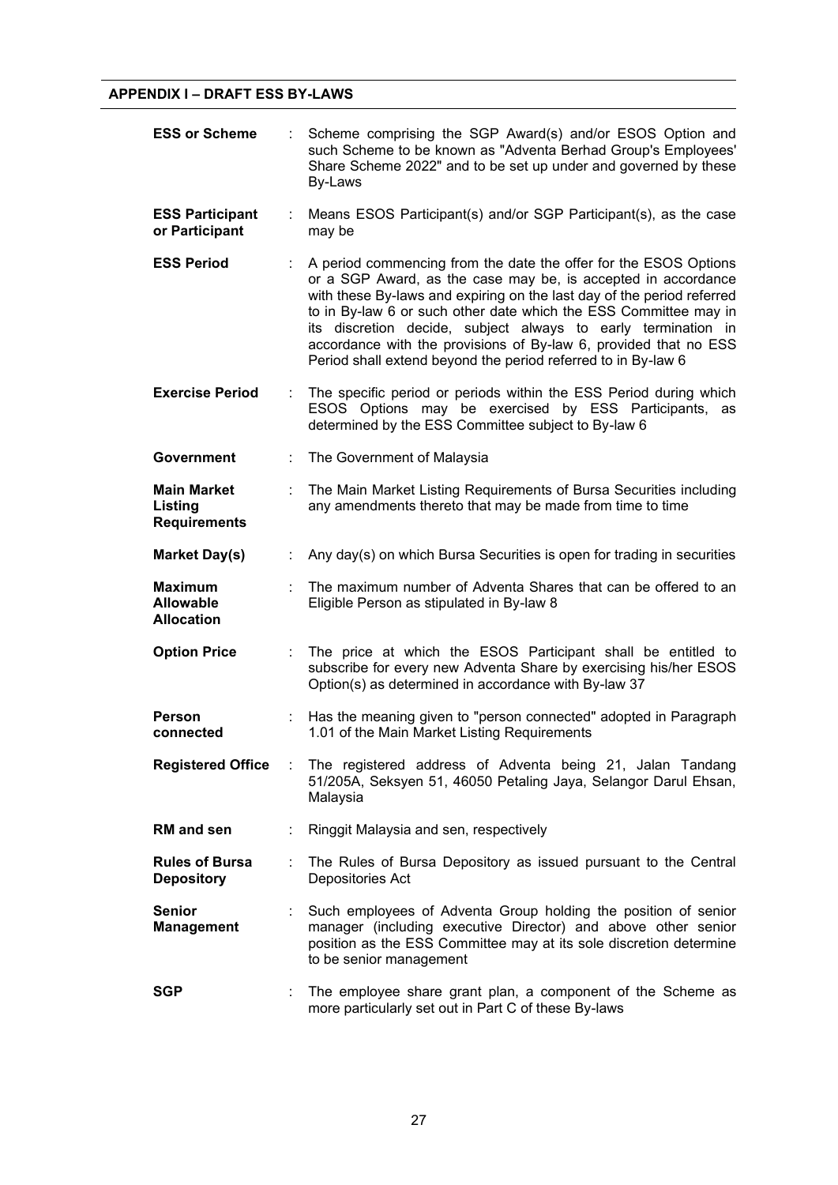## APPENDIX I – DRAFT ESS BY-LAWS

| | | |
|---|---|---|
| **ESS or Scheme** | : | Scheme comprising the SGP Award(s) and/or ESOS Option and such Scheme to be known as "Adventa Berhad Group's Employees' Share Scheme 2022" and to be set up under and governed by these By-Laws |
| **ESS Participant or Participant** | : | Means ESOS Participant(s) and/or SGP Participant(s), as the case may be |
| **ESS Period** | : | A period commencing from the date the offer for the ESOS Options or a SGP Award, as the case may be, is accepted in accordance with these By-laws and expiring on the last day of the period referred to in By-law 6 or such other date which the ESS Committee may in its discretion decide, subject always to early termination in accordance with the provisions of By-law 6, provided that no ESS Period shall extend beyond the period referred to in By-law 6 |
| **Exercise Period** | : | The specific period or periods within the ESS Period during which ESOS Options may be exercised by ESS Participants, as determined by the ESS Committee subject to By-law 6 |
| **Government** | : | The Government of Malaysia |
| **Main Market Listing Requirements** | : | The Main Market Listing Requirements of Bursa Securities including any amendments thereto that may be made from time to time |
| **Market Day(s)** | : | Any day(s) on which Bursa Securities is open for trading in securities |
| **Maximum Allowable Allocation** | : | The maximum number of Adventa Shares that can be offered to an Eligible Person as stipulated in By-law 8 |
| **Option Price** | : | The price at which the ESOS Participant shall be entitled to subscribe for every new Adventa Share by exercising his/her ESOS Option(s) as determined in accordance with By-law 37 |
| **Person connected** | : | Has the meaning given to "person connected" adopted in Paragraph 1.01 of the Main Market Listing Requirements |
| **Registered Office** | : | The registered address of Adventa being 21, Jalan Tandang 51/205A, Seksyen 51, 46050 Petaling Jaya, Selangor Darul Ehsan, Malaysia |
| **RM and sen** | : | Ringgit Malaysia and sen, respectively |
| **Rules of Bursa Depository** | : | The Rules of Bursa Depository as issued pursuant to the Central Depositories Act |
| **Senior Management** | : | Such employees of Adventa Group holding the position of senior manager (including executive Director) and above other senior position as the ESS Committee may at its sole discretion determine to be senior management |
| **SGP** | : | The employee share grant plan, a component of the Scheme as more particularly set out in Part C of these By-laws |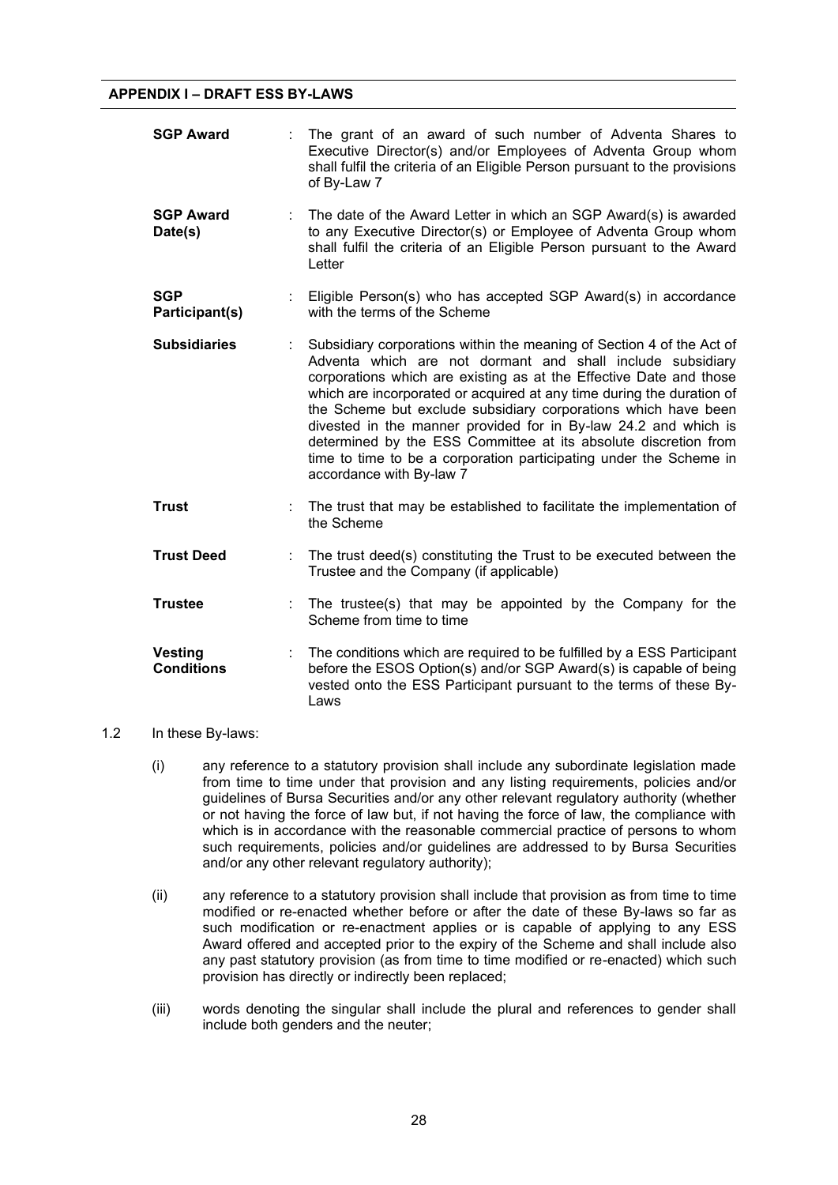## APPENDIX I – DRAFT ESS BY-LAWS

| | | |
|---|---|---|
| **SGP Award** | : | The grant of an award of such number of Adventa Shares to Executive Director(s) and/or Employees of Adventa Group whom shall fulfil the criteria of an Eligible Person pursuant to the provisions of By-Law 7 |
| **SGP Award Date(s)** | : | The date of the Award Letter in which an SGP Award(s) is awarded to any Executive Director(s) or Employee of Adventa Group whom shall fulfil the criteria of an Eligible Person pursuant to the Award Letter |
| **SGP Participant(s)** | : | Eligible Person(s) who has accepted SGP Award(s) in accordance with the terms of the Scheme |
| **Subsidiaries** | : | Subsidiary corporations within the meaning of Section 4 of the Act of Adventa which are not dormant and shall include subsidiary corporations which are existing as at the Effective Date and those which are incorporated or acquired at any time during the duration of the Scheme but exclude subsidiary corporations which have been divested in the manner provided for in By-law 24.2 and which is determined by the ESS Committee at its absolute discretion from time to time to be a corporation participating under the Scheme in accordance with By-law 7 |
| **Trust** | : | The trust that may be established to facilitate the implementation of the Scheme |
| **Trust Deed** | : | The trust deed(s) constituting the Trust to be executed between the Trustee and the Company (if applicable) |
| **Trustee** | : | The trustee(s) that may be appointed by the Company for the Scheme from time to time |
| **Vesting Conditions** | : | The conditions which are required to be fulfilled by a ESS Participant before the ESOS Option(s) and/or SGP Award(s) is capable of being vested onto the ESS Participant pursuant to the terms of these By-Laws |

1.2 In these By-laws:

(i) any reference to a statutory provision shall include any subordinate legislation made from time to time under that provision and any listing requirements, policies and/or guidelines of Bursa Securities and/or any other relevant regulatory authority (whether or not having the force of law but, if not having the force of law, the compliance with which is in accordance with the reasonable commercial practice of persons to whom such requirements, policies and/or guidelines are addressed to by Bursa Securities and/or any other relevant regulatory authority);

(ii) any reference to a statutory provision shall include that provision as from time to time modified or re-enacted whether before or after the date of these By-laws so far as such modification or re-enactment applies or is capable of applying to any ESS Award offered and accepted prior to the expiry of the Scheme and shall include also any past statutory provision (as from time to time modified or re-enacted) which such provision has directly or indirectly been replaced;

(iii) words denoting the singular shall include the plural and references to gender shall include both genders and the neuter;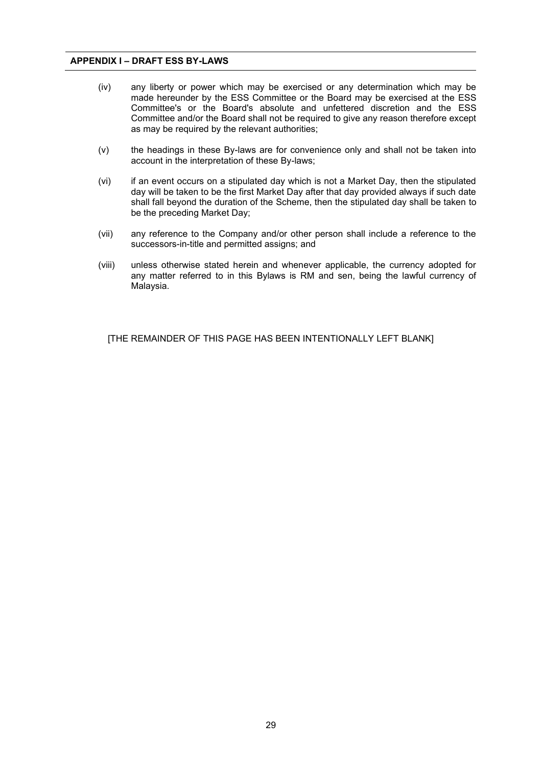(iv) any liberty or power which may be exercised or any determination which may be made hereunder by the ESS Committee or the Board may be exercised at the ESS Committee's or the Board's absolute and unfettered discretion and the ESS Committee and/or the Board shall not be required to give any reason therefore except as may be required by the relevant authorities;

(v) the headings in these By-laws are for convenience only and shall not be taken into account in the interpretation of these By-laws;

(vi) if an event occurs on a stipulated day which is not a Market Day, then the stipulated day will be taken to be the first Market Day after that day provided always if such date shall fall beyond the duration of the Scheme, then the stipulated day shall be taken to be the preceding Market Day;

(vii) any reference to the Company and/or other person shall include a reference to the successors-in-title and permitted assigns; and

(viii) unless otherwise stated herein and whenever applicable, the currency adopted for any matter referred to in this Bylaws is RM and sen, being the lawful currency of Malaysia.

[THE REMAINDER OF THIS PAGE HAS BEEN INTENTIONALLY LEFT BLANK]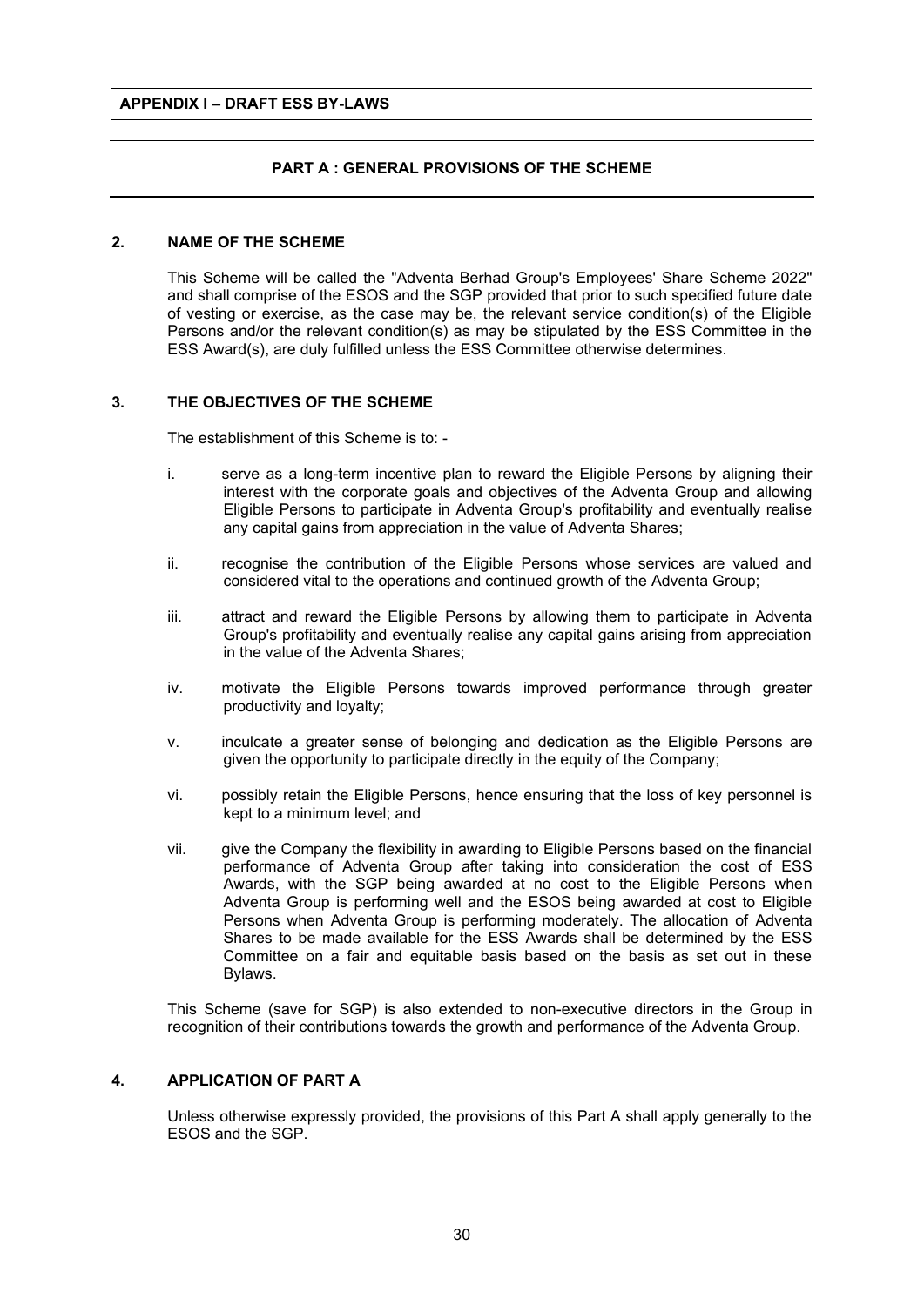**APPENDIX I – DRAFT ESS BY-LAWS**

## PART A : GENERAL PROVISIONS OF THE SCHEME

### 2. NAME OF THE SCHEME

This Scheme will be called the "Adventa Berhad Group's Employees' Share Scheme 2022" and shall comprise of the ESOS and the SGP provided that prior to such specified future date of vesting or exercise, as the case may be, the relevant service condition(s) of the Eligible Persons and/or the relevant condition(s) as may be stipulated by the ESS Committee in the ESS Award(s), are duly fulfilled unless the ESS Committee otherwise determines.

### 3. THE OBJECTIVES OF THE SCHEME

The establishment of this Scheme is to: -

i. serve as a long-term incentive plan to reward the Eligible Persons by aligning their interest with the corporate goals and objectives of the Adventa Group and allowing Eligible Persons to participate in Adventa Group's profitability and eventually realise any capital gains from appreciation in the value of Adventa Shares;

ii. recognise the contribution of the Eligible Persons whose services are valued and considered vital to the operations and continued growth of the Adventa Group;

iii. attract and reward the Eligible Persons by allowing them to participate in Adventa Group's profitability and eventually realise any capital gains arising from appreciation in the value of the Adventa Shares;

iv. motivate the Eligible Persons towards improved performance through greater productivity and loyalty;

v. inculcate a greater sense of belonging and dedication as the Eligible Persons are given the opportunity to participate directly in the equity of the Company;

vi. possibly retain the Eligible Persons, hence ensuring that the loss of key personnel is kept to a minimum level; and

vii. give the Company the flexibility in awarding to Eligible Persons based on the financial performance of Adventa Group after taking into consideration the cost of ESS Awards, with the SGP being awarded at no cost to the Eligible Persons when Adventa Group is performing well and the ESOS being awarded at cost to Eligible Persons when Adventa Group is performing moderately. The allocation of Adventa Shares to be made available for the ESS Awards shall be determined by the ESS Committee on a fair and equitable basis based on the basis as set out in these Bylaws.

This Scheme (save for SGP) is also extended to non-executive directors in the Group in recognition of their contributions towards the growth and performance of the Adventa Group.

### 4. APPLICATION OF PART A

Unless otherwise expressly provided, the provisions of this Part A shall apply generally to the ESOS and the SGP.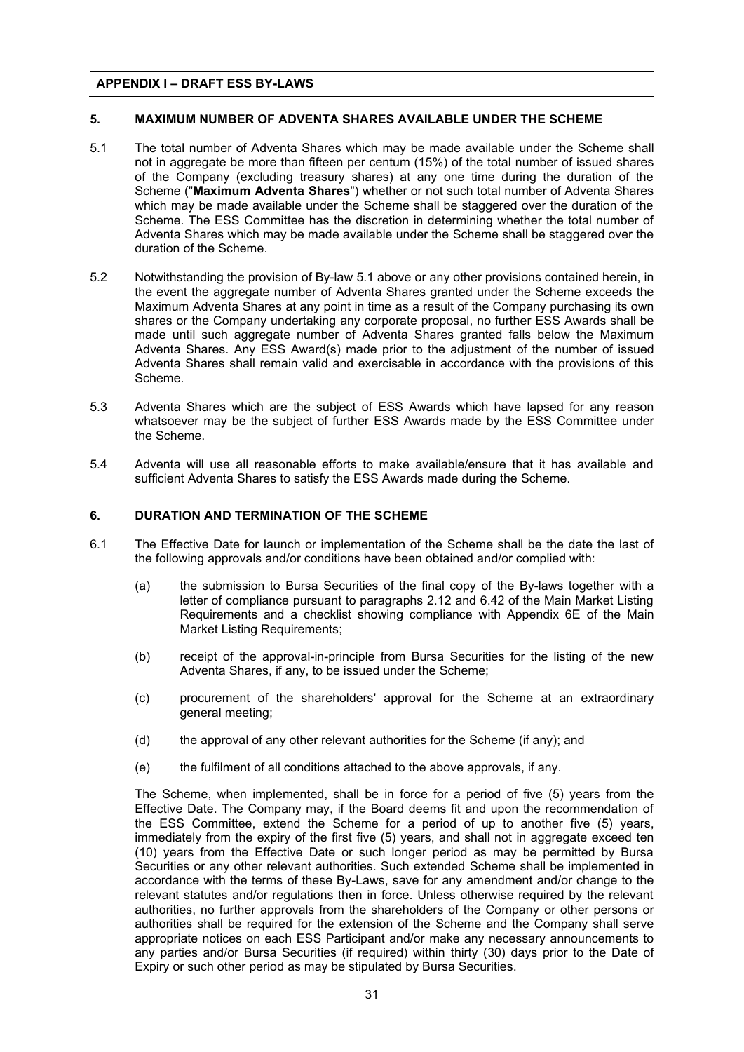**APPENDIX I – DRAFT ESS BY-LAWS**

## 5. MAXIMUM NUMBER OF ADVENTA SHARES AVAILABLE UNDER THE SCHEME

5.1 The total number of Adventa Shares which may be made available under the Scheme shall not in aggregate be more than fifteen per centum (15%) of the total number of issued shares of the Company (excluding treasury shares) at any one time during the duration of the Scheme ("**Maximum Adventa Shares**") whether or not such total number of Adventa Shares which may be made available under the Scheme shall be staggered over the duration of the Scheme. The ESS Committee has the discretion in determining whether the total number of Adventa Shares which may be made available under the Scheme shall be staggered over the duration of the Scheme.

5.2 Notwithstanding the provision of By-law 5.1 above or any other provisions contained herein, in the event the aggregate number of Adventa Shares granted under the Scheme exceeds the Maximum Adventa Shares at any point in time as a result of the Company purchasing its own shares or the Company undertaking any corporate proposal, no further ESS Awards shall be made until such aggregate number of Adventa Shares granted falls below the Maximum Adventa Shares. Any ESS Award(s) made prior to the adjustment of the number of issued Adventa Shares shall remain valid and exercisable in accordance with the provisions of this Scheme.

5.3 Adventa Shares which are the subject of ESS Awards which have lapsed for any reason whatsoever may be the subject of further ESS Awards made by the ESS Committee under the Scheme.

5.4 Adventa will use all reasonable efforts to make available/ensure that it has available and sufficient Adventa Shares to satisfy the ESS Awards made during the Scheme.

## 6. DURATION AND TERMINATION OF THE SCHEME

6.1 The Effective Date for launch or implementation of the Scheme shall be the date the last of the following approvals and/or conditions have been obtained and/or complied with:

(a) the submission to Bursa Securities of the final copy of the By-laws together with a letter of compliance pursuant to paragraphs 2.12 and 6.42 of the Main Market Listing Requirements and a checklist showing compliance with Appendix 6E of the Main Market Listing Requirements;

(b) receipt of the approval-in-principle from Bursa Securities for the listing of the new Adventa Shares, if any, to be issued under the Scheme;

(c) procurement of the shareholders' approval for the Scheme at an extraordinary general meeting;

(d) the approval of any other relevant authorities for the Scheme (if any); and

(e) the fulfilment of all conditions attached to the above approvals, if any.

The Scheme, when implemented, shall be in force for a period of five (5) years from the Effective Date. The Company may, if the Board deems fit and upon the recommendation of the ESS Committee, extend the Scheme for a period of up to another five (5) years, immediately from the expiry of the first five (5) years, and shall not in aggregate exceed ten (10) years from the Effective Date or such longer period as may be permitted by Bursa Securities or any other relevant authorities. Such extended Scheme shall be implemented in accordance with the terms of these By-Laws, save for any amendment and/or change to the relevant statutes and/or regulations then in force. Unless otherwise required by the relevant authorities, no further approvals from the shareholders of the Company or other persons or authorities shall be required for the extension of the Scheme and the Company shall serve appropriate notices on each ESS Participant and/or make any necessary announcements to any parties and/or Bursa Securities (if required) within thirty (30) days prior to the Date of Expiry or such other period as may be stipulated by Bursa Securities.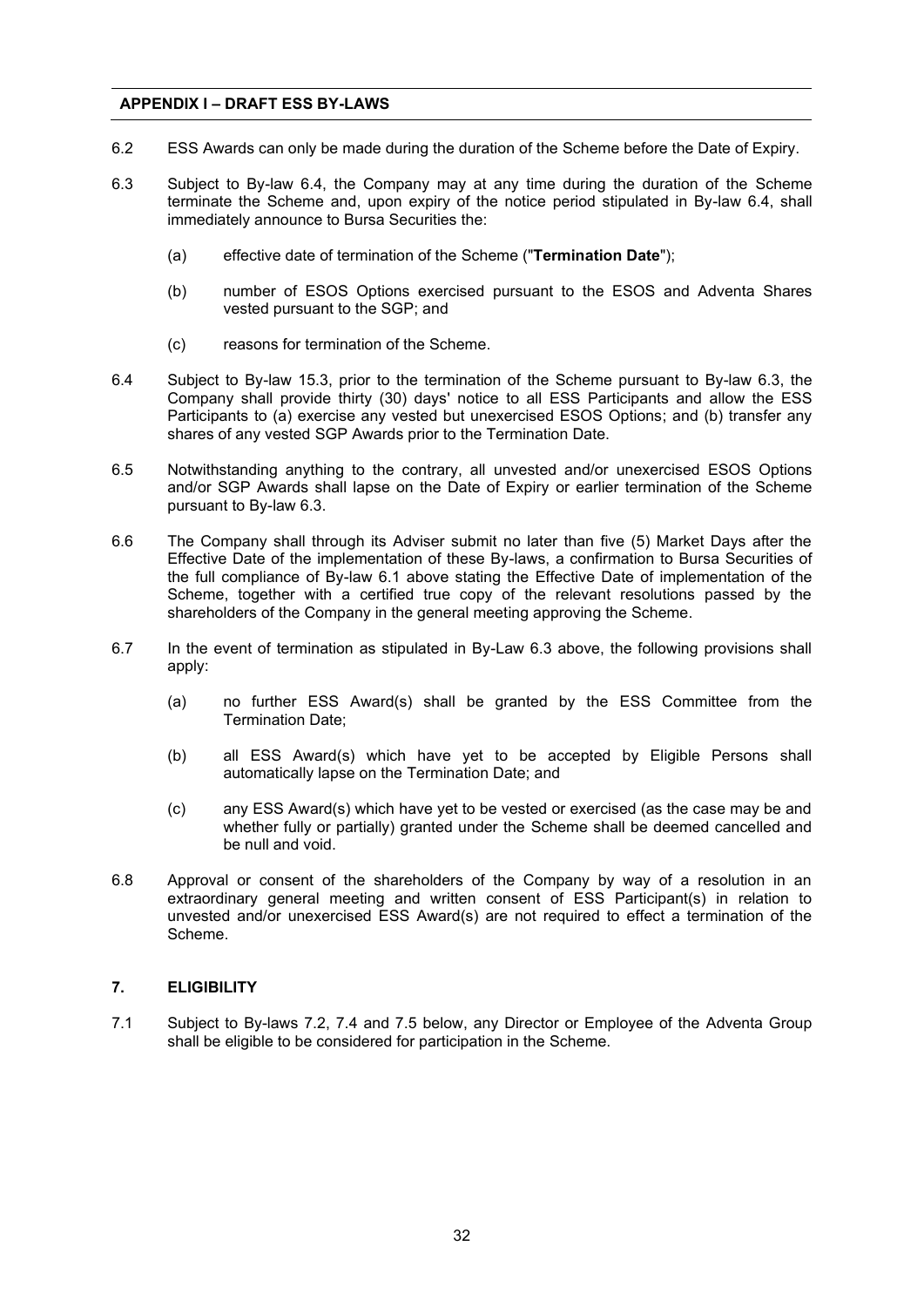6.2 ESS Awards can only be made during the duration of the Scheme before the Date of Expiry.

6.3 Subject to By-law 6.4, the Company may at any time during the duration of the Scheme terminate the Scheme and, upon expiry of the notice period stipulated in By-law 6.4, shall immediately announce to Bursa Securities the:

(a) effective date of termination of the Scheme ("**Termination Date**");

(b) number of ESOS Options exercised pursuant to the ESOS and Adventa Shares vested pursuant to the SGP; and

(c) reasons for termination of the Scheme.

6.4 Subject to By-law 15.3, prior to the termination of the Scheme pursuant to By-law 6.3, the Company shall provide thirty (30) days' notice to all ESS Participants and allow the ESS Participants to (a) exercise any vested but unexercised ESOS Options; and (b) transfer any shares of any vested SGP Awards prior to the Termination Date.

6.5 Notwithstanding anything to the contrary, all unvested and/or unexercised ESOS Options and/or SGP Awards shall lapse on the Date of Expiry or earlier termination of the Scheme pursuant to By-law 6.3.

6.6 The Company shall through its Adviser submit no later than five (5) Market Days after the Effective Date of the implementation of these By-laws, a confirmation to Bursa Securities of the full compliance of By-law 6.1 above stating the Effective Date of implementation of the Scheme, together with a certified true copy of the relevant resolutions passed by the shareholders of the Company in the general meeting approving the Scheme.

6.7 In the event of termination as stipulated in By-Law 6.3 above, the following provisions shall apply:

(a) no further ESS Award(s) shall be granted by the ESS Committee from the Termination Date;

(b) all ESS Award(s) which have yet to be accepted by Eligible Persons shall automatically lapse on the Termination Date; and

(c) any ESS Award(s) which have yet to be vested or exercised (as the case may be and whether fully or partially) granted under the Scheme shall be deemed cancelled and be null and void.

6.8 Approval or consent of the shareholders of the Company by way of a resolution in an extraordinary general meeting and written consent of ESS Participant(s) in relation to unvested and/or unexercised ESS Award(s) are not required to effect a termination of the Scheme.

## 7. ELIGIBILITY

7.1 Subject to By-laws 7.2, 7.4 and 7.5 below, any Director or Employee of the Adventa Group shall be eligible to be considered for participation in the Scheme.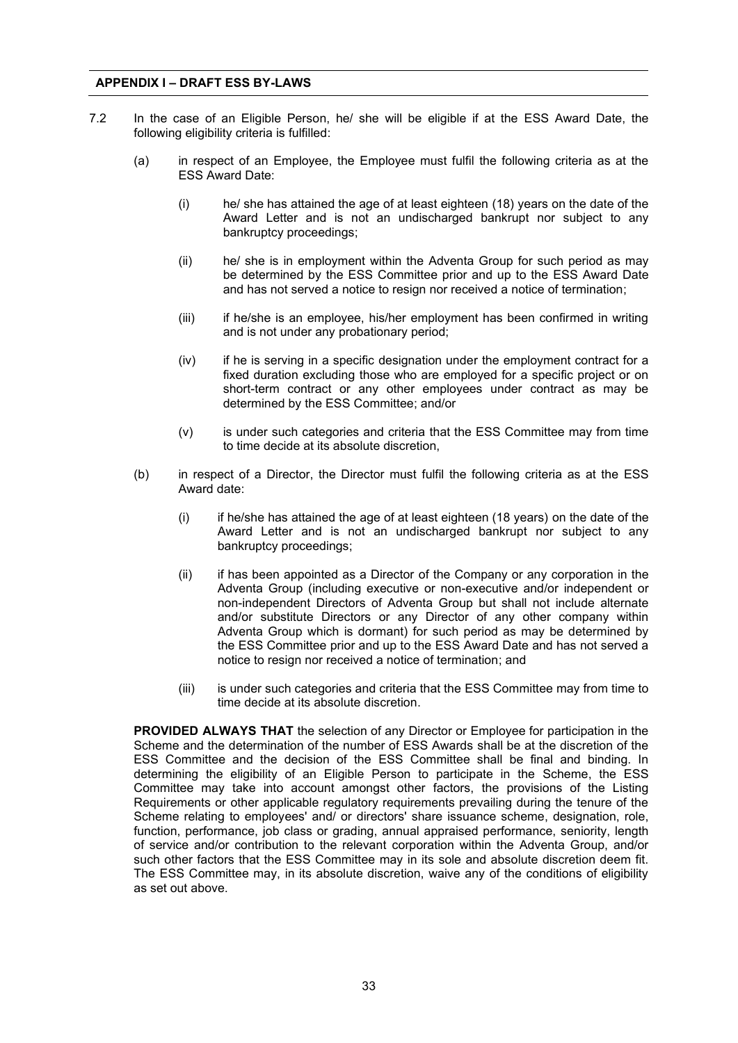7.2 In the case of an Eligible Person, he/ she will be eligible if at the ESS Award Date, the following eligibility criteria is fulfilled:

(a) in respect of an Employee, the Employee must fulfil the following criteria as at the ESS Award Date:

(i) he/ she has attained the age of at least eighteen (18) years on the date of the Award Letter and is not an undischarged bankrupt nor subject to any bankruptcy proceedings;

(ii) he/ she is in employment within the Adventa Group for such period as may be determined by the ESS Committee prior and up to the ESS Award Date and has not served a notice to resign nor received a notice of termination;

(iii) if he/she is an employee, his/her employment has been confirmed in writing and is not under any probationary period;

(iv) if he is serving in a specific designation under the employment contract for a fixed duration excluding those who are employed for a specific project or on short-term contract or any other employees under contract as may be determined by the ESS Committee; and/or

(v) is under such categories and criteria that the ESS Committee may from time to time decide at its absolute discretion,

(b) in respect of a Director, the Director must fulfil the following criteria as at the ESS Award date:

(i) if he/she has attained the age of at least eighteen (18 years) on the date of the Award Letter and is not an undischarged bankrupt nor subject to any bankruptcy proceedings;

(ii) if has been appointed as a Director of the Company or any corporation in the Adventa Group (including executive or non-executive and/or independent or non-independent Directors of Adventa Group but shall not include alternate and/or substitute Directors or any Director of any other company within Adventa Group which is dormant) for such period as may be determined by the ESS Committee prior and up to the ESS Award Date and has not served a notice to resign nor received a notice of termination; and

(iii) is under such categories and criteria that the ESS Committee may from time to time decide at its absolute discretion.

**PROVIDED ALWAYS THAT** the selection of any Director or Employee for participation in the Scheme and the determination of the number of ESS Awards shall be at the discretion of the ESS Committee and the decision of the ESS Committee shall be final and binding. In determining the eligibility of an Eligible Person to participate in the Scheme, the ESS Committee may take into account amongst other factors, the provisions of the Listing Requirements or other applicable regulatory requirements prevailing during the tenure of the Scheme relating to employees' and/ or directors' share issuance scheme, designation, role, function, performance, job class or grading, annual appraised performance, seniority, length of service and/or contribution to the relevant corporation within the Adventa Group, and/or such other factors that the ESS Committee may in its sole and absolute discretion deem fit. The ESS Committee may, in its absolute discretion, waive any of the conditions of eligibility as set out above.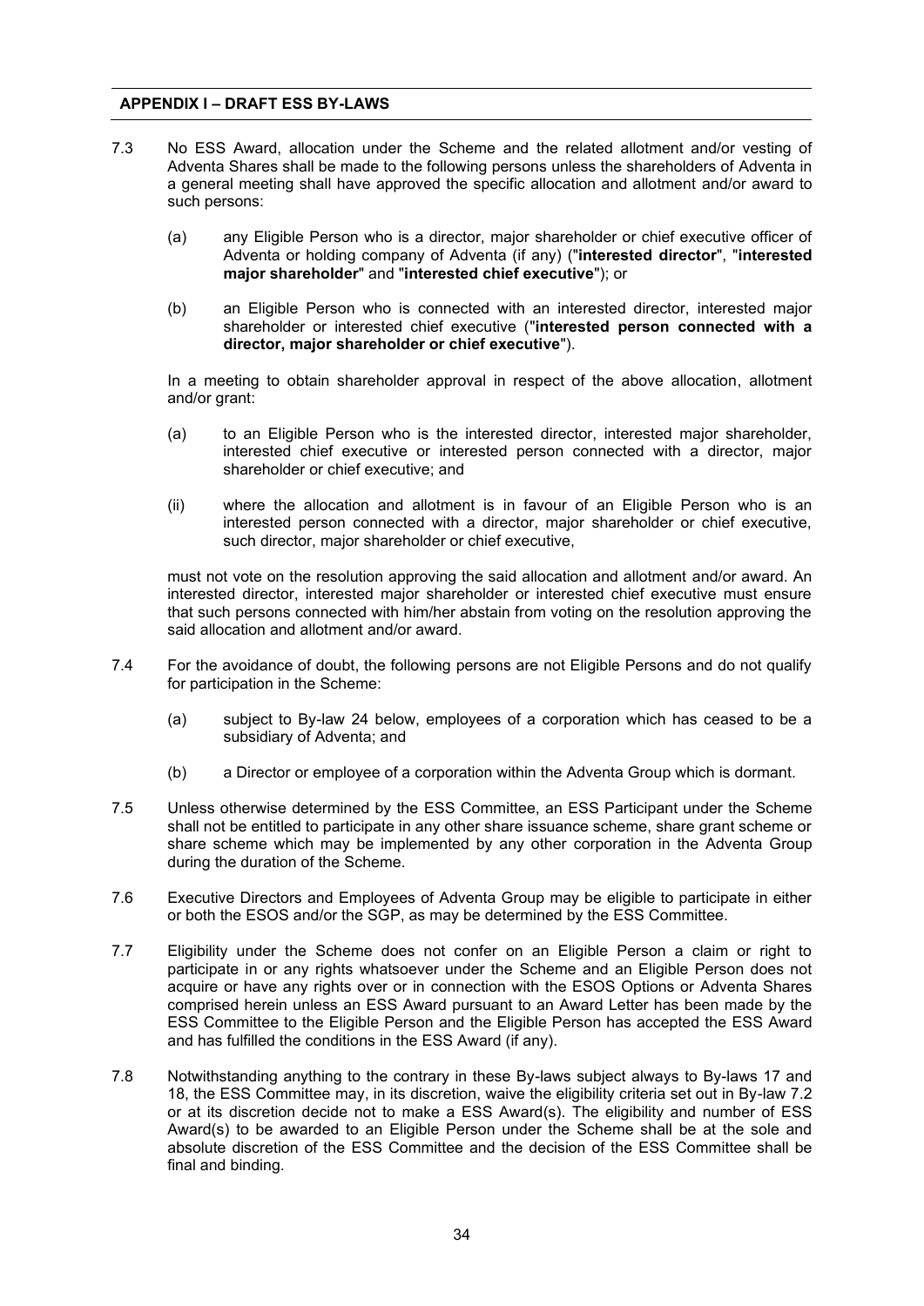7.3 No ESS Award, allocation under the Scheme and the related allotment and/or vesting of Adventa Shares shall be made to the following persons unless the shareholders of Adventa in a general meeting shall have approved the specific allocation and allotment and/or award to such persons:

(a) any Eligible Person who is a director, major shareholder or chief executive officer of Adventa or holding company of Adventa (if any) ("**interested director**", "**interested major shareholder**" and "**interested chief executive**"); or

(b) an Eligible Person who is connected with an interested director, interested major shareholder or interested chief executive ("**interested person connected with a director, major shareholder or chief executive**").

In a meeting to obtain shareholder approval in respect of the above allocation, allotment and/or grant:

(a) to an Eligible Person who is the interested director, interested major shareholder, interested chief executive or interested person connected with a director, major shareholder or chief executive; and

(ii) where the allocation and allotment is in favour of an Eligible Person who is an interested person connected with a director, major shareholder or chief executive, such director, major shareholder or chief executive,

must not vote on the resolution approving the said allocation and allotment and/or award. An interested director, interested major shareholder or interested chief executive must ensure that such persons connected with him/her abstain from voting on the resolution approving the said allocation and allotment and/or award.

7.4 For the avoidance of doubt, the following persons are not Eligible Persons and do not qualify for participation in the Scheme:

(a) subject to By-law 24 below, employees of a corporation which has ceased to be a subsidiary of Adventa; and

(b) a Director or employee of a corporation within the Adventa Group which is dormant.

7.5 Unless otherwise determined by the ESS Committee, an ESS Participant under the Scheme shall not be entitled to participate in any other share issuance scheme, share grant scheme or share scheme which may be implemented by any other corporation in the Adventa Group during the duration of the Scheme.

7.6 Executive Directors and Employees of Adventa Group may be eligible to participate in either or both the ESOS and/or the SGP, as may be determined by the ESS Committee.

7.7 Eligibility under the Scheme does not confer on an Eligible Person a claim or right to participate in or any rights whatsoever under the Scheme and an Eligible Person does not acquire or have any rights over or in connection with the ESOS Options or Adventa Shares comprised herein unless an ESS Award pursuant to an Award Letter has been made by the ESS Committee to the Eligible Person and the Eligible Person has accepted the ESS Award and has fulfilled the conditions in the ESS Award (if any).

7.8 Notwithstanding anything to the contrary in these By-laws subject always to By-laws 17 and 18, the ESS Committee may, in its discretion, waive the eligibility criteria set out in By-law 7.2 or at its discretion decide not to make a ESS Award(s). The eligibility and number of ESS Award(s) to be awarded to an Eligible Person under the Scheme shall be at the sole and absolute discretion of the ESS Committee and the decision of the ESS Committee shall be final and binding.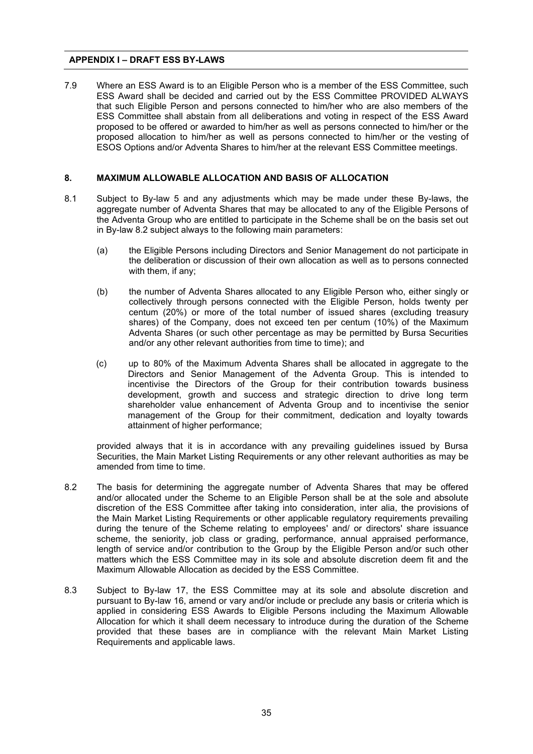7.9 Where an ESS Award is to an Eligible Person who is a member of the ESS Committee, such ESS Award shall be decided and carried out by the ESS Committee PROVIDED ALWAYS that such Eligible Person and persons connected to him/her who are also members of the ESS Committee shall abstain from all deliberations and voting in respect of the ESS Award proposed to be offered or awarded to him/her as well as persons connected to him/her or the proposed allocation to him/her as well as persons connected to him/her or the vesting of ESOS Options and/or Adventa Shares to him/her at the relevant ESS Committee meetings.

## 8. MAXIMUM ALLOWABLE ALLOCATION AND BASIS OF ALLOCATION

8.1 Subject to By-law 5 and any adjustments which may be made under these By-laws, the aggregate number of Adventa Shares that may be allocated to any of the Eligible Persons of the Adventa Group who are entitled to participate in the Scheme shall be on the basis set out in By-law 8.2 subject always to the following main parameters:

(a) the Eligible Persons including Directors and Senior Management do not participate in the deliberation or discussion of their own allocation as well as to persons connected with them, if any;

(b) the number of Adventa Shares allocated to any Eligible Person who, either singly or collectively through persons connected with the Eligible Person, holds twenty per centum (20%) or more of the total number of issued shares (excluding treasury shares) of the Company, does not exceed ten per centum (10%) of the Maximum Adventa Shares (or such other percentage as may be permitted by Bursa Securities and/or any other relevant authorities from time to time); and

(c) up to 80% of the Maximum Adventa Shares shall be allocated in aggregate to the Directors and Senior Management of the Adventa Group. This is intended to incentivise the Directors of the Group for their contribution towards business development, growth and success and strategic direction to drive long term shareholder value enhancement of Adventa Group and to incentivise the senior management of the Group for their commitment, dedication and loyalty towards attainment of higher performance;

provided always that it is in accordance with any prevailing guidelines issued by Bursa Securities, the Main Market Listing Requirements or any other relevant authorities as may be amended from time to time.

8.2 The basis for determining the aggregate number of Adventa Shares that may be offered and/or allocated under the Scheme to an Eligible Person shall be at the sole and absolute discretion of the ESS Committee after taking into consideration, inter alia, the provisions of the Main Market Listing Requirements or other applicable regulatory requirements prevailing during the tenure of the Scheme relating to employees' and/ or directors' share issuance scheme, the seniority, job class or grading, performance, annual appraised performance, length of service and/or contribution to the Group by the Eligible Person and/or such other matters which the ESS Committee may in its sole and absolute discretion deem fit and the Maximum Allowable Allocation as decided by the ESS Committee.

8.3 Subject to By-law 17, the ESS Committee may at its sole and absolute discretion and pursuant to By-law 16, amend or vary and/or include or preclude any basis or criteria which is applied in considering ESS Awards to Eligible Persons including the Maximum Allowable Allocation for which it shall deem necessary to introduce during the duration of the Scheme provided that these bases are in compliance with the relevant Main Market Listing Requirements and applicable laws.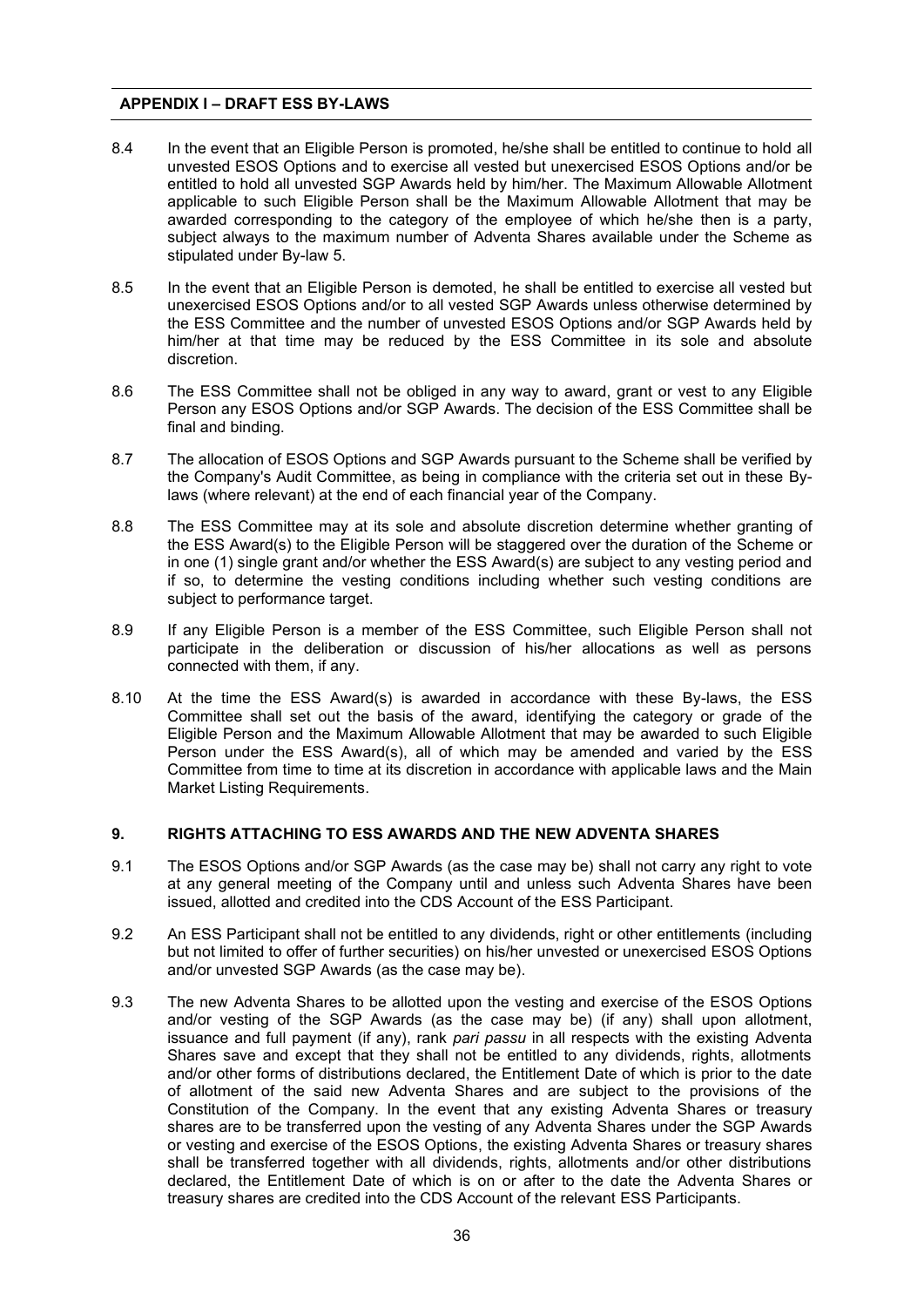8.4 In the event that an Eligible Person is promoted, he/she shall be entitled to continue to hold all unvested ESOS Options and to exercise all vested but unexercised ESOS Options and/or be entitled to hold all unvested SGP Awards held by him/her. The Maximum Allowable Allotment applicable to such Eligible Person shall be the Maximum Allowable Allotment that may be awarded corresponding to the category of the employee of which he/she then is a party, subject always to the maximum number of Adventa Shares available under the Scheme as stipulated under By-law 5.

8.5 In the event that an Eligible Person is demoted, he shall be entitled to exercise all vested but unexercised ESOS Options and/or to all vested SGP Awards unless otherwise determined by the ESS Committee and the number of unvested ESOS Options and/or SGP Awards held by him/her at that time may be reduced by the ESS Committee in its sole and absolute discretion.

8.6 The ESS Committee shall not be obliged in any way to award, grant or vest to any Eligible Person any ESOS Options and/or SGP Awards. The decision of the ESS Committee shall be final and binding.

8.7 The allocation of ESOS Options and SGP Awards pursuant to the Scheme shall be verified by the Company's Audit Committee, as being in compliance with the criteria set out in these By-laws (where relevant) at the end of each financial year of the Company.

8.8 The ESS Committee may at its sole and absolute discretion determine whether granting of the ESS Award(s) to the Eligible Person will be staggered over the duration of the Scheme or in one (1) single grant and/or whether the ESS Award(s) are subject to any vesting period and if so, to determine the vesting conditions including whether such vesting conditions are subject to performance target.

8.9 If any Eligible Person is a member of the ESS Committee, such Eligible Person shall not participate in the deliberation or discussion of his/her allocations as well as persons connected with them, if any.

8.10 At the time the ESS Award(s) is awarded in accordance with these By-laws, the ESS Committee shall set out the basis of the award, identifying the category or grade of the Eligible Person and the Maximum Allowable Allotment that may be awarded to such Eligible Person under the ESS Award(s), all of which may be amended and varied by the ESS Committee from time to time at its discretion in accordance with applicable laws and the Main Market Listing Requirements.

## 9. RIGHTS ATTACHING TO ESS AWARDS AND THE NEW ADVENTA SHARES

9.1 The ESOS Options and/or SGP Awards (as the case may be) shall not carry any right to vote at any general meeting of the Company until and unless such Adventa Shares have been issued, allotted and credited into the CDS Account of the ESS Participant.

9.2 An ESS Participant shall not be entitled to any dividends, right or other entitlements (including but not limited to offer of further securities) on his/her unvested or unexercised ESOS Options and/or unvested SGP Awards (as the case may be).

9.3 The new Adventa Shares to be allotted upon the vesting and exercise of the ESOS Options and/or vesting of the SGP Awards (as the case may be) (if any) shall upon allotment, issuance and full payment (if any), rank *pari passu* in all respects with the existing Adventa Shares save and except that they shall not be entitled to any dividends, rights, allotments and/or other forms of distributions declared, the Entitlement Date of which is prior to the date of allotment of the said new Adventa Shares and are subject to the provisions of the Constitution of the Company. In the event that any existing Adventa Shares or treasury shares are to be transferred upon the vesting of any Adventa Shares under the SGP Awards or vesting and exercise of the ESOS Options, the existing Adventa Shares or treasury shares shall be transferred together with all dividends, rights, allotments and/or other distributions declared, the Entitlement Date of which is on or after to the date the Adventa Shares or treasury shares are credited into the CDS Account of the relevant ESS Participants.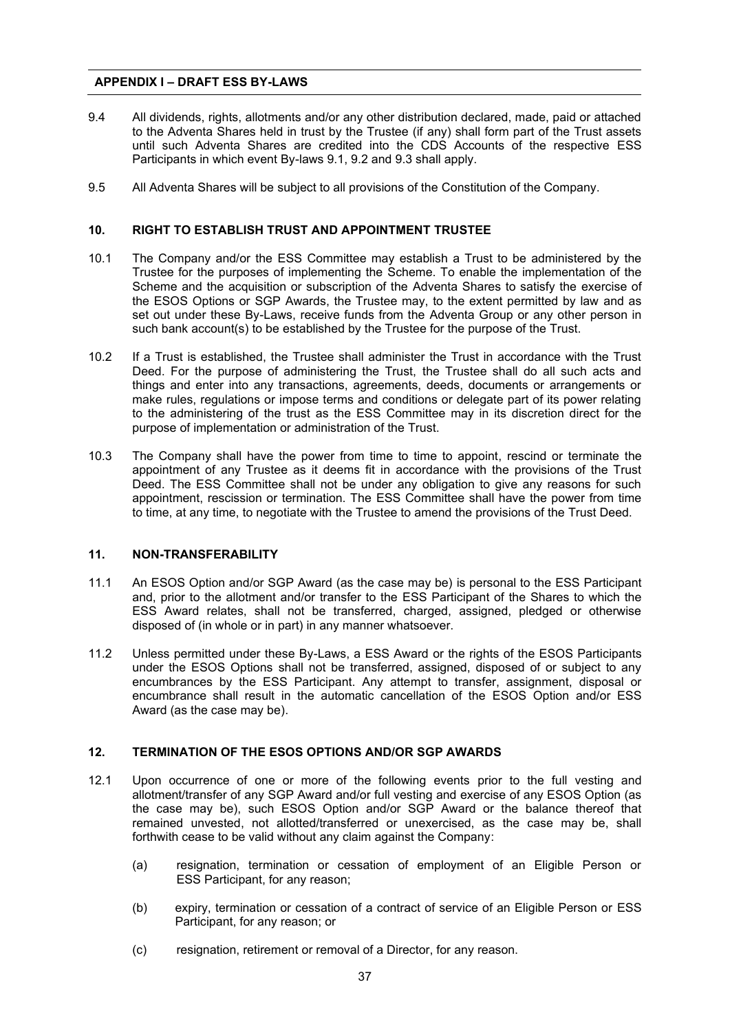9.4 All dividends, rights, allotments and/or any other distribution declared, made, paid or attached to the Adventa Shares held in trust by the Trustee (if any) shall form part of the Trust assets until such Adventa Shares are credited into the CDS Accounts of the respective ESS Participants in which event By-laws 9.1, 9.2 and 9.3 shall apply.

9.5 All Adventa Shares will be subject to all provisions of the Constitution of the Company.

## 10. RIGHT TO ESTABLISH TRUST AND APPOINTMENT TRUSTEE

10.1 The Company and/or the ESS Committee may establish a Trust to be administered by the Trustee for the purposes of implementing the Scheme. To enable the implementation of the Scheme and the acquisition or subscription of the Adventa Shares to satisfy the exercise of the ESOS Options or SGP Awards, the Trustee may, to the extent permitted by law and as set out under these By-Laws, receive funds from the Adventa Group or any other person in such bank account(s) to be established by the Trustee for the purpose of the Trust.

10.2 If a Trust is established, the Trustee shall administer the Trust in accordance with the Trust Deed. For the purpose of administering the Trust, the Trustee shall do all such acts and things and enter into any transactions, agreements, deeds, documents or arrangements or make rules, regulations or impose terms and conditions or delegate part of its power relating to the administering of the trust as the ESS Committee may in its discretion direct for the purpose of implementation or administration of the Trust.

10.3 The Company shall have the power from time to time to appoint, rescind or terminate the appointment of any Trustee as it deems fit in accordance with the provisions of the Trust Deed. The ESS Committee shall not be under any obligation to give any reasons for such appointment, rescission or termination. The ESS Committee shall have the power from time to time, at any time, to negotiate with the Trustee to amend the provisions of the Trust Deed.

## 11. NON-TRANSFERABILITY

11.1 An ESOS Option and/or SGP Award (as the case may be) is personal to the ESS Participant and, prior to the allotment and/or transfer to the ESS Participant of the Shares to which the ESS Award relates, shall not be transferred, charged, assigned, pledged or otherwise disposed of (in whole or in part) in any manner whatsoever.

11.2 Unless permitted under these By-Laws, a ESS Award or the rights of the ESOS Participants under the ESOS Options shall not be transferred, assigned, disposed of or subject to any encumbrances by the ESS Participant. Any attempt to transfer, assignment, disposal or encumbrance shall result in the automatic cancellation of the ESOS Option and/or ESS Award (as the case may be).

## 12. TERMINATION OF THE ESOS OPTIONS AND/OR SGP AWARDS

12.1 Upon occurrence of one or more of the following events prior to the full vesting and allotment/transfer of any SGP Award and/or full vesting and exercise of any ESOS Option (as the case may be), such ESOS Option and/or SGP Award or the balance thereof that remained unvested, not allotted/transferred or unexercised, as the case may be, shall forthwith cease to be valid without any claim against the Company:

(a) resignation, termination or cessation of employment of an Eligible Person or ESS Participant, for any reason;

(b) expiry, termination or cessation of a contract of service of an Eligible Person or ESS Participant, for any reason; or

(c) resignation, retirement or removal of a Director, for any reason.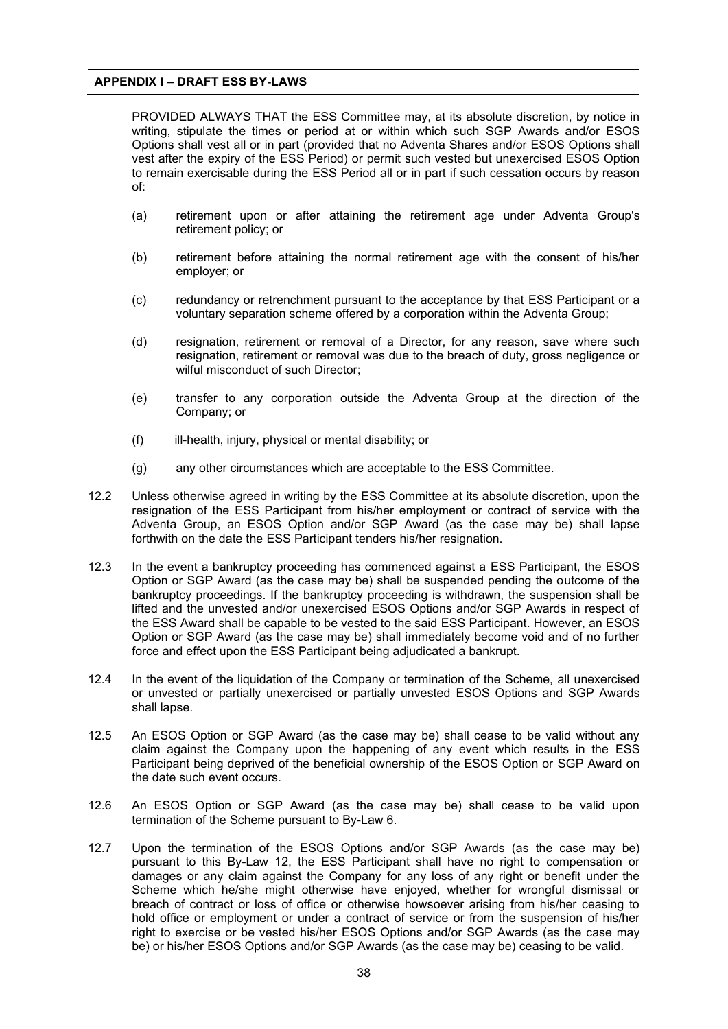PROVIDED ALWAYS THAT the ESS Committee may, at its absolute discretion, by notice in writing, stipulate the times or period at or within which such SGP Awards and/or ESOS Options shall vest all or in part (provided that no Adventa Shares and/or ESOS Options shall vest after the expiry of the ESS Period) or permit such vested but unexercised ESOS Option to remain exercisable during the ESS Period all or in part if such cessation occurs by reason of:

(a) retirement upon or after attaining the retirement age under Adventa Group's retirement policy; or

(b) retirement before attaining the normal retirement age with the consent of his/her employer; or

(c) redundancy or retrenchment pursuant to the acceptance by that ESS Participant or a voluntary separation scheme offered by a corporation within the Adventa Group;

(d) resignation, retirement or removal of a Director, for any reason, save where such resignation, retirement or removal was due to the breach of duty, gross negligence or wilful misconduct of such Director;

(e) transfer to any corporation outside the Adventa Group at the direction of the Company; or

(f) ill-health, injury, physical or mental disability; or

(g) any other circumstances which are acceptable to the ESS Committee.

12.2 Unless otherwise agreed in writing by the ESS Committee at its absolute discretion, upon the resignation of the ESS Participant from his/her employment or contract of service with the Adventa Group, an ESOS Option and/or SGP Award (as the case may be) shall lapse forthwith on the date the ESS Participant tenders his/her resignation.

12.3 In the event a bankruptcy proceeding has commenced against a ESS Participant, the ESOS Option or SGP Award (as the case may be) shall be suspended pending the outcome of the bankruptcy proceedings. If the bankruptcy proceeding is withdrawn, the suspension shall be lifted and the unvested and/or unexercised ESOS Options and/or SGP Awards in respect of the ESS Award shall be capable to be vested to the said ESS Participant. However, an ESOS Option or SGP Award (as the case may be) shall immediately become void and of no further force and effect upon the ESS Participant being adjudicated a bankrupt.

12.4 In the event of the liquidation of the Company or termination of the Scheme, all unexercised or unvested or partially unexercised or partially unvested ESOS Options and SGP Awards shall lapse.

12.5 An ESOS Option or SGP Award (as the case may be) shall cease to be valid without any claim against the Company upon the happening of any event which results in the ESS Participant being deprived of the beneficial ownership of the ESOS Option or SGP Award on the date such event occurs.

12.6 An ESOS Option or SGP Award (as the case may be) shall cease to be valid upon termination of the Scheme pursuant to By-Law 6.

12.7 Upon the termination of the ESOS Options and/or SGP Awards (as the case may be) pursuant to this By-Law 12, the ESS Participant shall have no right to compensation or damages or any claim against the Company for any loss of any right or benefit under the Scheme which he/she might otherwise have enjoyed, whether for wrongful dismissal or breach of contract or loss of office or otherwise howsoever arising from his/her ceasing to hold office or employment or under a contract of service or from the suspension of his/her right to exercise or be vested his/her ESOS Options and/or SGP Awards (as the case may be) or his/her ESOS Options and/or SGP Awards (as the case may be) ceasing to be valid.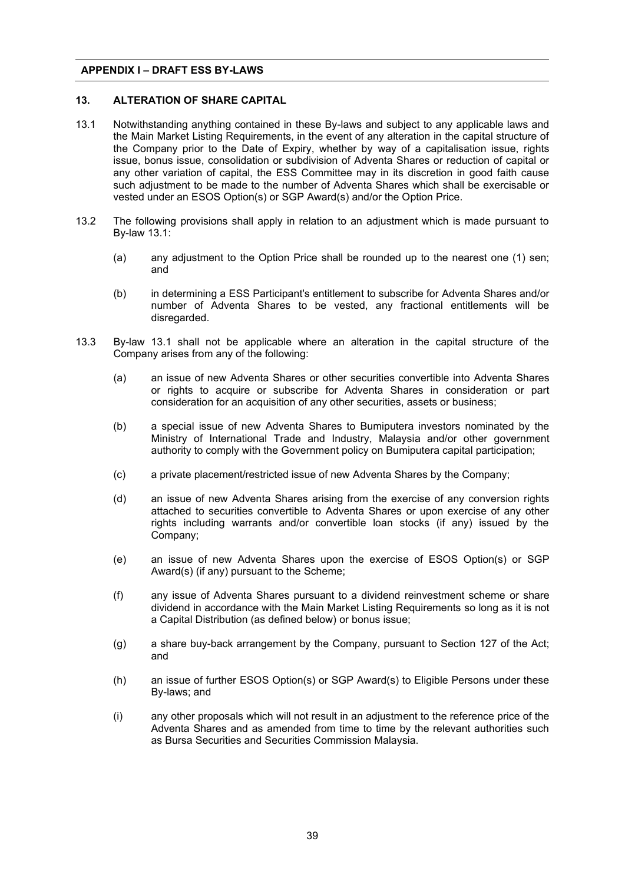## 13. ALTERATION OF SHARE CAPITAL

13.1 Notwithstanding anything contained in these By-laws and subject to any applicable laws and the Main Market Listing Requirements, in the event of any alteration in the capital structure of the Company prior to the Date of Expiry, whether by way of a capitalisation issue, rights issue, bonus issue, consolidation or subdivision of Adventa Shares or reduction of capital or any other variation of capital, the ESS Committee may in its discretion in good faith cause such adjustment to be made to the number of Adventa Shares which shall be exercisable or vested under an ESOS Option(s) or SGP Award(s) and/or the Option Price.

13.2 The following provisions shall apply in relation to an adjustment which is made pursuant to By-law 13.1:

(a) any adjustment to the Option Price shall be rounded up to the nearest one (1) sen; and

(b) in determining a ESS Participant's entitlement to subscribe for Adventa Shares and/or number of Adventa Shares to be vested, any fractional entitlements will be disregarded.

13.3 By-law 13.1 shall not be applicable where an alteration in the capital structure of the Company arises from any of the following:

(a) an issue of new Adventa Shares or other securities convertible into Adventa Shares or rights to acquire or subscribe for Adventa Shares in consideration or part consideration for an acquisition of any other securities, assets or business;

(b) a special issue of new Adventa Shares to Bumiputera investors nominated by the Ministry of International Trade and Industry, Malaysia and/or other government authority to comply with the Government policy on Bumiputera capital participation;

(c) a private placement/restricted issue of new Adventa Shares by the Company;

(d) an issue of new Adventa Shares arising from the exercise of any conversion rights attached to securities convertible to Adventa Shares or upon exercise of any other rights including warrants and/or convertible loan stocks (if any) issued by the Company;

(e) an issue of new Adventa Shares upon the exercise of ESOS Option(s) or SGP Award(s) (if any) pursuant to the Scheme;

(f) any issue of Adventa Shares pursuant to a dividend reinvestment scheme or share dividend in accordance with the Main Market Listing Requirements so long as it is not a Capital Distribution (as defined below) or bonus issue;

(g) a share buy-back arrangement by the Company, pursuant to Section 127 of the Act; and

(h) an issue of further ESOS Option(s) or SGP Award(s) to Eligible Persons under these By-laws; and

(i) any other proposals which will not result in an adjustment to the reference price of the Adventa Shares and as amended from time to time by the relevant authorities such as Bursa Securities and Securities Commission Malaysia.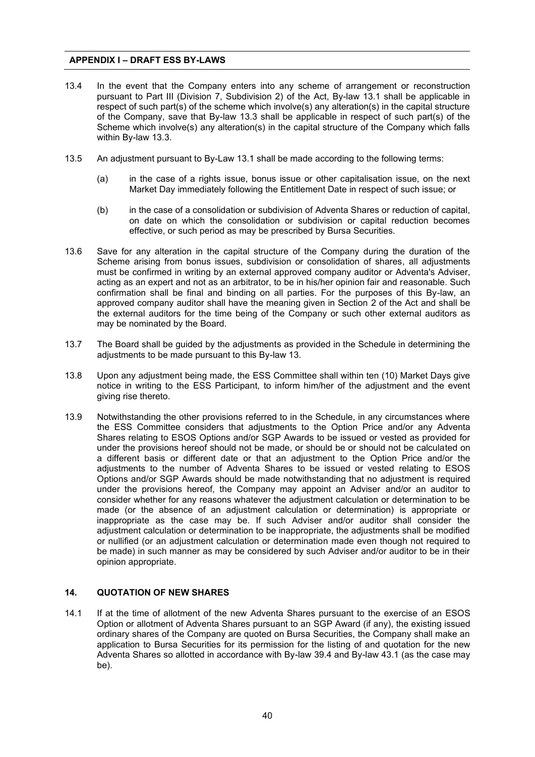13.4 In the event that the Company enters into any scheme of arrangement or reconstruction pursuant to Part III (Division 7, Subdivision 2) of the Act, By-law 13.1 shall be applicable in respect of such part(s) of the scheme which involve(s) any alteration(s) in the capital structure of the Company, save that By-law 13.3 shall be applicable in respect of such part(s) of the Scheme which involve(s) any alteration(s) in the capital structure of the Company which falls within By-law 13.3.

13.5 An adjustment pursuant to By-Law 13.1 shall be made according to the following terms:

(a) in the case of a rights issue, bonus issue or other capitalisation issue, on the next Market Day immediately following the Entitlement Date in respect of such issue; or

(b) in the case of a consolidation or subdivision of Adventa Shares or reduction of capital, on date on which the consolidation or subdivision or capital reduction becomes effective, or such period as may be prescribed by Bursa Securities.

13.6 Save for any alteration in the capital structure of the Company during the duration of the Scheme arising from bonus issues, subdivision or consolidation of shares, all adjustments must be confirmed in writing by an external approved company auditor or Adventa's Adviser, acting as an expert and not as an arbitrator, to be in his/her opinion fair and reasonable. Such confirmation shall be final and binding on all parties. For the purposes of this By-law, an approved company auditor shall have the meaning given in Section 2 of the Act and shall be the external auditors for the time being of the Company or such other external auditors as may be nominated by the Board.

13.7 The Board shall be guided by the adjustments as provided in the Schedule in determining the adjustments to be made pursuant to this By-law 13.

13.8 Upon any adjustment being made, the ESS Committee shall within ten (10) Market Days give notice in writing to the ESS Participant, to inform him/her of the adjustment and the event giving rise thereto.

13.9 Notwithstanding the other provisions referred to in the Schedule, in any circumstances where the ESS Committee considers that adjustments to the Option Price and/or any Adventa Shares relating to ESOS Options and/or SGP Awards to be issued or vested as provided for under the provisions hereof should not be made, or should be or should not be calculated on a different basis or different date or that an adjustment to the Option Price and/or the adjustments to the number of Adventa Shares to be issued or vested relating to ESOS Options and/or SGP Awards should be made notwithstanding that no adjustment is required under the provisions hereof, the Company may appoint an Adviser and/or an auditor to consider whether for any reasons whatever the adjustment calculation or determination to be made (or the absence of an adjustment calculation or determination) is appropriate or inappropriate as the case may be. If such Adviser and/or auditor shall consider the adjustment calculation or determination to be inappropriate, the adjustments shall be modified or nullified (or an adjustment calculation or determination made even though not required to be made) in such manner as may be considered by such Adviser and/or auditor to be in their opinion appropriate.

## 14. QUOTATION OF NEW SHARES

14.1 If at the time of allotment of the new Adventa Shares pursuant to the exercise of an ESOS Option or allotment of Adventa Shares pursuant to an SGP Award (if any), the existing issued ordinary shares of the Company are quoted on Bursa Securities, the Company shall make an application to Bursa Securities for its permission for the listing of and quotation for the new Adventa Shares so allotted in accordance with By-law 39.4 and By-law 43.1 (as the case may be).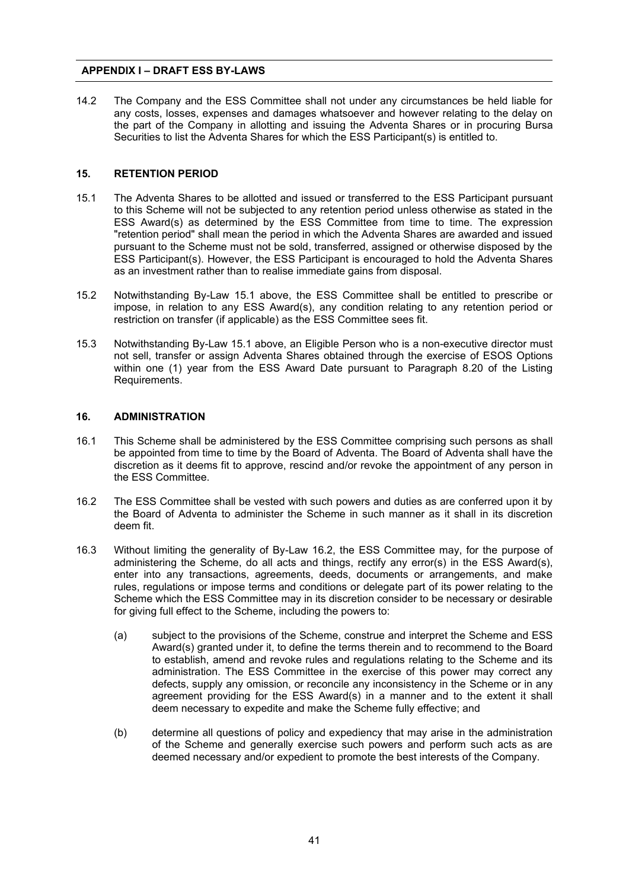14.2 The Company and the ESS Committee shall not under any circumstances be held liable for any costs, losses, expenses and damages whatsoever and however relating to the delay on the part of the Company in allotting and issuing the Adventa Shares or in procuring Bursa Securities to list the Adventa Shares for which the ESS Participant(s) is entitled to.

## 15. RETENTION PERIOD

15.1 The Adventa Shares to be allotted and issued or transferred to the ESS Participant pursuant to this Scheme will not be subjected to any retention period unless otherwise as stated in the ESS Award(s) as determined by the ESS Committee from time to time. The expression "retention period" shall mean the period in which the Adventa Shares are awarded and issued pursuant to the Scheme must not be sold, transferred, assigned or otherwise disposed by the ESS Participant(s). However, the ESS Participant is encouraged to hold the Adventa Shares as an investment rather than to realise immediate gains from disposal.

15.2 Notwithstanding By-Law 15.1 above, the ESS Committee shall be entitled to prescribe or impose, in relation to any ESS Award(s), any condition relating to any retention period or restriction on transfer (if applicable) as the ESS Committee sees fit.

15.3 Notwithstanding By-Law 15.1 above, an Eligible Person who is a non-executive director must not sell, transfer or assign Adventa Shares obtained through the exercise of ESOS Options within one (1) year from the ESS Award Date pursuant to Paragraph 8.20 of the Listing Requirements.

## 16. ADMINISTRATION

16.1 This Scheme shall be administered by the ESS Committee comprising such persons as shall be appointed from time to time by the Board of Adventa. The Board of Adventa shall have the discretion as it deems fit to approve, rescind and/or revoke the appointment of any person in the ESS Committee.

16.2 The ESS Committee shall be vested with such powers and duties as are conferred upon it by the Board of Adventa to administer the Scheme in such manner as it shall in its discretion deem fit.

16.3 Without limiting the generality of By-Law 16.2, the ESS Committee may, for the purpose of administering the Scheme, do all acts and things, rectify any error(s) in the ESS Award(s), enter into any transactions, agreements, deeds, documents or arrangements, and make rules, regulations or impose terms and conditions or delegate part of its power relating to the Scheme which the ESS Committee may in its discretion consider to be necessary or desirable for giving full effect to the Scheme, including the powers to:

(a) subject to the provisions of the Scheme, construe and interpret the Scheme and ESS Award(s) granted under it, to define the terms therein and to recommend to the Board to establish, amend and revoke rules and regulations relating to the Scheme and its administration. The ESS Committee in the exercise of this power may correct any defects, supply any omission, or reconcile any inconsistency in the Scheme or in any agreement providing for the ESS Award(s) in a manner and to the extent it shall deem necessary to expedite and make the Scheme fully effective; and

(b) determine all questions of policy and expediency that may arise in the administration of the Scheme and generally exercise such powers and perform such acts as are deemed necessary and/or expedient to promote the best interests of the Company.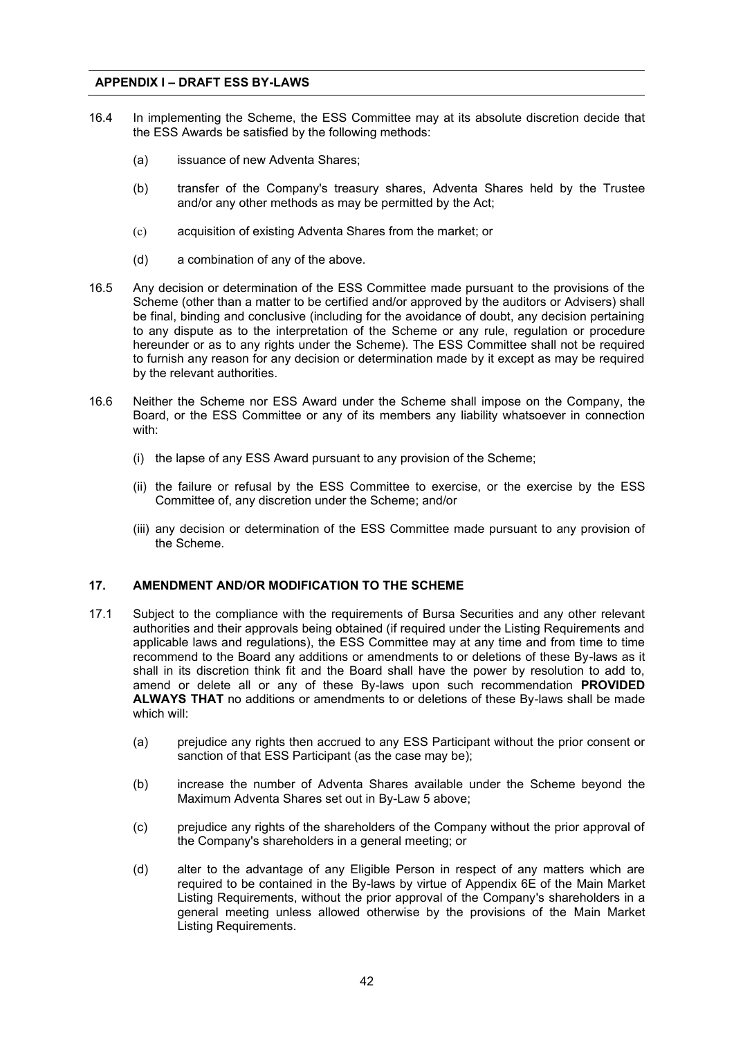16.4 In implementing the Scheme, the ESS Committee may at its absolute discretion decide that the ESS Awards be satisfied by the following methods:

  (a) issuance of new Adventa Shares;

  (b) transfer of the Company's treasury shares, Adventa Shares held by the Trustee and/or any other methods as may be permitted by the Act;

  (c) acquisition of existing Adventa Shares from the market; or

  (d) a combination of any of the above.

16.5 Any decision or determination of the ESS Committee made pursuant to the provisions of the Scheme (other than a matter to be certified and/or approved by the auditors or Advisers) shall be final, binding and conclusive (including for the avoidance of doubt, any decision pertaining to any dispute as to the interpretation of the Scheme or any rule, regulation or procedure hereunder or as to any rights under the Scheme). The ESS Committee shall not be required to furnish any reason for any decision or determination made by it except as may be required by the relevant authorities.

16.6 Neither the Scheme nor ESS Award under the Scheme shall impose on the Company, the Board, or the ESS Committee or any of its members any liability whatsoever in connection with:

  (i) the lapse of any ESS Award pursuant to any provision of the Scheme;

  (ii) the failure or refusal by the ESS Committee to exercise, or the exercise by the ESS Committee of, any discretion under the Scheme; and/or

  (iii) any decision or determination of the ESS Committee made pursuant to any provision of the Scheme.

## 17. AMENDMENT AND/OR MODIFICATION TO THE SCHEME

17.1 Subject to the compliance with the requirements of Bursa Securities and any other relevant authorities and their approvals being obtained (if required under the Listing Requirements and applicable laws and regulations), the ESS Committee may at any time and from time to time recommend to the Board any additions or amendments to or deletions of these By-laws as it shall in its discretion think fit and the Board shall have the power by resolution to add to, amend or delete all or any of these By-laws upon such recommendation **PROVIDED ALWAYS THAT** no additions or amendments to or deletions of these By-laws shall be made which will:

  (a) prejudice any rights then accrued to any ESS Participant without the prior consent or sanction of that ESS Participant (as the case may be);

  (b) increase the number of Adventa Shares available under the Scheme beyond the Maximum Adventa Shares set out in By-Law 5 above;

  (c) prejudice any rights of the shareholders of the Company without the prior approval of the Company's shareholders in a general meeting; or

  (d) alter to the advantage of any Eligible Person in respect of any matters which are required to be contained in the By-laws by virtue of Appendix 6E of the Main Market Listing Requirements, without the prior approval of the Company's shareholders in a general meeting unless allowed otherwise by the provisions of the Main Market Listing Requirements.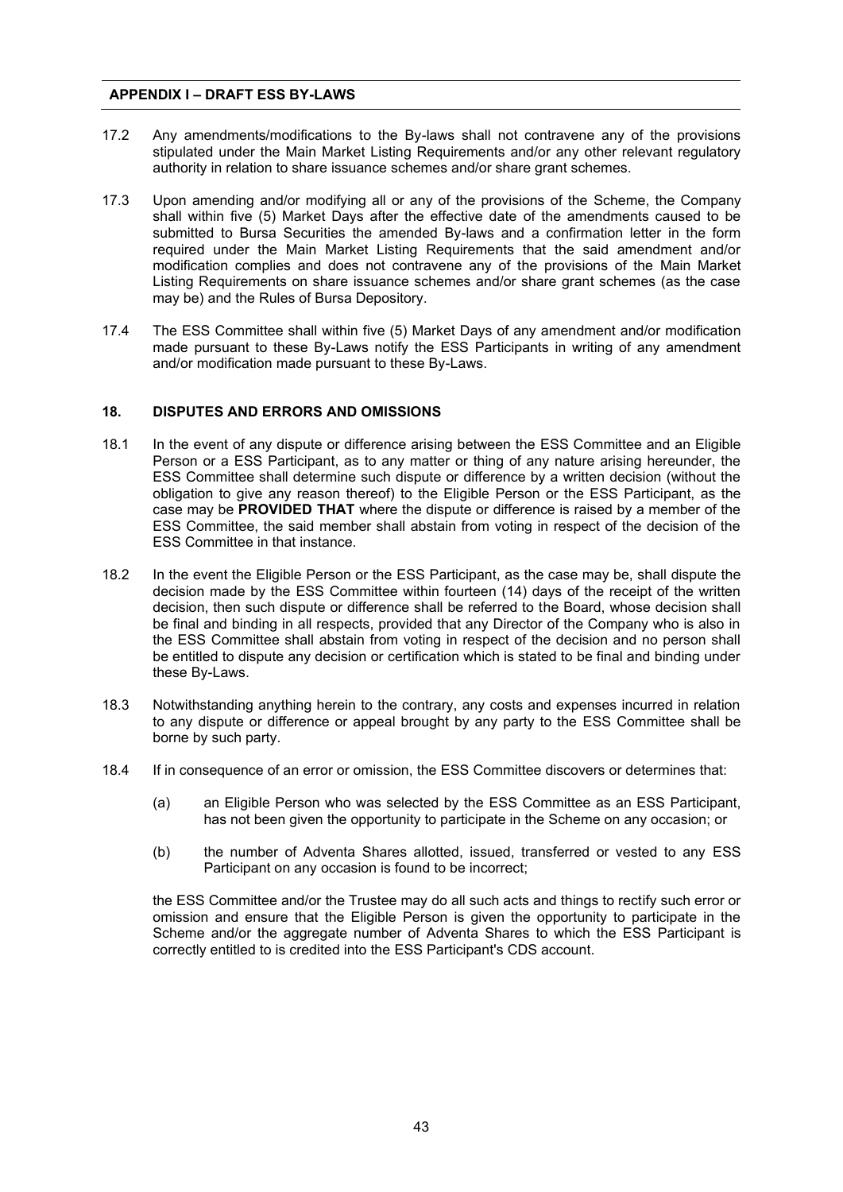17.2 Any amendments/modifications to the By-laws shall not contravene any of the provisions stipulated under the Main Market Listing Requirements and/or any other relevant regulatory authority in relation to share issuance schemes and/or share grant schemes.

17.3 Upon amending and/or modifying all or any of the provisions of the Scheme, the Company shall within five (5) Market Days after the effective date of the amendments caused to be submitted to Bursa Securities the amended By-laws and a confirmation letter in the form required under the Main Market Listing Requirements that the said amendment and/or modification complies and does not contravene any of the provisions of the Main Market Listing Requirements on share issuance schemes and/or share grant schemes (as the case may be) and the Rules of Bursa Depository.

17.4 The ESS Committee shall within five (5) Market Days of any amendment and/or modification made pursuant to these By-Laws notify the ESS Participants in writing of any amendment and/or modification made pursuant to these By-Laws.

## 18. DISPUTES AND ERRORS AND OMISSIONS

18.1 In the event of any dispute or difference arising between the ESS Committee and an Eligible Person or a ESS Participant, as to any matter or thing of any nature arising hereunder, the ESS Committee shall determine such dispute or difference by a written decision (without the obligation to give any reason thereof) to the Eligible Person or the ESS Participant, as the case may be **PROVIDED THAT** where the dispute or difference is raised by a member of the ESS Committee, the said member shall abstain from voting in respect of the decision of the ESS Committee in that instance.

18.2 In the event the Eligible Person or the ESS Participant, as the case may be, shall dispute the decision made by the ESS Committee within fourteen (14) days of the receipt of the written decision, then such dispute or difference shall be referred to the Board, whose decision shall be final and binding in all respects, provided that any Director of the Company who is also in the ESS Committee shall abstain from voting in respect of the decision and no person shall be entitled to dispute any decision or certification which is stated to be final and binding under these By-Laws.

18.3 Notwithstanding anything herein to the contrary, any costs and expenses incurred in relation to any dispute or difference or appeal brought by any party to the ESS Committee shall be borne by such party.

18.4 If in consequence of an error or omission, the ESS Committee discovers or determines that:

(a) an Eligible Person who was selected by the ESS Committee as an ESS Participant, has not been given the opportunity to participate in the Scheme on any occasion; or

(b) the number of Adventa Shares allotted, issued, transferred or vested to any ESS Participant on any occasion is found to be incorrect;

the ESS Committee and/or the Trustee may do all such acts and things to rectify such error or omission and ensure that the Eligible Person is given the opportunity to participate in the Scheme and/or the aggregate number of Adventa Shares to which the ESS Participant is correctly entitled to is credited into the ESS Participant's CDS account.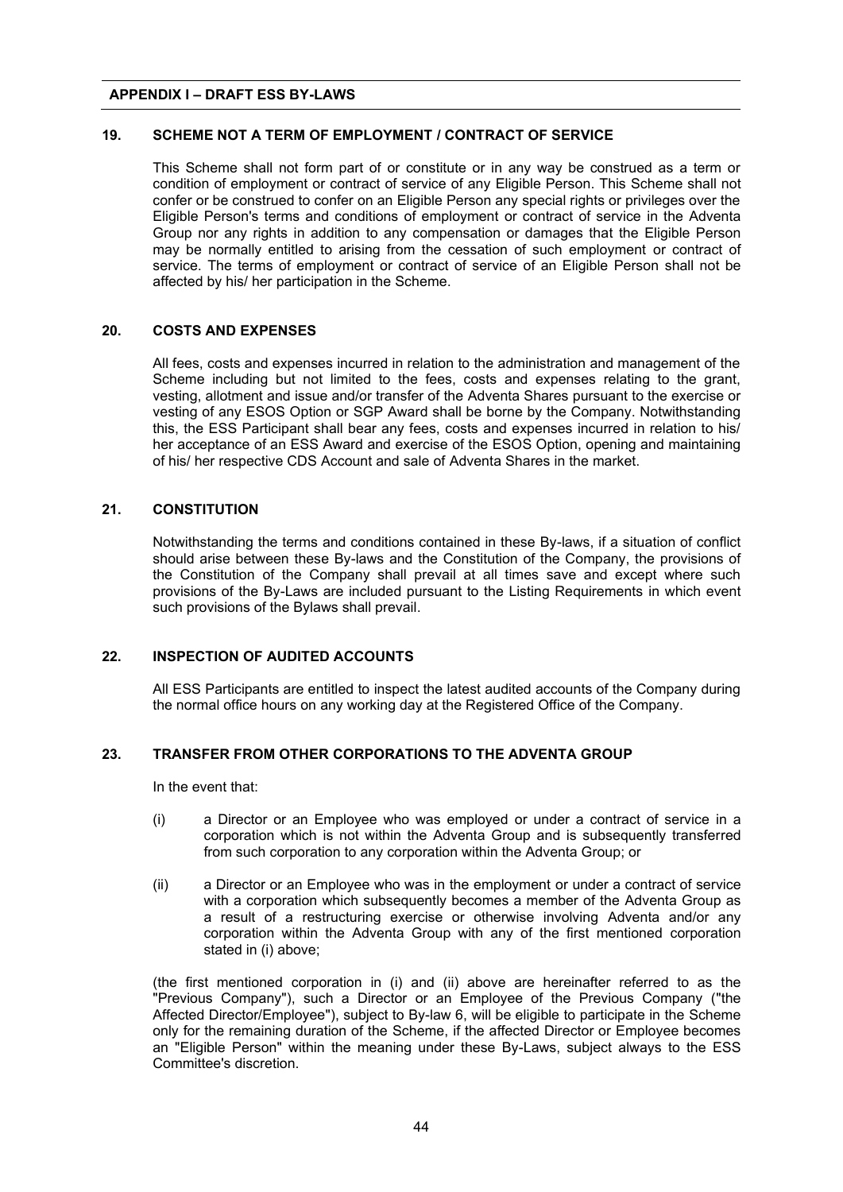**19. SCHEME NOT A TERM OF EMPLOYMENT / CONTRACT OF SERVICE**

This Scheme shall not form part of or constitute or in any way be construed as a term or condition of employment or contract of service of any Eligible Person. This Scheme shall not confer or be construed to confer on an Eligible Person any special rights or privileges over the Eligible Person's terms and conditions of employment or contract of service in the Adventa Group nor any rights in addition to any compensation or damages that the Eligible Person may be normally entitled to arising from the cessation of such employment or contract of service. The terms of employment or contract of service of an Eligible Person shall not be affected by his/ her participation in the Scheme.

**20. COSTS AND EXPENSES**

All fees, costs and expenses incurred in relation to the administration and management of the Scheme including but not limited to the fees, costs and expenses relating to the grant, vesting, allotment and issue and/or transfer of the Adventa Shares pursuant to the exercise or vesting of any ESOS Option or SGP Award shall be borne by the Company. Notwithstanding this, the ESS Participant shall bear any fees, costs and expenses incurred in relation to his/ her acceptance of an ESS Award and exercise of the ESOS Option, opening and maintaining of his/ her respective CDS Account and sale of Adventa Shares in the market.

**21. CONSTITUTION**

Notwithstanding the terms and conditions contained in these By-laws, if a situation of conflict should arise between these By-laws and the Constitution of the Company, the provisions of the Constitution of the Company shall prevail at all times save and except where such provisions of the By-Laws are included pursuant to the Listing Requirements in which event such provisions of the Bylaws shall prevail.

**22. INSPECTION OF AUDITED ACCOUNTS**

All ESS Participants are entitled to inspect the latest audited accounts of the Company during the normal office hours on any working day at the Registered Office of the Company.

**23. TRANSFER FROM OTHER CORPORATIONS TO THE ADVENTA GROUP**

In the event that:

(i) a Director or an Employee who was employed or under a contract of service in a corporation which is not within the Adventa Group and is subsequently transferred from such corporation to any corporation within the Adventa Group; or

(ii) a Director or an Employee who was in the employment or under a contract of service with a corporation which subsequently becomes a member of the Adventa Group as a result of a restructuring exercise or otherwise involving Adventa and/or any corporation within the Adventa Group with any of the first mentioned corporation stated in (i) above;

(the first mentioned corporation in (i) and (ii) above are hereinafter referred to as the "Previous Company"), such a Director or an Employee of the Previous Company ("the Affected Director/Employee"), subject to By-law 6, will be eligible to participate in the Scheme only for the remaining duration of the Scheme, if the affected Director or Employee becomes an "Eligible Person" within the meaning under these By-Laws, subject always to the ESS Committee's discretion.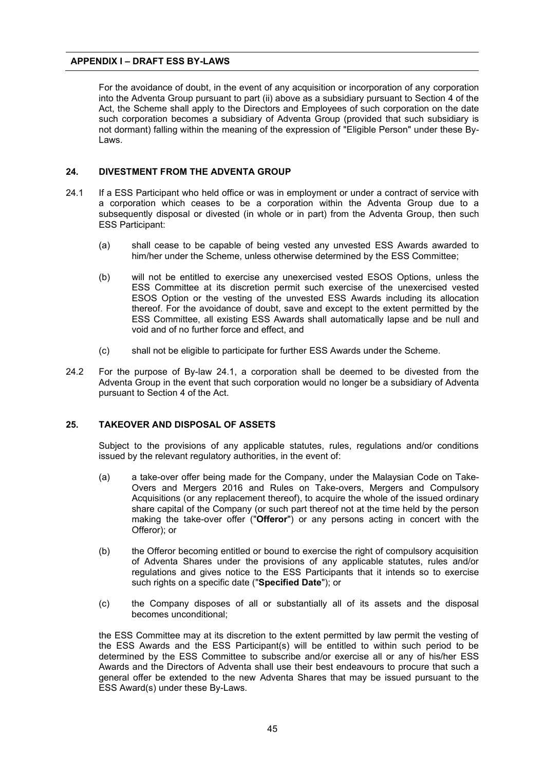For the avoidance of doubt, in the event of any acquisition or incorporation of any corporation into the Adventa Group pursuant to part (ii) above as a subsidiary pursuant to Section 4 of the Act, the Scheme shall apply to the Directors and Employees of such corporation on the date such corporation becomes a subsidiary of Adventa Group (provided that such subsidiary is not dormant) falling within the meaning of the expression of "Eligible Person" under these By-Laws.

## 24. DIVESTMENT FROM THE ADVENTA GROUP

24.1 If a ESS Participant who held office or was in employment or under a contract of service with a corporation which ceases to be a corporation within the Adventa Group due to a subsequently disposal or divested (in whole or in part) from the Adventa Group, then such ESS Participant:

(a) shall cease to be capable of being vested any unvested ESS Awards awarded to him/her under the Scheme, unless otherwise determined by the ESS Committee;

(b) will not be entitled to exercise any unexercised vested ESOS Options, unless the ESS Committee at its discretion permit such exercise of the unexercised vested ESOS Option or the vesting of the unvested ESS Awards including its allocation thereof. For the avoidance of doubt, save and except to the extent permitted by the ESS Committee, all existing ESS Awards shall automatically lapse and be null and void and of no further force and effect, and

(c) shall not be eligible to participate for further ESS Awards under the Scheme.

24.2 For the purpose of By-law 24.1, a corporation shall be deemed to be divested from the Adventa Group in the event that such corporation would no longer be a subsidiary of Adventa pursuant to Section 4 of the Act.

## 25. TAKEOVER AND DISPOSAL OF ASSETS

Subject to the provisions of any applicable statutes, rules, regulations and/or conditions issued by the relevant regulatory authorities, in the event of:

(a) a take-over offer being made for the Company, under the Malaysian Code on Take-Overs and Mergers 2016 and Rules on Take-overs, Mergers and Compulsory Acquisitions (or any replacement thereof), to acquire the whole of the issued ordinary share capital of the Company (or such part thereof not at the time held by the person making the take-over offer ("**Offeror**") or any persons acting in concert with the Offeror); or

(b) the Offeror becoming entitled or bound to exercise the right of compulsory acquisition of Adventa Shares under the provisions of any applicable statutes, rules and/or regulations and gives notice to the ESS Participants that it intends so to exercise such rights on a specific date ("**Specified Date**"); or

(c) the Company disposes of all or substantially all of its assets and the disposal becomes unconditional;

the ESS Committee may at its discretion to the extent permitted by law permit the vesting of the ESS Awards and the ESS Participant(s) will be entitled to within such period to be determined by the ESS Committee to subscribe and/or exercise all or any of his/her ESS Awards and the Directors of Adventa shall use their best endeavours to procure that such a general offer be extended to the new Adventa Shares that may be issued pursuant to the ESS Award(s) under these By-Laws.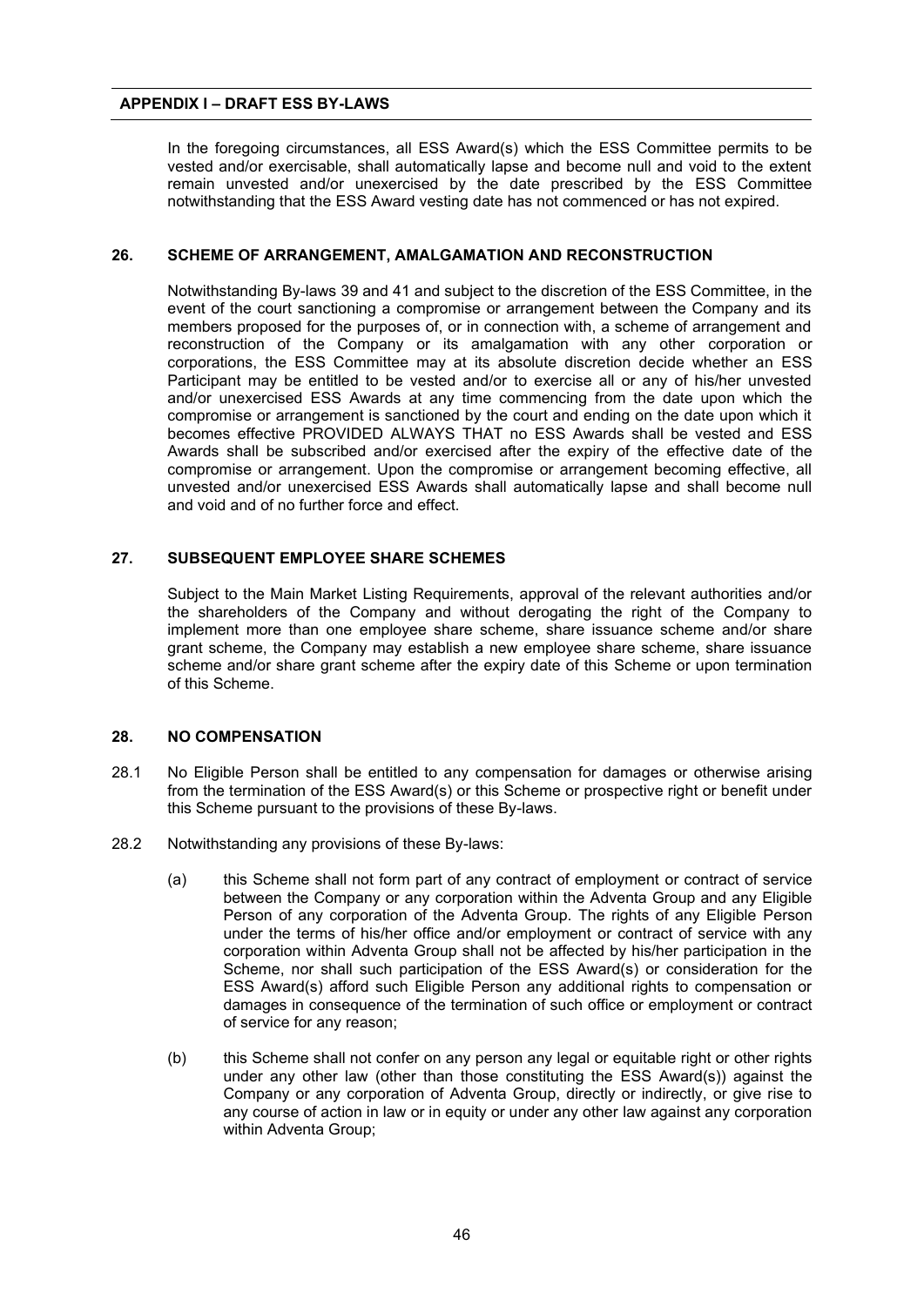In the foregoing circumstances, all ESS Award(s) which the ESS Committee permits to be vested and/or exercisable, shall automatically lapse and become null and void to the extent remain unvested and/or unexercised by the date prescribed by the ESS Committee notwithstanding that the ESS Award vesting date has not commenced or has not expired.

## 26. SCHEME OF ARRANGEMENT, AMALGAMATION AND RECONSTRUCTION

Notwithstanding By-laws 39 and 41 and subject to the discretion of the ESS Committee, in the event of the court sanctioning a compromise or arrangement between the Company and its members proposed for the purposes of, or in connection with, a scheme of arrangement and reconstruction of the Company or its amalgamation with any other corporation or corporations, the ESS Committee may at its absolute discretion decide whether an ESS Participant may be entitled to be vested and/or to exercise all or any of his/her unvested and/or unexercised ESS Awards at any time commencing from the date upon which the compromise or arrangement is sanctioned by the court and ending on the date upon which it becomes effective PROVIDED ALWAYS THAT no ESS Awards shall be vested and ESS Awards shall be subscribed and/or exercised after the expiry of the effective date of the compromise or arrangement. Upon the compromise or arrangement becoming effective, all unvested and/or unexercised ESS Awards shall automatically lapse and shall become null and void and of no further force and effect.

## 27. SUBSEQUENT EMPLOYEE SHARE SCHEMES

Subject to the Main Market Listing Requirements, approval of the relevant authorities and/or the shareholders of the Company and without derogating the right of the Company to implement more than one employee share scheme, share issuance scheme and/or share grant scheme, the Company may establish a new employee share scheme, share issuance scheme and/or share grant scheme after the expiry date of this Scheme or upon termination of this Scheme.

## 28. NO COMPENSATION

28.1 No Eligible Person shall be entitled to any compensation for damages or otherwise arising from the termination of the ESS Award(s) or this Scheme or prospective right or benefit under this Scheme pursuant to the provisions of these By-laws.

28.2 Notwithstanding any provisions of these By-laws:

(a) this Scheme shall not form part of any contract of employment or contract of service between the Company or any corporation within the Adventa Group and any Eligible Person of any corporation of the Adventa Group. The rights of any Eligible Person under the terms of his/her office and/or employment or contract of service with any corporation within Adventa Group shall not be affected by his/her participation in the Scheme, nor shall such participation of the ESS Award(s) or consideration for the ESS Award(s) afford such Eligible Person any additional rights to compensation or damages in consequence of the termination of such office or employment or contract of service for any reason;

(b) this Scheme shall not confer on any person any legal or equitable right or other rights under any other law (other than those constituting the ESS Award(s)) against the Company or any corporation of Adventa Group, directly or indirectly, or give rise to any course of action in law or in equity or under any other law against any corporation within Adventa Group;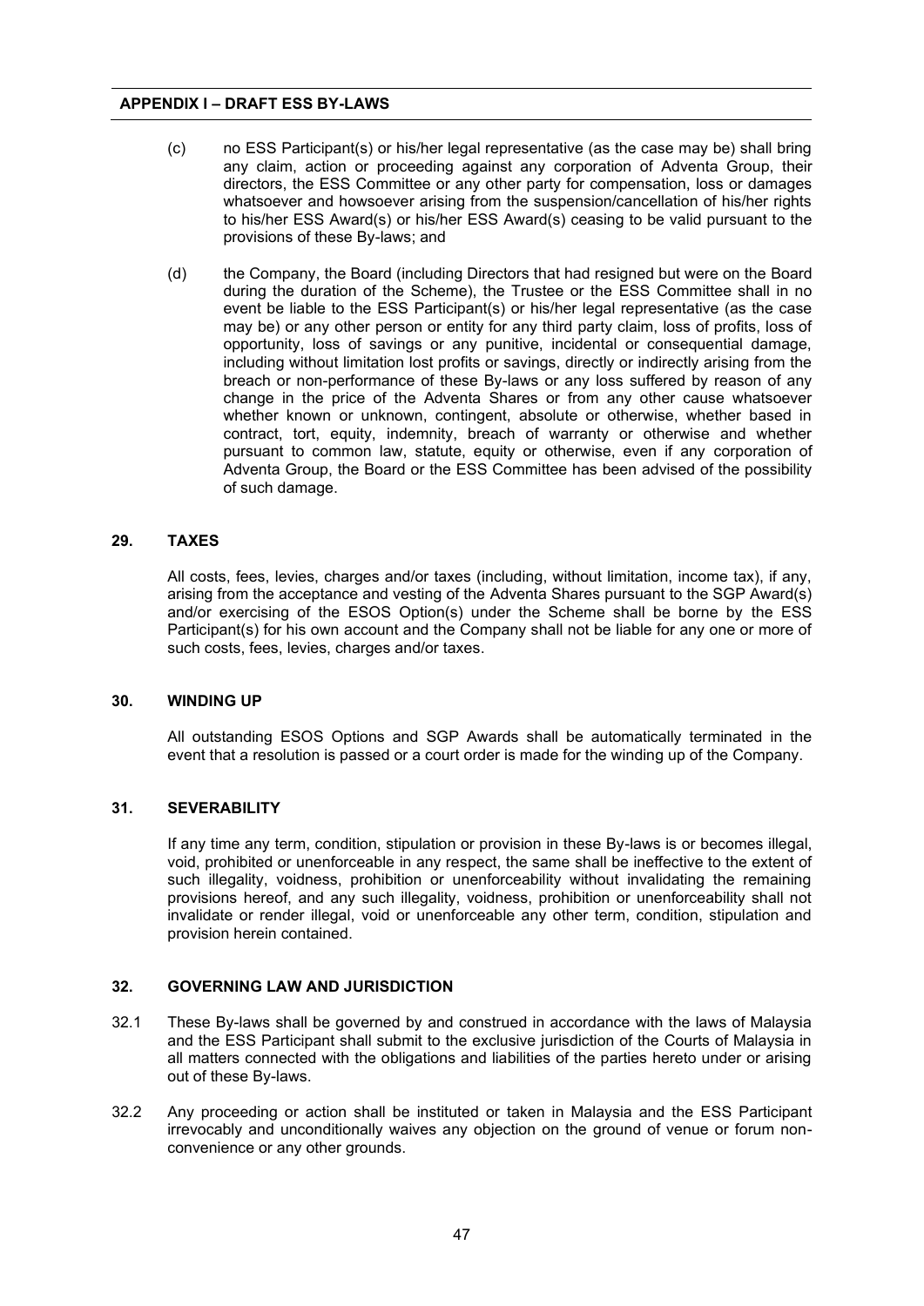(c) no ESS Participant(s) or his/her legal representative (as the case may be) shall bring any claim, action or proceeding against any corporation of Adventa Group, their directors, the ESS Committee or any other party for compensation, loss or damages whatsoever and howsoever arising from the suspension/cancellation of his/her rights to his/her ESS Award(s) or his/her ESS Award(s) ceasing to be valid pursuant to the provisions of these By-laws; and

(d) the Company, the Board (including Directors that had resigned but were on the Board during the duration of the Scheme), the Trustee or the ESS Committee shall in no event be liable to the ESS Participant(s) or his/her legal representative (as the case may be) or any other person or entity for any third party claim, loss of profits, loss of opportunity, loss of savings or any punitive, incidental or consequential damage, including without limitation lost profits or savings, directly or indirectly arising from the breach or non-performance of these By-laws or any loss suffered by reason of any change in the price of the Adventa Shares or from any other cause whatsoever whether known or unknown, contingent, absolute or otherwise, whether based in contract, tort, equity, indemnity, breach of warranty or otherwise and whether pursuant to common law, statute, equity or otherwise, even if any corporation of Adventa Group, the Board or the ESS Committee has been advised of the possibility of such damage.

## 29. TAXES

All costs, fees, levies, charges and/or taxes (including, without limitation, income tax), if any, arising from the acceptance and vesting of the Adventa Shares pursuant to the SGP Award(s) and/or exercising of the ESOS Option(s) under the Scheme shall be borne by the ESS Participant(s) for his own account and the Company shall not be liable for any one or more of such costs, fees, levies, charges and/or taxes.

## 30. WINDING UP

All outstanding ESOS Options and SGP Awards shall be automatically terminated in the event that a resolution is passed or a court order is made for the winding up of the Company.

## 31. SEVERABILITY

If any time any term, condition, stipulation or provision in these By-laws is or becomes illegal, void, prohibited or unenforceable in any respect, the same shall be ineffective to the extent of such illegality, voidness, prohibition or unenforceability without invalidating the remaining provisions hereof, and any such illegality, voidness, prohibition or unenforceability shall not invalidate or render illegal, void or unenforceable any other term, condition, stipulation and provision herein contained.

## 32. GOVERNING LAW AND JURISDICTION

32.1 These By-laws shall be governed by and construed in accordance with the laws of Malaysia and the ESS Participant shall submit to the exclusive jurisdiction of the Courts of Malaysia in all matters connected with the obligations and liabilities of the parties hereto under or arising out of these By-laws.

32.2 Any proceeding or action shall be instituted or taken in Malaysia and the ESS Participant irrevocably and unconditionally waives any objection on the ground of venue or forum non-convenience or any other grounds.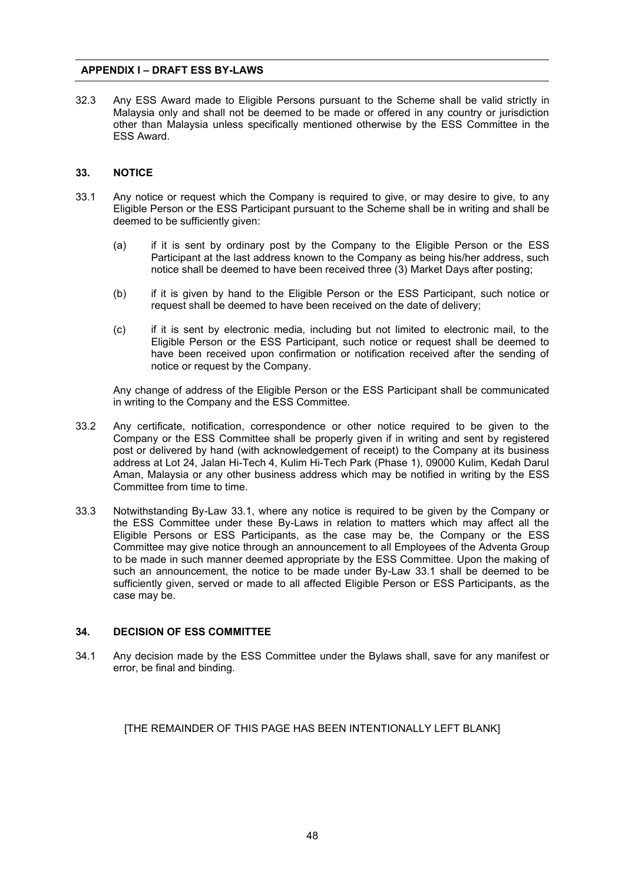32.3 Any ESS Award made to Eligible Persons pursuant to the Scheme shall be valid strictly in Malaysia only and shall not be deemed to be made or offered in any country or jurisdiction other than Malaysia unless specifically mentioned otherwise by the ESS Committee in the ESS Award.

## 33. NOTICE

33.1 Any notice or request which the Company is required to give, or may desire to give, to any Eligible Person or the ESS Participant pursuant to the Scheme shall be in writing and shall be deemed to be sufficiently given:

(a) if it is sent by ordinary post by the Company to the Eligible Person or the ESS Participant at the last address known to the Company as being his/her address, such notice shall be deemed to have been received three (3) Market Days after posting;

(b) if it is given by hand to the Eligible Person or the ESS Participant, such notice or request shall be deemed to have been received on the date of delivery;

(c) if it is sent by electronic media, including but not limited to electronic mail, to the Eligible Person or the ESS Participant, such notice or request shall be deemed to have been received upon confirmation or notification received after the sending of notice or request by the Company.

Any change of address of the Eligible Person or the ESS Participant shall be communicated in writing to the Company and the ESS Committee.

33.2 Any certificate, notification, correspondence or other notice required to be given to the Company or the ESS Committee shall be properly given if in writing and sent by registered post or delivered by hand (with acknowledgement of receipt) to the Company at its business address at Lot 24, Jalan Hi-Tech 4, Kulim Hi-Tech Park (Phase 1), 09000 Kulim, Kedah Darul Aman, Malaysia or any other business address which may be notified in writing by the ESS Committee from time to time.

33.3 Notwithstanding By-Law 33.1, where any notice is required to be given by the Company or the ESS Committee under these By-Laws in relation to matters which may affect all the Eligible Persons or ESS Participants, as the case may be, the Company or the ESS Committee may give notice through an announcement to all Employees of the Adventa Group to be made in such manner deemed appropriate by the ESS Committee. Upon the making of such an announcement, the notice to be made under By-Law 33.1 shall be deemed to be sufficiently given, served or made to all affected Eligible Person or ESS Participants, as the case may be.

## 34. DECISION OF ESS COMMITTEE

34.1 Any decision made by the ESS Committee under the Bylaws shall, save for any manifest or error, be final and binding.

[THE REMAINDER OF THIS PAGE HAS BEEN INTENTIONALLY LEFT BLANK]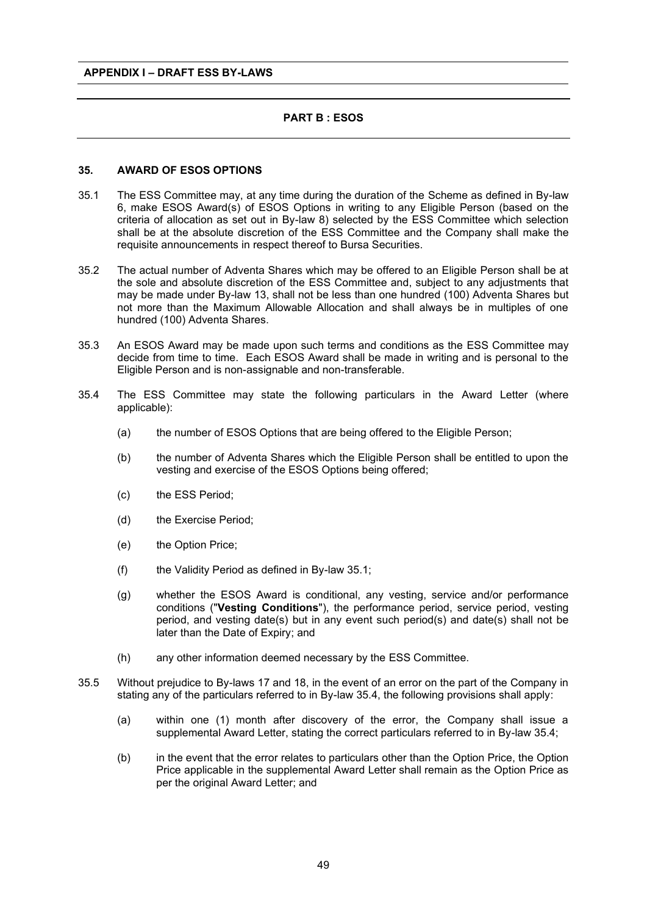**APPENDIX I – DRAFT ESS BY-LAWS**

**PART B : ESOS**

**35. AWARD OF ESOS OPTIONS**

35.1 The ESS Committee may, at any time during the duration of the Scheme as defined in By-law 6, make ESOS Award(s) of ESOS Options in writing to any Eligible Person (based on the criteria of allocation as set out in By-law 8) selected by the ESS Committee which selection shall be at the absolute discretion of the ESS Committee and the Company shall make the requisite announcements in respect thereof to Bursa Securities.

35.2 The actual number of Adventa Shares which may be offered to an Eligible Person shall be at the sole and absolute discretion of the ESS Committee and, subject to any adjustments that may be made under By-law 13, shall not be less than one hundred (100) Adventa Shares but not more than the Maximum Allowable Allocation and shall always be in multiples of one hundred (100) Adventa Shares.

35.3 An ESOS Award may be made upon such terms and conditions as the ESS Committee may decide from time to time. Each ESOS Award shall be made in writing and is personal to the Eligible Person and is non-assignable and non-transferable.

35.4 The ESS Committee may state the following particulars in the Award Letter (where applicable):

(a) the number of ESOS Options that are being offered to the Eligible Person;

(b) the number of Adventa Shares which the Eligible Person shall be entitled to upon the vesting and exercise of the ESOS Options being offered;

(c) the ESS Period;

(d) the Exercise Period;

(e) the Option Price;

(f) the Validity Period as defined in By-law 35.1;

(g) whether the ESOS Award is conditional, any vesting, service and/or performance conditions ("**Vesting Conditions**"), the performance period, service period, vesting period, and vesting date(s) but in any event such period(s) and date(s) shall not be later than the Date of Expiry; and

(h) any other information deemed necessary by the ESS Committee.

35.5 Without prejudice to By-laws 17 and 18, in the event of an error on the part of the Company in stating any of the particulars referred to in By-law 35.4, the following provisions shall apply:

(a) within one (1) month after discovery of the error, the Company shall issue a supplemental Award Letter, stating the correct particulars referred to in By-law 35.4;

(b) in the event that the error relates to particulars other than the Option Price, the Option Price applicable in the supplemental Award Letter shall remain as the Option Price as per the original Award Letter; and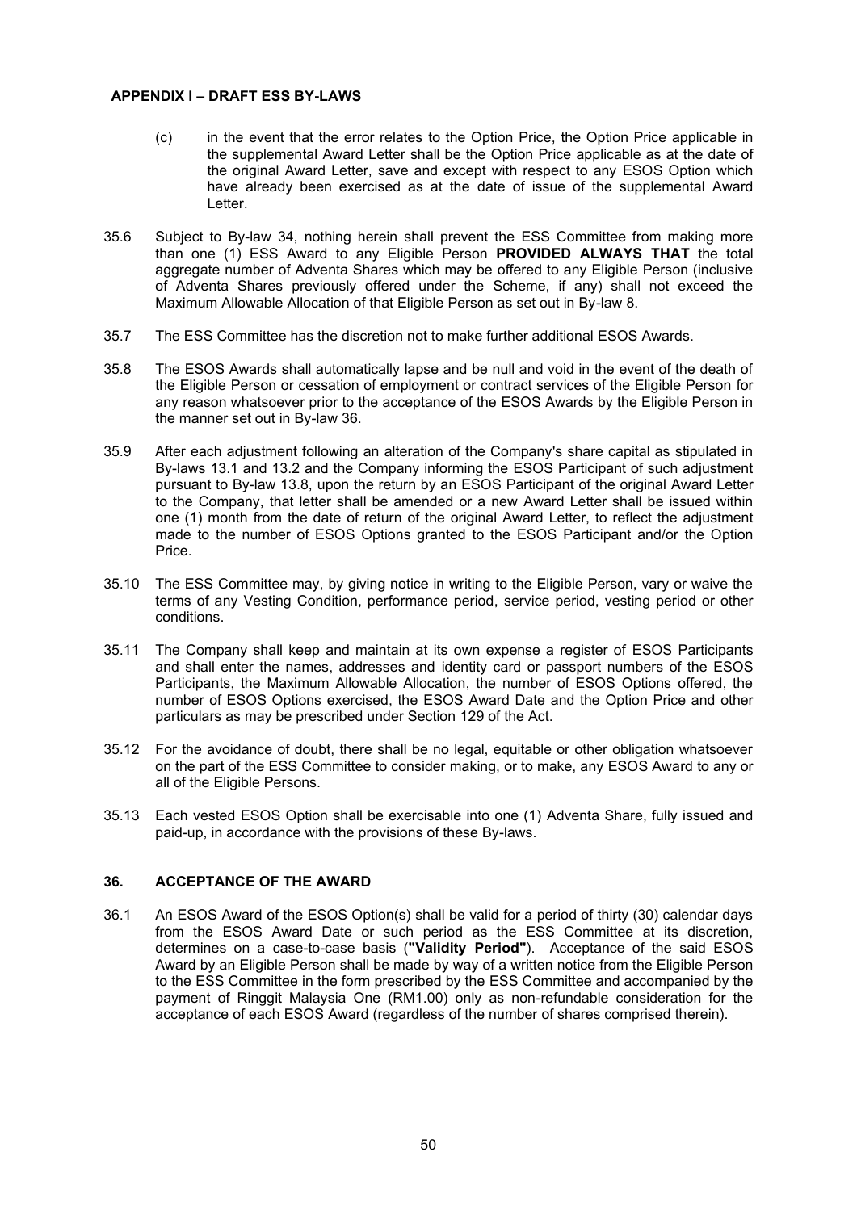(c) in the event that the error relates to the Option Price, the Option Price applicable in the supplemental Award Letter shall be the Option Price applicable as at the date of the original Award Letter, save and except with respect to any ESOS Option which have already been exercised as at the date of issue of the supplemental Award Letter.

35.6 Subject to By-law 34, nothing herein shall prevent the ESS Committee from making more than one (1) ESS Award to any Eligible Person **PROVIDED ALWAYS THAT** the total aggregate number of Adventa Shares which may be offered to any Eligible Person (inclusive of Adventa Shares previously offered under the Scheme, if any) shall not exceed the Maximum Allowable Allocation of that Eligible Person as set out in By-law 8.

35.7 The ESS Committee has the discretion not to make further additional ESOS Awards.

35.8 The ESOS Awards shall automatically lapse and be null and void in the event of the death of the Eligible Person or cessation of employment or contract services of the Eligible Person for any reason whatsoever prior to the acceptance of the ESOS Awards by the Eligible Person in the manner set out in By-law 36.

35.9 After each adjustment following an alteration of the Company's share capital as stipulated in By-laws 13.1 and 13.2 and the Company informing the ESOS Participant of such adjustment pursuant to By-law 13.8, upon the return by an ESOS Participant of the original Award Letter to the Company, that letter shall be amended or a new Award Letter shall be issued within one (1) month from the date of return of the original Award Letter, to reflect the adjustment made to the number of ESOS Options granted to the ESOS Participant and/or the Option Price.

35.10 The ESS Committee may, by giving notice in writing to the Eligible Person, vary or waive the terms of any Vesting Condition, performance period, service period, vesting period or other conditions.

35.11 The Company shall keep and maintain at its own expense a register of ESOS Participants and shall enter the names, addresses and identity card or passport numbers of the ESOS Participants, the Maximum Allowable Allocation, the number of ESOS Options offered, the number of ESOS Options exercised, the ESOS Award Date and the Option Price and other particulars as may be prescribed under Section 129 of the Act.

35.12 For the avoidance of doubt, there shall be no legal, equitable or other obligation whatsoever on the part of the ESS Committee to consider making, or to make, any ESOS Award to any or all of the Eligible Persons.

35.13 Each vested ESOS Option shall be exercisable into one (1) Adventa Share, fully issued and paid-up, in accordance with the provisions of these By-laws.

## 36. ACCEPTANCE OF THE AWARD

36.1 An ESOS Award of the ESOS Option(s) shall be valid for a period of thirty (30) calendar days from the ESOS Award Date or such period as the ESS Committee at its discretion, determines on a case-to-case basis (**"Validity Period"**). Acceptance of the said ESOS Award by an Eligible Person shall be made by way of a written notice from the Eligible Person to the ESS Committee in the form prescribed by the ESS Committee and accompanied by the payment of Ringgit Malaysia One (RM1.00) only as non-refundable consideration for the acceptance of each ESOS Award (regardless of the number of shares comprised therein).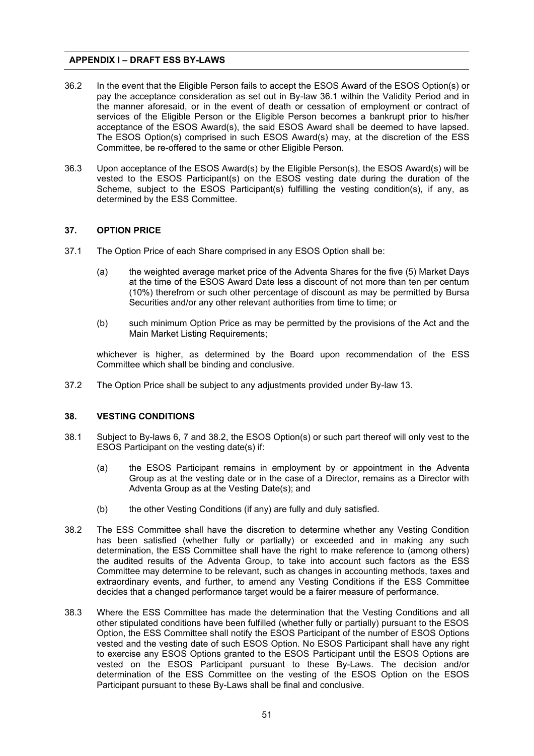36.2 In the event that the Eligible Person fails to accept the ESOS Award of the ESOS Option(s) or pay the acceptance consideration as set out in By-law 36.1 within the Validity Period and in the manner aforesaid, or in the event of death or cessation of employment or contract of services of the Eligible Person or the Eligible Person becomes a bankrupt prior to his/her acceptance of the ESOS Award(s), the said ESOS Award shall be deemed to have lapsed. The ESOS Option(s) comprised in such ESOS Award(s) may, at the discretion of the ESS Committee, be re-offered to the same or other Eligible Person.

36.3 Upon acceptance of the ESOS Award(s) by the Eligible Person(s), the ESOS Award(s) will be vested to the ESOS Participant(s) on the ESOS vesting date during the duration of the Scheme, subject to the ESOS Participant(s) fulfilling the vesting condition(s), if any, as determined by the ESS Committee.

## 37. OPTION PRICE

37.1 The Option Price of each Share comprised in any ESOS Option shall be:

(a) the weighted average market price of the Adventa Shares for the five (5) Market Days at the time of the ESOS Award Date less a discount of not more than ten per centum (10%) therefrom or such other percentage of discount as may be permitted by Bursa Securities and/or any other relevant authorities from time to time; or

(b) such minimum Option Price as may be permitted by the provisions of the Act and the Main Market Listing Requirements;

whichever is higher, as determined by the Board upon recommendation of the ESS Committee which shall be binding and conclusive.

37.2 The Option Price shall be subject to any adjustments provided under By-law 13.

## 38. VESTING CONDITIONS

38.1 Subject to By-laws 6, 7 and 38.2, the ESOS Option(s) or such part thereof will only vest to the ESOS Participant on the vesting date(s) if:

(a) the ESOS Participant remains in employment by or appointment in the Adventa Group as at the vesting date or in the case of a Director, remains as a Director with Adventa Group as at the Vesting Date(s); and

(b) the other Vesting Conditions (if any) are fully and duly satisfied.

38.2 The ESS Committee shall have the discretion to determine whether any Vesting Condition has been satisfied (whether fully or partially) or exceeded and in making any such determination, the ESS Committee shall have the right to make reference to (among others) the audited results of the Adventa Group, to take into account such factors as the ESS Committee may determine to be relevant, such as changes in accounting methods, taxes and extraordinary events, and further, to amend any Vesting Conditions if the ESS Committee decides that a changed performance target would be a fairer measure of performance.

38.3 Where the ESS Committee has made the determination that the Vesting Conditions and all other stipulated conditions have been fulfilled (whether fully or partially) pursuant to the ESOS Option, the ESS Committee shall notify the ESOS Participant of the number of ESOS Options vested and the vesting date of such ESOS Option. No ESOS Participant shall have any right to exercise any ESOS Options granted to the ESOS Participant until the ESOS Options are vested on the ESOS Participant pursuant to these By-Laws. The decision and/or determination of the ESS Committee on the vesting of the ESOS Option on the ESOS Participant pursuant to these By-Laws shall be final and conclusive.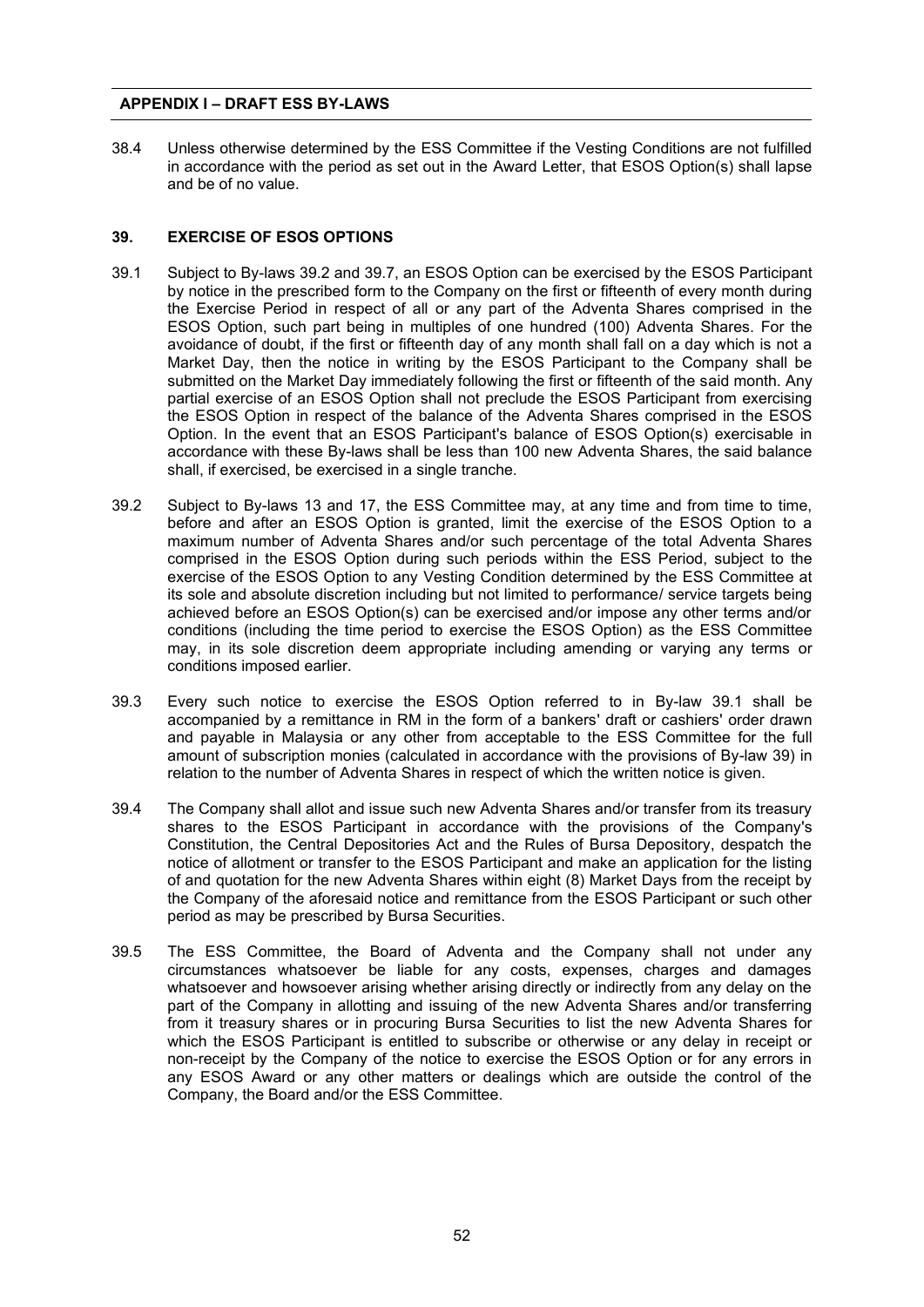38.4 Unless otherwise determined by the ESS Committee if the Vesting Conditions are not fulfilled in accordance with the period as set out in the Award Letter, that ESOS Option(s) shall lapse and be of no value.

## 39. EXERCISE OF ESOS OPTIONS

39.1 Subject to By-laws 39.2 and 39.7, an ESOS Option can be exercised by the ESOS Participant by notice in the prescribed form to the Company on the first or fifteenth of every month during the Exercise Period in respect of all or any part of the Adventa Shares comprised in the ESOS Option, such part being in multiples of one hundred (100) Adventa Shares. For the avoidance of doubt, if the first or fifteenth day of any month shall fall on a day which is not a Market Day, then the notice in writing by the ESOS Participant to the Company shall be submitted on the Market Day immediately following the first or fifteenth of the said month. Any partial exercise of an ESOS Option shall not preclude the ESOS Participant from exercising the ESOS Option in respect of the balance of the Adventa Shares comprised in the ESOS Option. In the event that an ESOS Participant's balance of ESOS Option(s) exercisable in accordance with these By-laws shall be less than 100 new Adventa Shares, the said balance shall, if exercised, be exercised in a single tranche.

39.2 Subject to By-laws 13 and 17, the ESS Committee may, at any time and from time to time, before and after an ESOS Option is granted, limit the exercise of the ESOS Option to a maximum number of Adventa Shares and/or such percentage of the total Adventa Shares comprised in the ESOS Option during such periods within the ESS Period, subject to the exercise of the ESOS Option to any Vesting Condition determined by the ESS Committee at its sole and absolute discretion including but not limited to performance/ service targets being achieved before an ESOS Option(s) can be exercised and/or impose any other terms and/or conditions (including the time period to exercise the ESOS Option) as the ESS Committee may, in its sole discretion deem appropriate including amending or varying any terms or conditions imposed earlier.

39.3 Every such notice to exercise the ESOS Option referred to in By-law 39.1 shall be accompanied by a remittance in RM in the form of a bankers' draft or cashiers' order drawn and payable in Malaysia or any other from acceptable to the ESS Committee for the full amount of subscription monies (calculated in accordance with the provisions of By-law 39) in relation to the number of Adventa Shares in respect of which the written notice is given.

39.4 The Company shall allot and issue such new Adventa Shares and/or transfer from its treasury shares to the ESOS Participant in accordance with the provisions of the Company's Constitution, the Central Depositories Act and the Rules of Bursa Depository, despatch the notice of allotment or transfer to the ESOS Participant and make an application for the listing of and quotation for the new Adventa Shares within eight (8) Market Days from the receipt by the Company of the aforesaid notice and remittance from the ESOS Participant or such other period as may be prescribed by Bursa Securities.

39.5 The ESS Committee, the Board of Adventa and the Company shall not under any circumstances whatsoever be liable for any costs, expenses, charges and damages whatsoever and howsoever arising whether arising directly or indirectly from any delay on the part of the Company in allotting and issuing of the new Adventa Shares and/or transferring from it treasury shares or in procuring Bursa Securities to list the new Adventa Shares for which the ESOS Participant is entitled to subscribe or otherwise or any delay in receipt or non-receipt by the Company of the notice to exercise the ESOS Option or for any errors in any ESOS Award or any other matters or dealings which are outside the control of the Company, the Board and/or the ESS Committee.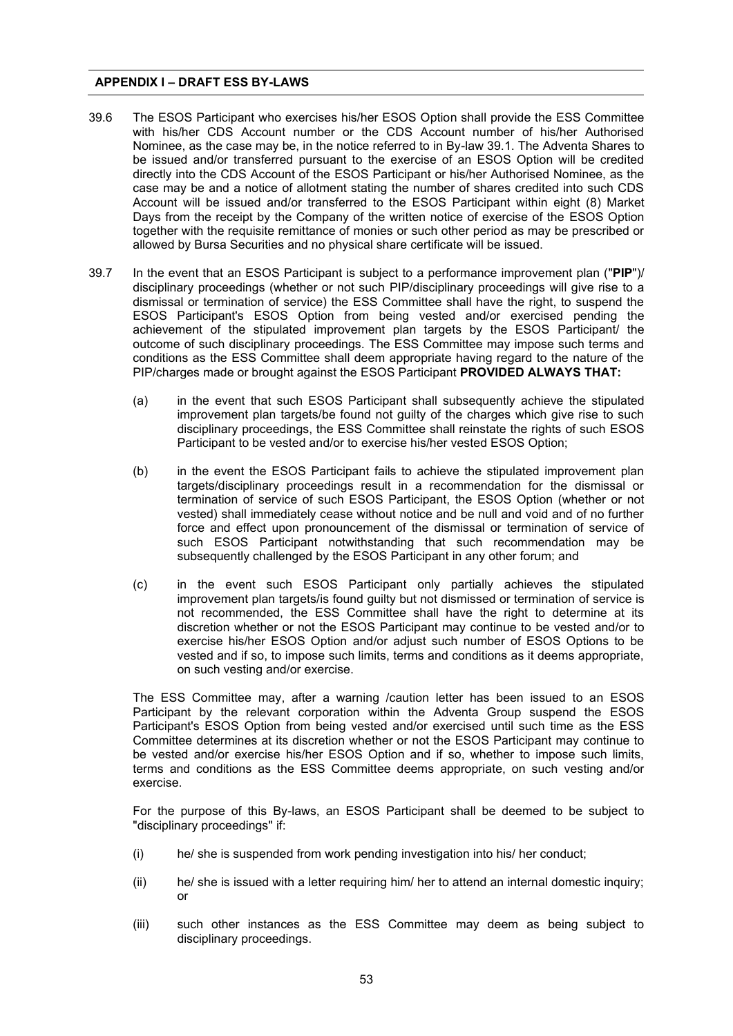39.6 The ESOS Participant who exercises his/her ESOS Option shall provide the ESS Committee with his/her CDS Account number or the CDS Account number of his/her Authorised Nominee, as the case may be, in the notice referred to in By-law 39.1. The Adventa Shares to be issued and/or transferred pursuant to the exercise of an ESOS Option will be credited directly into the CDS Account of the ESOS Participant or his/her Authorised Nominee, as the case may be and a notice of allotment stating the number of shares credited into such CDS Account will be issued and/or transferred to the ESOS Participant within eight (8) Market Days from the receipt by the Company of the written notice of exercise of the ESOS Option together with the requisite remittance of monies or such other period as may be prescribed or allowed by Bursa Securities and no physical share certificate will be issued.

39.7 In the event that an ESOS Participant is subject to a performance improvement plan ("**PIP**")/ disciplinary proceedings (whether or not such PIP/disciplinary proceedings will give rise to a dismissal or termination of service) the ESS Committee shall have the right, to suspend the ESOS Participant's ESOS Option from being vested and/or exercised pending the achievement of the stipulated improvement plan targets by the ESOS Participant/ the outcome of such disciplinary proceedings. The ESS Committee may impose such terms and conditions as the ESS Committee shall deem appropriate having regard to the nature of the PIP/charges made or brought against the ESOS Participant **PROVIDED ALWAYS THAT:**

(a) in the event that such ESOS Participant shall subsequently achieve the stipulated improvement plan targets/be found not guilty of the charges which give rise to such disciplinary proceedings, the ESS Committee shall reinstate the rights of such ESOS Participant to be vested and/or to exercise his/her vested ESOS Option;

(b) in the event the ESOS Participant fails to achieve the stipulated improvement plan targets/disciplinary proceedings result in a recommendation for the dismissal or termination of service of such ESOS Participant, the ESOS Option (whether or not vested) shall immediately cease without notice and be null and void and of no further force and effect upon pronouncement of the dismissal or termination of service of such ESOS Participant notwithstanding that such recommendation may be subsequently challenged by the ESOS Participant in any other forum; and

(c) in the event such ESOS Participant only partially achieves the stipulated improvement plan targets/is found guilty but not dismissed or termination of service is not recommended, the ESS Committee shall have the right to determine at its discretion whether or not the ESOS Participant may continue to be vested and/or to exercise his/her ESOS Option and/or adjust such number of ESOS Options to be vested and if so, to impose such limits, terms and conditions as it deems appropriate, on such vesting and/or exercise.

The ESS Committee may, after a warning /caution letter has been issued to an ESOS Participant by the relevant corporation within the Adventa Group suspend the ESOS Participant's ESOS Option from being vested and/or exercised until such time as the ESS Committee determines at its discretion whether or not the ESOS Participant may continue to be vested and/or exercise his/her ESOS Option and if so, whether to impose such limits, terms and conditions as the ESS Committee deems appropriate, on such vesting and/or exercise.

For the purpose of this By-laws, an ESOS Participant shall be deemed to be subject to "disciplinary proceedings" if:

(i) he/ she is suspended from work pending investigation into his/ her conduct;

(ii) he/ she is issued with a letter requiring him/ her to attend an internal domestic inquiry; or

(iii) such other instances as the ESS Committee may deem as being subject to disciplinary proceedings.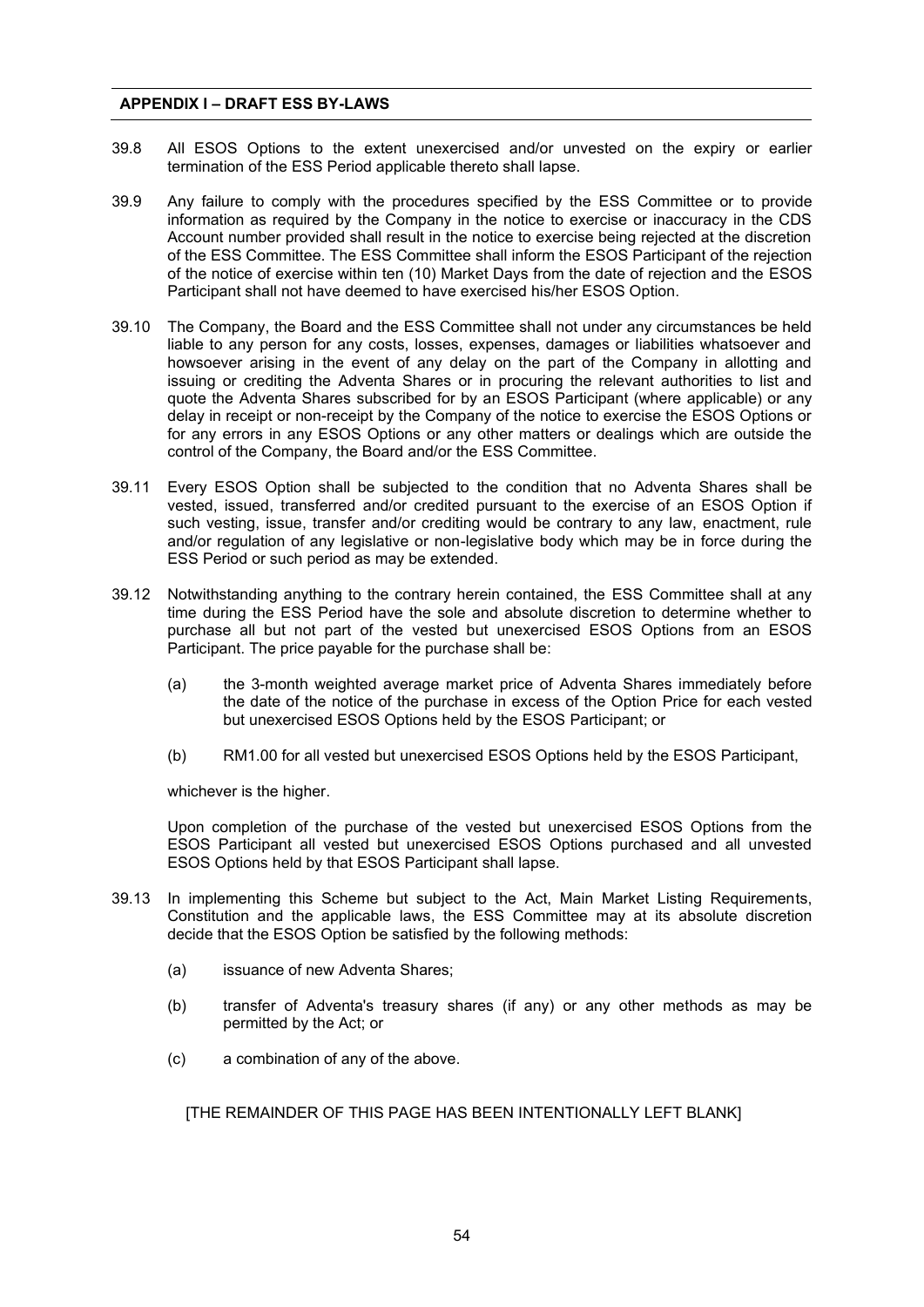39.8 All ESOS Options to the extent unexercised and/or unvested on the expiry or earlier termination of the ESS Period applicable thereto shall lapse.

39.9 Any failure to comply with the procedures specified by the ESS Committee or to provide information as required by the Company in the notice to exercise or inaccuracy in the CDS Account number provided shall result in the notice to exercise being rejected at the discretion of the ESS Committee. The ESS Committee shall inform the ESOS Participant of the rejection of the notice of exercise within ten (10) Market Days from the date of rejection and the ESOS Participant shall not have deemed to have exercised his/her ESOS Option.

39.10 The Company, the Board and the ESS Committee shall not under any circumstances be held liable to any person for any costs, losses, expenses, damages or liabilities whatsoever and howsoever arising in the event of any delay on the part of the Company in allotting and issuing or crediting the Adventa Shares or in procuring the relevant authorities to list and quote the Adventa Shares subscribed for by an ESOS Participant (where applicable) or any delay in receipt or non-receipt by the Company of the notice to exercise the ESOS Options or for any errors in any ESOS Options or any other matters or dealings which are outside the control of the Company, the Board and/or the ESS Committee.

39.11 Every ESOS Option shall be subjected to the condition that no Adventa Shares shall be vested, issued, transferred and/or credited pursuant to the exercise of an ESOS Option if such vesting, issue, transfer and/or crediting would be contrary to any law, enactment, rule and/or regulation of any legislative or non-legislative body which may be in force during the ESS Period or such period as may be extended.

39.12 Notwithstanding anything to the contrary herein contained, the ESS Committee shall at any time during the ESS Period have the sole and absolute discretion to determine whether to purchase all but not part of the vested but unexercised ESOS Options from an ESOS Participant. The price payable for the purchase shall be:

(a) the 3-month weighted average market price of Adventa Shares immediately before the date of the notice of the purchase in excess of the Option Price for each vested but unexercised ESOS Options held by the ESOS Participant; or

(b) RM1.00 for all vested but unexercised ESOS Options held by the ESOS Participant,

whichever is the higher.

Upon completion of the purchase of the vested but unexercised ESOS Options from the ESOS Participant all vested but unexercised ESOS Options purchased and all unvested ESOS Options held by that ESOS Participant shall lapse.

39.13 In implementing this Scheme but subject to the Act, Main Market Listing Requirements, Constitution and the applicable laws, the ESS Committee may at its absolute discretion decide that the ESOS Option be satisfied by the following methods:

(a) issuance of new Adventa Shares;

(b) transfer of Adventa's treasury shares (if any) or any other methods as may be permitted by the Act; or

(c) a combination of any of the above.

[THE REMAINDER OF THIS PAGE HAS BEEN INTENTIONALLY LEFT BLANK]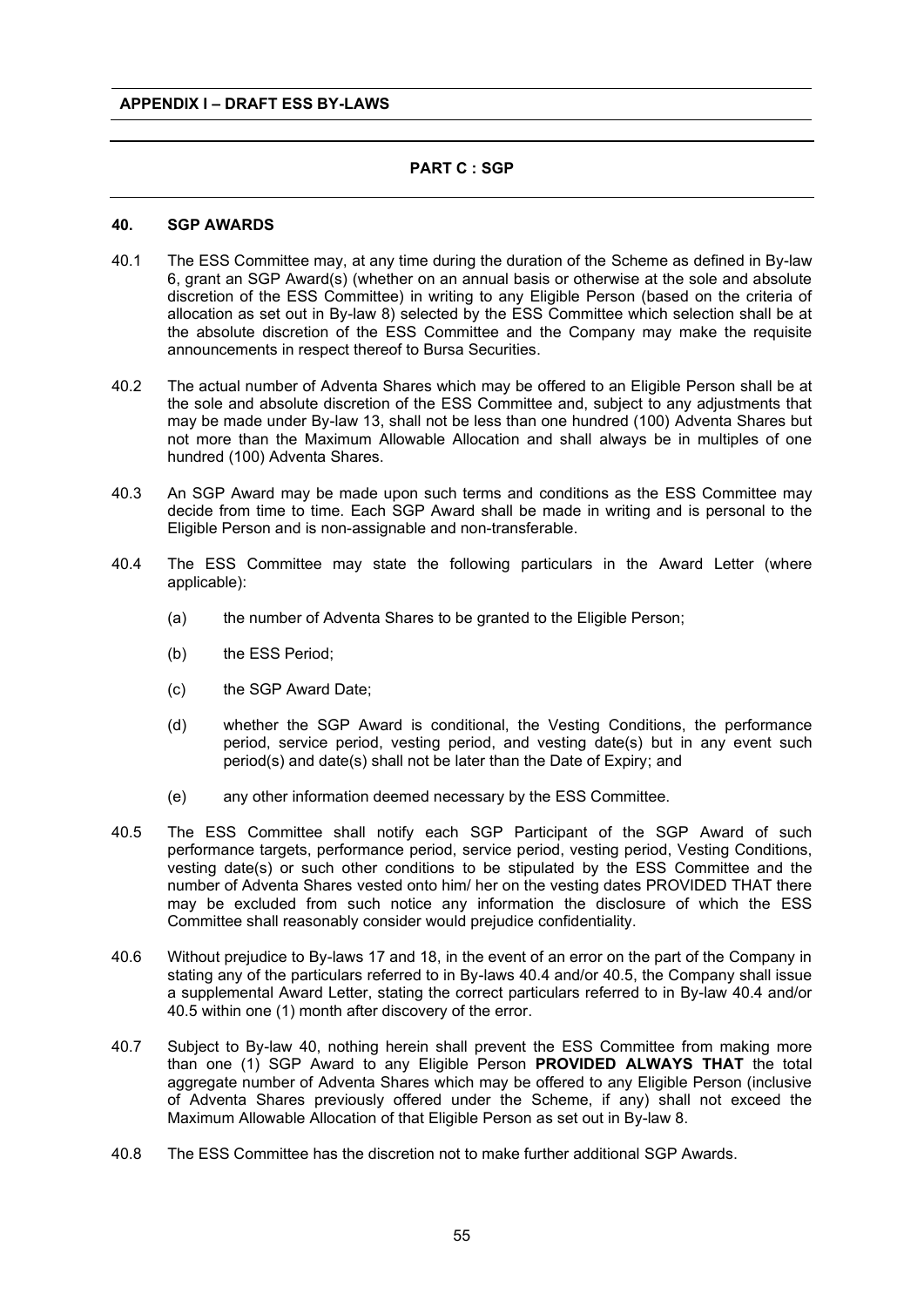**APPENDIX I – DRAFT ESS BY-LAWS**

**PART C : SGP**

**40. SGP AWARDS**

40.1 The ESS Committee may, at any time during the duration of the Scheme as defined in By-law 6, grant an SGP Award(s) (whether on an annual basis or otherwise at the sole and absolute discretion of the ESS Committee) in writing to any Eligible Person (based on the criteria of allocation as set out in By-law 8) selected by the ESS Committee which selection shall be at the absolute discretion of the ESS Committee and the Company may make the requisite announcements in respect thereof to Bursa Securities.

40.2 The actual number of Adventa Shares which may be offered to an Eligible Person shall be at the sole and absolute discretion of the ESS Committee and, subject to any adjustments that may be made under By-law 13, shall not be less than one hundred (100) Adventa Shares but not more than the Maximum Allowable Allocation and shall always be in multiples of one hundred (100) Adventa Shares.

40.3 An SGP Award may be made upon such terms and conditions as the ESS Committee may decide from time to time. Each SGP Award shall be made in writing and is personal to the Eligible Person and is non-assignable and non-transferable.

40.4 The ESS Committee may state the following particulars in the Award Letter (where applicable):

(a) the number of Adventa Shares to be granted to the Eligible Person;

(b) the ESS Period;

(c) the SGP Award Date;

(d) whether the SGP Award is conditional, the Vesting Conditions, the performance period, service period, vesting period, and vesting date(s) but in any event such period(s) and date(s) shall not be later than the Date of Expiry; and

(e) any other information deemed necessary by the ESS Committee.

40.5 The ESS Committee shall notify each SGP Participant of the SGP Award of such performance targets, performance period, service period, vesting period, Vesting Conditions, vesting date(s) or such other conditions to be stipulated by the ESS Committee and the number of Adventa Shares vested onto him/ her on the vesting dates PROVIDED THAT there may be excluded from such notice any information the disclosure of which the ESS Committee shall reasonably consider would prejudice confidentiality.

40.6 Without prejudice to By-laws 17 and 18, in the event of an error on the part of the Company in stating any of the particulars referred to in By-laws 40.4 and/or 40.5, the Company shall issue a supplemental Award Letter, stating the correct particulars referred to in By-law 40.4 and/or 40.5 within one (1) month after discovery of the error.

40.7 Subject to By-law 40, nothing herein shall prevent the ESS Committee from making more than one (1) SGP Award to any Eligible Person **PROVIDED ALWAYS THAT** the total aggregate number of Adventa Shares which may be offered to any Eligible Person (inclusive of Adventa Shares previously offered under the Scheme, if any) shall not exceed the Maximum Allowable Allocation of that Eligible Person as set out in By-law 8.

40.8 The ESS Committee has the discretion not to make further additional SGP Awards.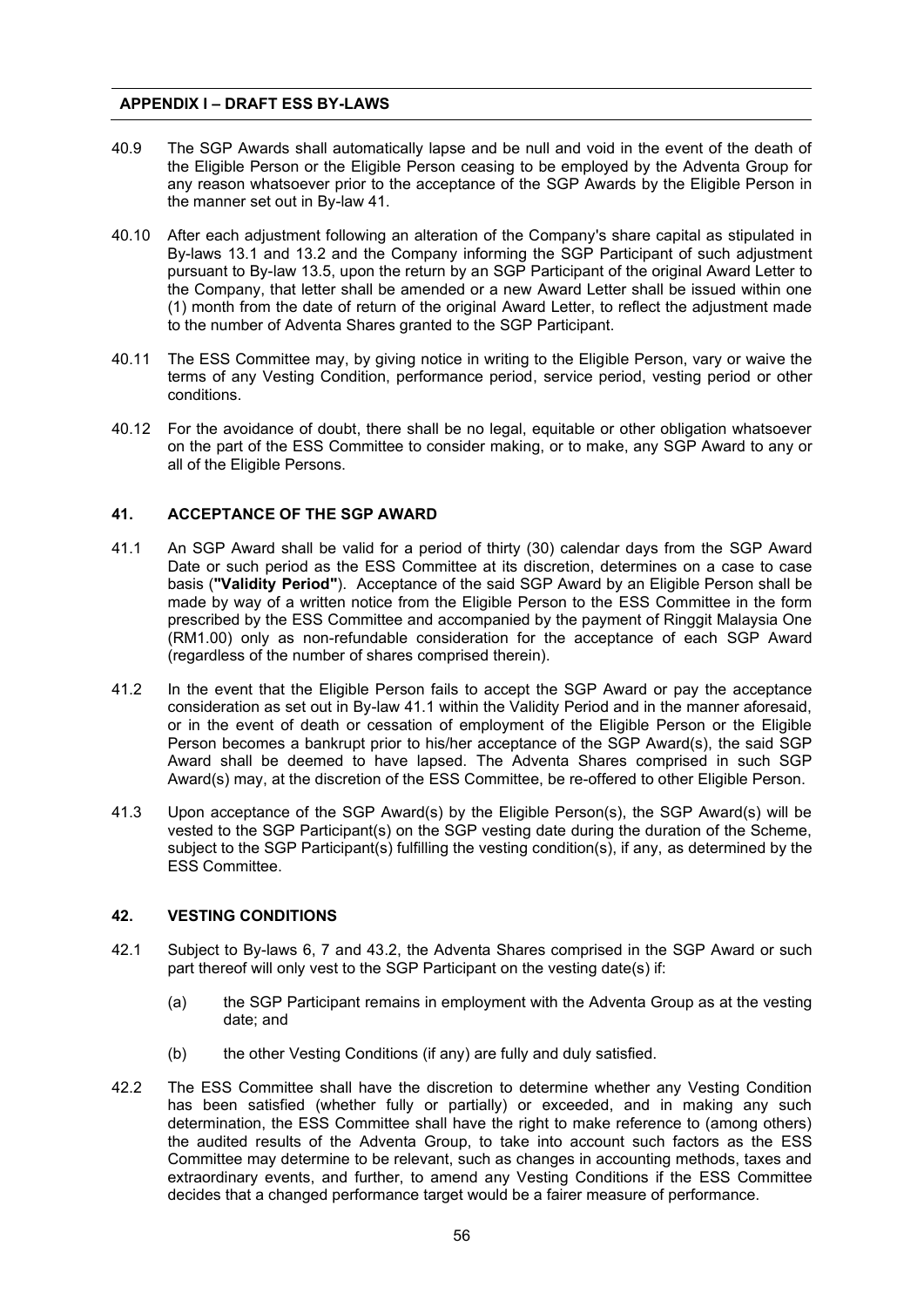40.9 The SGP Awards shall automatically lapse and be null and void in the event of the death of the Eligible Person or the Eligible Person ceasing to be employed by the Adventa Group for any reason whatsoever prior to the acceptance of the SGP Awards by the Eligible Person in the manner set out in By-law 41.

40.10 After each adjustment following an alteration of the Company's share capital as stipulated in By-laws 13.1 and 13.2 and the Company informing the SGP Participant of such adjustment pursuant to By-law 13.5, upon the return by an SGP Participant of the original Award Letter to the Company, that letter shall be amended or a new Award Letter shall be issued within one (1) month from the date of return of the original Award Letter, to reflect the adjustment made to the number of Adventa Shares granted to the SGP Participant.

40.11 The ESS Committee may, by giving notice in writing to the Eligible Person, vary or waive the terms of any Vesting Condition, performance period, service period, vesting period or other conditions.

40.12 For the avoidance of doubt, there shall be no legal, equitable or other obligation whatsoever on the part of the ESS Committee to consider making, or to make, any SGP Award to any or all of the Eligible Persons.

## 41. ACCEPTANCE OF THE SGP AWARD

41.1 An SGP Award shall be valid for a period of thirty (30) calendar days from the SGP Award Date or such period as the ESS Committee at its discretion, determines on a case to case basis (**"Validity Period"**). Acceptance of the said SGP Award by an Eligible Person shall be made by way of a written notice from the Eligible Person to the ESS Committee in the form prescribed by the ESS Committee and accompanied by the payment of Ringgit Malaysia One (RM1.00) only as non-refundable consideration for the acceptance of each SGP Award (regardless of the number of shares comprised therein).

41.2 In the event that the Eligible Person fails to accept the SGP Award or pay the acceptance consideration as set out in By-law 41.1 within the Validity Period and in the manner aforesaid, or in the event of death or cessation of employment of the Eligible Person or the Eligible Person becomes a bankrupt prior to his/her acceptance of the SGP Award(s), the said SGP Award shall be deemed to have lapsed. The Adventa Shares comprised in such SGP Award(s) may, at the discretion of the ESS Committee, be re-offered to other Eligible Person.

41.3 Upon acceptance of the SGP Award(s) by the Eligible Person(s), the SGP Award(s) will be vested to the SGP Participant(s) on the SGP vesting date during the duration of the Scheme, subject to the SGP Participant(s) fulfilling the vesting condition(s), if any, as determined by the ESS Committee.

## 42. VESTING CONDITIONS

42.1 Subject to By-laws 6, 7 and 43.2, the Adventa Shares comprised in the SGP Award or such part thereof will only vest to the SGP Participant on the vesting date(s) if:

(a) the SGP Participant remains in employment with the Adventa Group as at the vesting date; and

(b) the other Vesting Conditions (if any) are fully and duly satisfied.

42.2 The ESS Committee shall have the discretion to determine whether any Vesting Condition has been satisfied (whether fully or partially) or exceeded, and in making any such determination, the ESS Committee shall have the right to make reference to (among others) the audited results of the Adventa Group, to take into account such factors as the ESS Committee may determine to be relevant, such as changes in accounting methods, taxes and extraordinary events, and further, to amend any Vesting Conditions if the ESS Committee decides that a changed performance target would be a fairer measure of performance.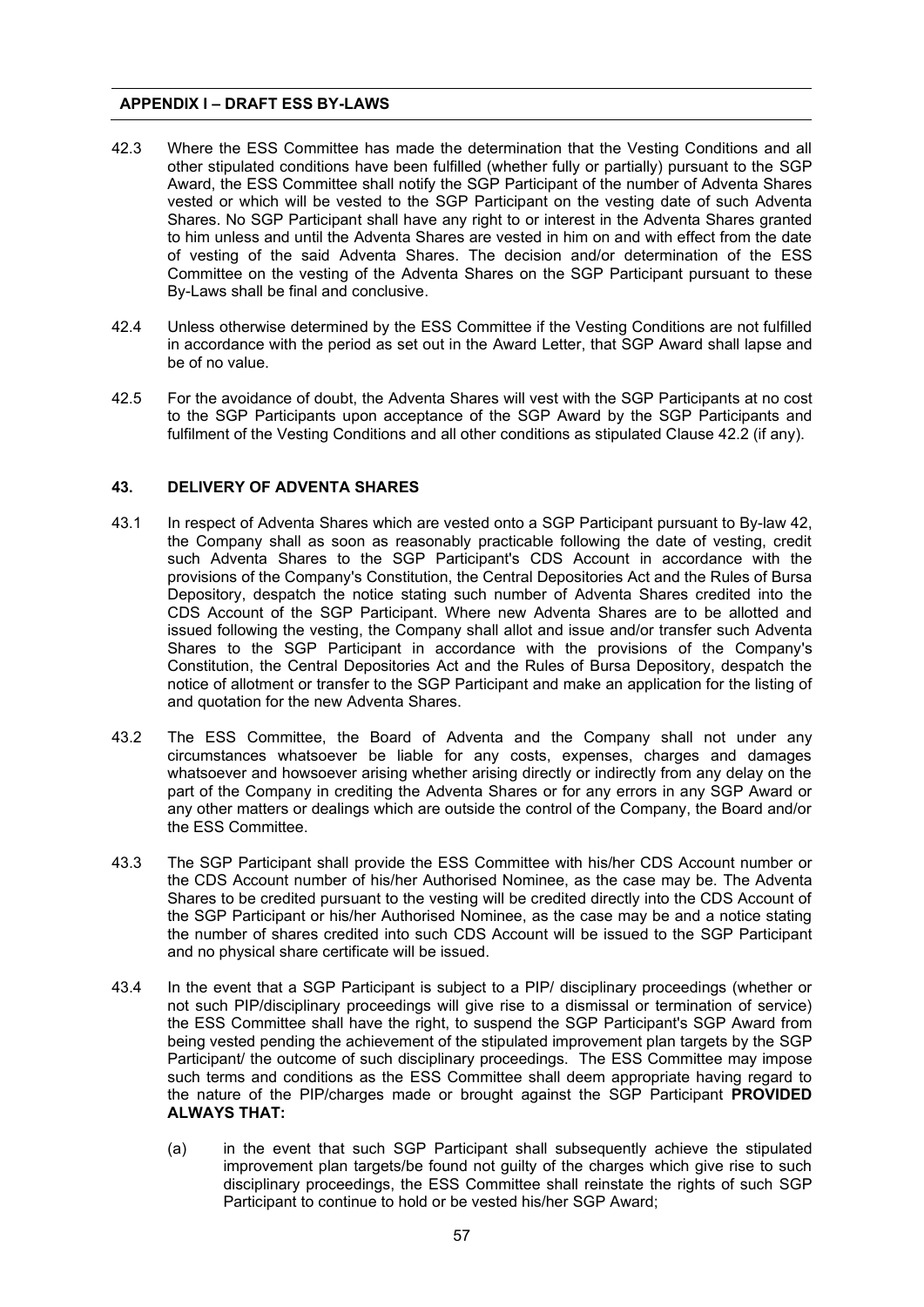42.3 Where the ESS Committee has made the determination that the Vesting Conditions and all other stipulated conditions have been fulfilled (whether fully or partially) pursuant to the SGP Award, the ESS Committee shall notify the SGP Participant of the number of Adventa Shares vested or which will be vested to the SGP Participant on the vesting date of such Adventa Shares. No SGP Participant shall have any right to or interest in the Adventa Shares granted to him unless and until the Adventa Shares are vested in him on and with effect from the date of vesting of the said Adventa Shares. The decision and/or determination of the ESS Committee on the vesting of the Adventa Shares on the SGP Participant pursuant to these By-Laws shall be final and conclusive.

42.4 Unless otherwise determined by the ESS Committee if the Vesting Conditions are not fulfilled in accordance with the period as set out in the Award Letter, that SGP Award shall lapse and be of no value.

42.5 For the avoidance of doubt, the Adventa Shares will vest with the SGP Participants at no cost to the SGP Participants upon acceptance of the SGP Award by the SGP Participants and fulfilment of the Vesting Conditions and all other conditions as stipulated Clause 42.2 (if any).

## 43. DELIVERY OF ADVENTA SHARES

43.1 In respect of Adventa Shares which are vested onto a SGP Participant pursuant to By-law 42, the Company shall as soon as reasonably practicable following the date of vesting, credit such Adventa Shares to the SGP Participant's CDS Account in accordance with the provisions of the Company's Constitution, the Central Depositories Act and the Rules of Bursa Depository, despatch the notice stating such number of Adventa Shares credited into the CDS Account of the SGP Participant. Where new Adventa Shares are to be allotted and issued following the vesting, the Company shall allot and issue and/or transfer such Adventa Shares to the SGP Participant in accordance with the provisions of the Company's Constitution, the Central Depositories Act and the Rules of Bursa Depository, despatch the notice of allotment or transfer to the SGP Participant and make an application for the listing of and quotation for the new Adventa Shares.

43.2 The ESS Committee, the Board of Adventa and the Company shall not under any circumstances whatsoever be liable for any costs, expenses, charges and damages whatsoever and howsoever arising whether arising directly or indirectly from any delay on the part of the Company in crediting the Adventa Shares or for any errors in any SGP Award or any other matters or dealings which are outside the control of the Company, the Board and/or the ESS Committee.

43.3 The SGP Participant shall provide the ESS Committee with his/her CDS Account number or the CDS Account number of his/her Authorised Nominee, as the case may be. The Adventa Shares to be credited pursuant to the vesting will be credited directly into the CDS Account of the SGP Participant or his/her Authorised Nominee, as the case may be and a notice stating the number of shares credited into such CDS Account will be issued to the SGP Participant and no physical share certificate will be issued.

43.4 In the event that a SGP Participant is subject to a PIP/ disciplinary proceedings (whether or not such PIP/disciplinary proceedings will give rise to a dismissal or termination of service) the ESS Committee shall have the right, to suspend the SGP Participant's SGP Award from being vested pending the achievement of the stipulated improvement plan targets by the SGP Participant/ the outcome of such disciplinary proceedings. The ESS Committee may impose such terms and conditions as the ESS Committee shall deem appropriate having regard to the nature of the PIP/charges made or brought against the SGP Participant **PROVIDED ALWAYS THAT:**

(a) in the event that such SGP Participant shall subsequently achieve the stipulated improvement plan targets/be found not guilty of the charges which give rise to such disciplinary proceedings, the ESS Committee shall reinstate the rights of such SGP Participant to continue to hold or be vested his/her SGP Award;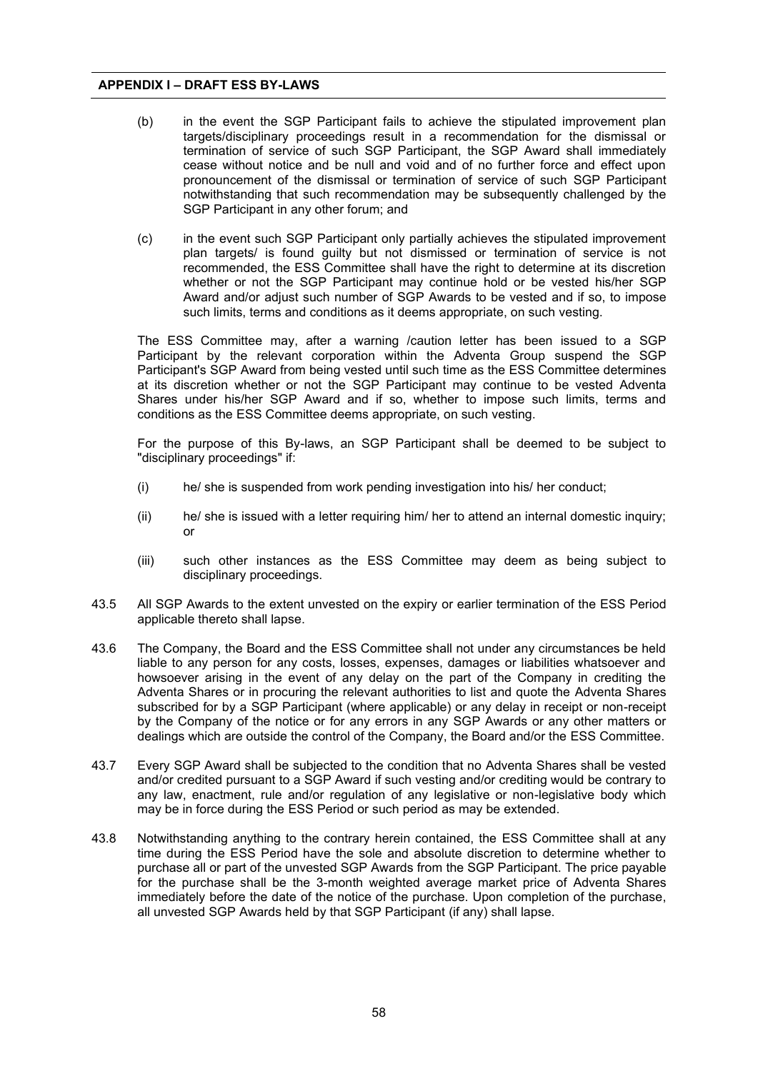(b) in the event the SGP Participant fails to achieve the stipulated improvement plan targets/disciplinary proceedings result in a recommendation for the dismissal or termination of service of such SGP Participant, the SGP Award shall immediately cease without notice and be null and void and of no further force and effect upon pronouncement of the dismissal or termination of service of such SGP Participant notwithstanding that such recommendation may be subsequently challenged by the SGP Participant in any other forum; and

(c) in the event such SGP Participant only partially achieves the stipulated improvement plan targets/ is found guilty but not dismissed or termination of service is not recommended, the ESS Committee shall have the right to determine at its discretion whether or not the SGP Participant may continue hold or be vested his/her SGP Award and/or adjust such number of SGP Awards to be vested and if so, to impose such limits, terms and conditions as it deems appropriate, on such vesting.

The ESS Committee may, after a warning /caution letter has been issued to a SGP Participant by the relevant corporation within the Adventa Group suspend the SGP Participant's SGP Award from being vested until such time as the ESS Committee determines at its discretion whether or not the SGP Participant may continue to be vested Adventa Shares under his/her SGP Award and if so, whether to impose such limits, terms and conditions as the ESS Committee deems appropriate, on such vesting.

For the purpose of this By-laws, an SGP Participant shall be deemed to be subject to "disciplinary proceedings" if:

(i) he/ she is suspended from work pending investigation into his/ her conduct;

(ii) he/ she is issued with a letter requiring him/ her to attend an internal domestic inquiry; or

(iii) such other instances as the ESS Committee may deem as being subject to disciplinary proceedings.

43.5 All SGP Awards to the extent unvested on the expiry or earlier termination of the ESS Period applicable thereto shall lapse.

43.6 The Company, the Board and the ESS Committee shall not under any circumstances be held liable to any person for any costs, losses, expenses, damages or liabilities whatsoever and howsoever arising in the event of any delay on the part of the Company in crediting the Adventa Shares or in procuring the relevant authorities to list and quote the Adventa Shares subscribed for by a SGP Participant (where applicable) or any delay in receipt or non-receipt by the Company of the notice or for any errors in any SGP Awards or any other matters or dealings which are outside the control of the Company, the Board and/or the ESS Committee.

43.7 Every SGP Award shall be subjected to the condition that no Adventa Shares shall be vested and/or credited pursuant to a SGP Award if such vesting and/or crediting would be contrary to any law, enactment, rule and/or regulation of any legislative or non-legislative body which may be in force during the ESS Period or such period as may be extended.

43.8 Notwithstanding anything to the contrary herein contained, the ESS Committee shall at any time during the ESS Period have the sole and absolute discretion to determine whether to purchase all or part of the unvested SGP Awards from the SGP Participant. The price payable for the purchase shall be the 3-month weighted average market price of Adventa Shares immediately before the date of the notice of the purchase. Upon completion of the purchase, all unvested SGP Awards held by that SGP Participant (if any) shall lapse.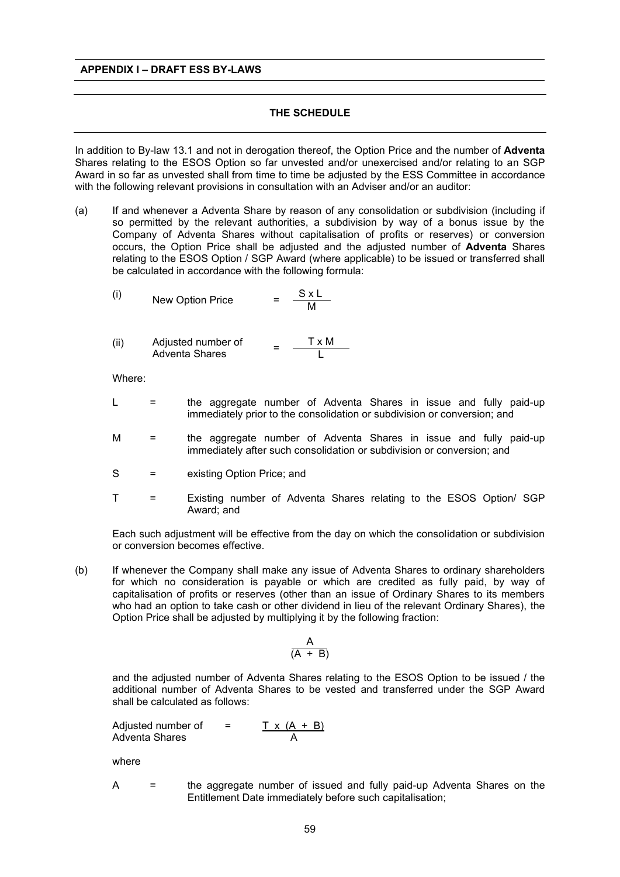**APPENDIX I – DRAFT ESS BY-LAWS**

## THE SCHEDULE

In addition to By-law 13.1 and not in derogation thereof, the Option Price and the number of **Adventa** Shares relating to the ESOS Option so far unvested and/or unexercised and/or relating to an SGP Award in so far as unvested shall from time to time be adjusted by the ESS Committee in accordance with the following relevant provisions in consultation with an Adviser and/or an auditor:

(a) If and whenever a Adventa Share by reason of any consolidation or subdivision (including if so permitted by the relevant authorities, a subdivision by way of a bonus issue by the Company of Adventa Shares without capitalisation of profits or reserves) or conversion occurs, the Option Price shall be adjusted and the adjusted number of **Adventa** Shares relating to the ESOS Option / SGP Award (where applicable) to be issued or transferred shall be calculated in accordance with the following formula:

(i) $$\text{New Option Price} = \frac{S \times L}{M}$$

(ii) $$\text{Adjusted number of Adventa Shares} = \frac{T \times M}{L}$$

Where:

L = the aggregate number of Adventa Shares in issue and fully paid-up immediately prior to the consolidation or subdivision or conversion; and

M = the aggregate number of Adventa Shares in issue and fully paid-up immediately after such consolidation or subdivision or conversion; and

S = existing Option Price; and

T = Existing number of Adventa Shares relating to the ESOS Option/ SGP Award; and

Each such adjustment will be effective from the day on which the consolidation or subdivision or conversion becomes effective.

(b) If whenever the Company shall make any issue of Adventa Shares to ordinary shareholders for which no consideration is payable or which are credited as fully paid, by way of capitalisation of profits or reserves (other than an issue of Ordinary Shares to its members who had an option to take cash or other dividend in lieu of the relevant Ordinary Shares), the Option Price shall be adjusted by multiplying it by the following fraction:

$$\frac{A}{(A + B)}$$

and the adjusted number of Adventa Shares relating to the ESOS Option to be issued / the additional number of Adventa Shares to be vested and transferred under the SGP Award shall be calculated as follows:

$$\text{Adjusted number of Adventa Shares} = \frac{T \times (A + B)}{A}$$

where

A = the aggregate number of issued and fully paid-up Adventa Shares on the Entitlement Date immediately before such capitalisation;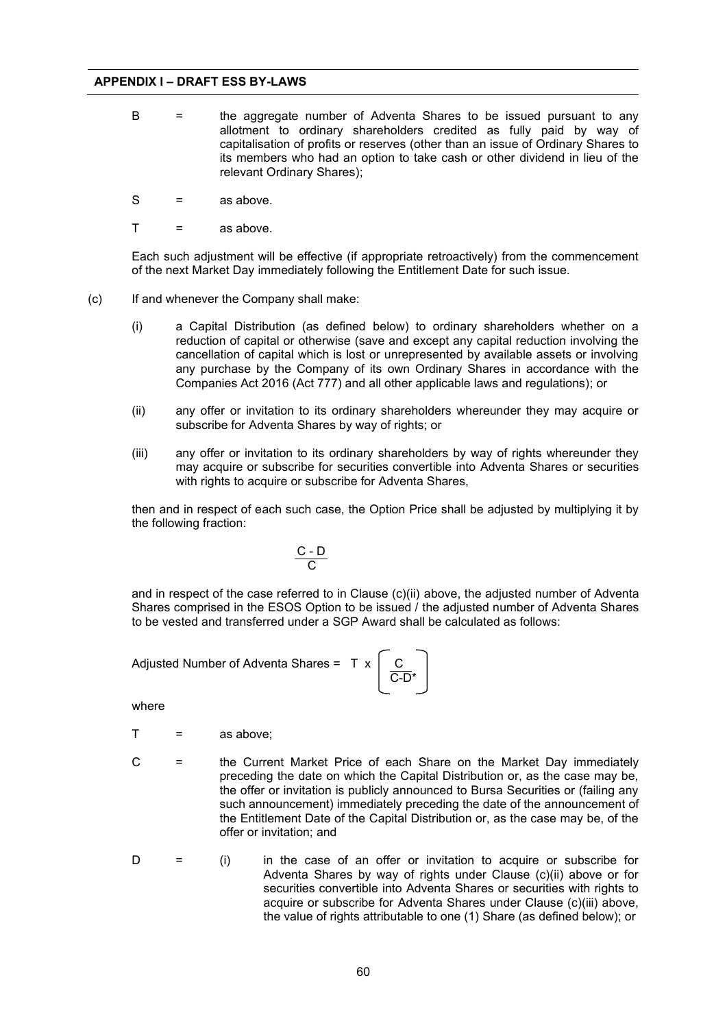B = the aggregate number of Adventa Shares to be issued pursuant to any allotment to ordinary shareholders credited as fully paid by way of capitalisation of profits or reserves (other than an issue of Ordinary Shares to its members who had an option to take cash or other dividend in lieu of the relevant Ordinary Shares);

S = as above.

T = as above.

Each such adjustment will be effective (if appropriate retroactively) from the commencement of the next Market Day immediately following the Entitlement Date for such issue.

(c) If and whenever the Company shall make:

(i) a Capital Distribution (as defined below) to ordinary shareholders whether on a reduction of capital or otherwise (save and except any capital reduction involving the cancellation of capital which is lost or unrepresented by available assets or involving any purchase by the Company of its own Ordinary Shares in accordance with the Companies Act 2016 (Act 777) and all other applicable laws and regulations); or

(ii) any offer or invitation to its ordinary shareholders whereunder they may acquire or subscribe for Adventa Shares by way of rights; or

(iii) any offer or invitation to its ordinary shareholders by way of rights whereunder they may acquire or subscribe for securities convertible into Adventa Shares or securities with rights to acquire or subscribe for Adventa Shares,

then and in respect of each such case, the Option Price shall be adjusted by multiplying it by the following fraction:

$$\frac{C - D}{C}$$

and in respect of the case referred to in Clause (c)(ii) above, the adjusted number of Adventa Shares comprised in the ESOS Option to be issued / the adjusted number of Adventa Shares to be vested and transferred under a SGP Award shall be calculated as follows:

$$\text{Adjusted Number of Adventa Shares} = T \times \left[ \frac{C}{C-D^*} \right]$$

where

T = as above;

C = the Current Market Price of each Share on the Market Day immediately preceding the date on which the Capital Distribution or, as the case may be, the offer or invitation is publicly announced to Bursa Securities or (failing any such announcement) immediately preceding the date of the announcement of the Entitlement Date of the Capital Distribution or, as the case may be, of the offer or invitation; and

D = (i) in the case of an offer or invitation to acquire or subscribe for Adventa Shares by way of rights under Clause (c)(ii) above or for securities convertible into Adventa Shares or securities with rights to acquire or subscribe for Adventa Shares under Clause (c)(iii) above, the value of rights attributable to one (1) Share (as defined below); or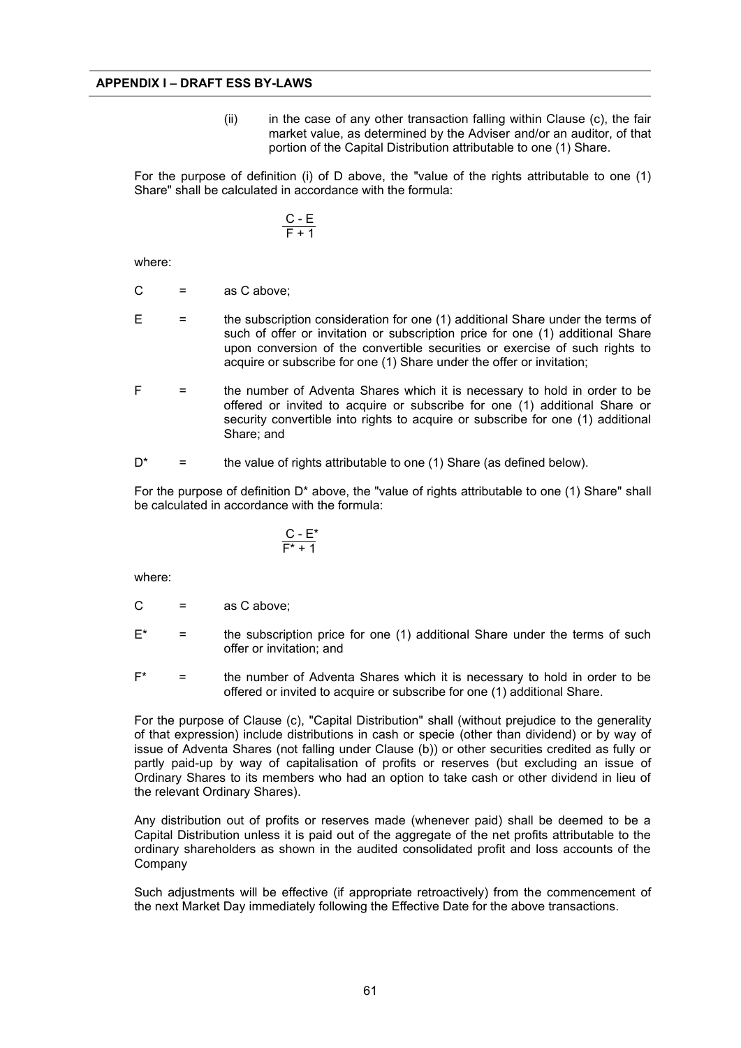(ii) in the case of any other transaction falling within Clause (c), the fair market value, as determined by the Adviser and/or an auditor, of that portion of the Capital Distribution attributable to one (1) Share.

For the purpose of definition (i) of D above, the "value of the rights attributable to one (1) Share" shall be calculated in accordance with the formula:

$$\frac{C - E}{F + 1}$$

where:

C = as C above;

E = the subscription consideration for one (1) additional Share under the terms of such of offer or invitation or subscription price for one (1) additional Share upon conversion of the convertible securities or exercise of such rights to acquire or subscribe for one (1) Share under the offer or invitation;

F = the number of Adventa Shares which it is necessary to hold in order to be offered or invited to acquire or subscribe for one (1) additional Share or security convertible into rights to acquire or subscribe for one (1) additional Share; and

D* = the value of rights attributable to one (1) Share (as defined below).

For the purpose of definition D* above, the "value of rights attributable to one (1) Share" shall be calculated in accordance with the formula:

$$\frac{C - E^*}{F^* + 1}$$

where:

C = as C above;

E* = the subscription price for one (1) additional Share under the terms of such offer or invitation; and

F* = the number of Adventa Shares which it is necessary to hold in order to be offered or invited to acquire or subscribe for one (1) additional Share.

For the purpose of Clause (c), "Capital Distribution" shall (without prejudice to the generality of that expression) include distributions in cash or specie (other than dividend) or by way of issue of Adventa Shares (not falling under Clause (b)) or other securities credited as fully or partly paid-up by way of capitalisation of profits or reserves (but excluding an issue of Ordinary Shares to its members who had an option to take cash or other dividend in lieu of the relevant Ordinary Shares).

Any distribution out of profits or reserves made (whenever paid) shall be deemed to be a Capital Distribution unless it is paid out of the aggregate of the net profits attributable to the ordinary shareholders as shown in the audited consolidated profit and loss accounts of the Company

Such adjustments will be effective (if appropriate retroactively) from the commencement of the next Market Day immediately following the Effective Date for the above transactions.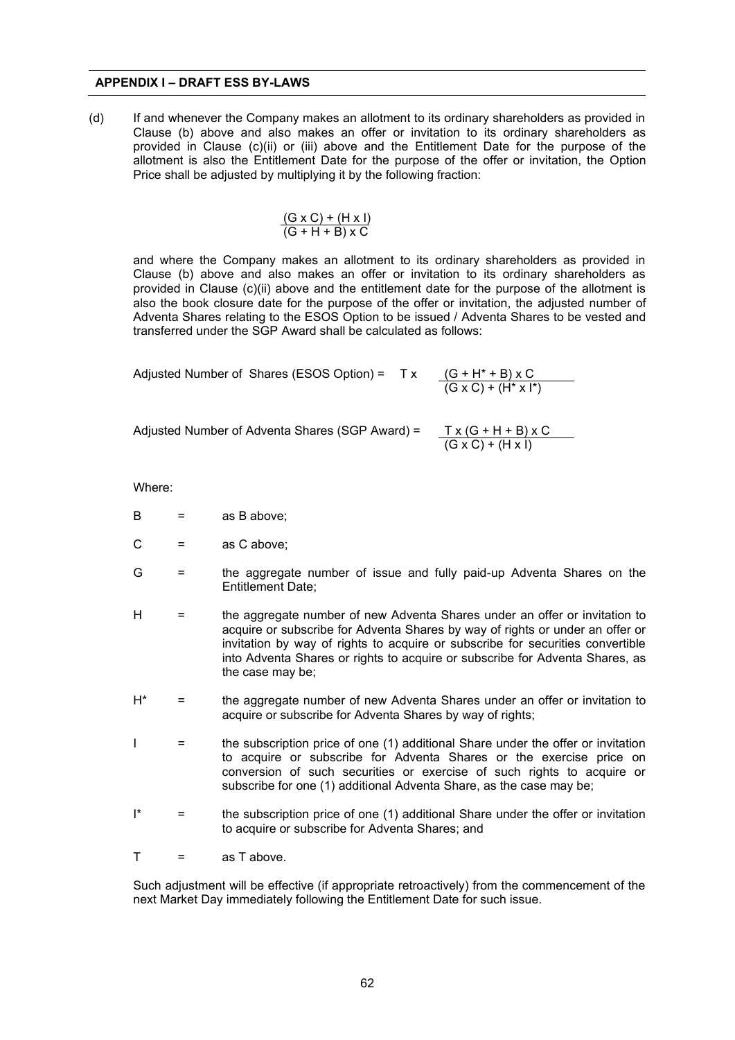**APPENDIX I – DRAFT ESS BY-LAWS**

(d) If and whenever the Company makes an allotment to its ordinary shareholders as provided in Clause (b) above and also makes an offer or invitation to its ordinary shareholders as provided in Clause (c)(ii) or (iii) above and the Entitlement Date for the purpose of the allotment is also the Entitlement Date for the purpose of the offer or invitation, the Option Price shall be adjusted by multiplying it by the following fraction:

$$\frac{(G \times C) + (H \times I)}{(G + H + B) \times C}$$

and where the Company makes an allotment to its ordinary shareholders as provided in Clause (b) above and also makes an offer or invitation to its ordinary shareholders as provided in Clause (c)(ii) above and the entitlement date for the purpose of the allotment is also the book closure date for the purpose of the offer or invitation, the adjusted number of Adventa Shares relating to the ESOS Option to be issued / Adventa Shares to be vested and transferred under the SGP Award shall be calculated as follows:

$$\text{Adjusted Number of Shares (ESOS Option)} = T \times \frac{(G + H^* + B) \times C}{(G \times C) + (H^* \times I^*)}$$

$$\text{Adjusted Number of Adventa Shares (SGP Award)} = \frac{T \times (G + H + B) \times C}{(G \times C) + (H \times I)}$$

Where:

B = as B above;

C = as C above;

G = the aggregate number of issue and fully paid-up Adventa Shares on the Entitlement Date;

H = the aggregate number of new Adventa Shares under an offer or invitation to acquire or subscribe for Adventa Shares by way of rights or under an offer or invitation by way of rights to acquire or subscribe for securities convertible into Adventa Shares or rights to acquire or subscribe for Adventa Shares, as the case may be;

$H^*$ = the aggregate number of new Adventa Shares under an offer or invitation to acquire or subscribe for Adventa Shares by way of rights;

I = the subscription price of one (1) additional Share under the offer or invitation to acquire or subscribe for Adventa Shares or the exercise price on conversion of such securities or exercise of such rights to acquire or subscribe for one (1) additional Adventa Share, as the case may be;

$I^*$ = the subscription price of one (1) additional Share under the offer or invitation to acquire or subscribe for Adventa Shares; and

T = as T above.

Such adjustment will be effective (if appropriate retroactively) from the commencement of the next Market Day immediately following the Entitlement Date for such issue.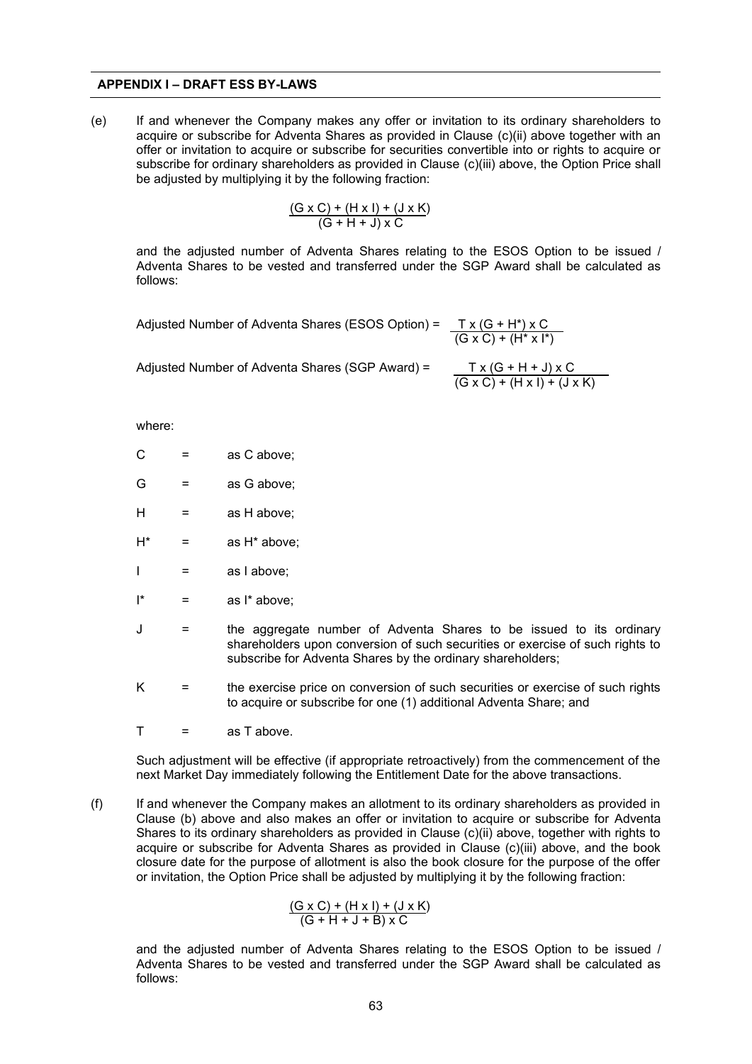**APPENDIX I – DRAFT ESS BY-LAWS**

(e) If and whenever the Company makes any offer or invitation to its ordinary shareholders to acquire or subscribe for Adventa Shares as provided in Clause (c)(ii) above together with an offer or invitation to acquire or subscribe for securities convertible into or rights to acquire or subscribe for ordinary shareholders as provided in Clause (c)(iii) above, the Option Price shall be adjusted by multiplying it by the following fraction:

$$\frac{(G \times C) + (H \times I) + (J \times K)}{(G + H + J) \times C}$$

and the adjusted number of Adventa Shares relating to the ESOS Option to be issued / Adventa Shares to be vested and transferred under the SGP Award shall be calculated as follows:

$$\text{Adjusted Number of Adventa Shares (ESOS Option)} = \frac{T \times (G + H^*) \times C}{(G \times C) + (H^* \times I^*)}$$

$$\text{Adjusted Number of Adventa Shares (SGP Award)} = \frac{T \times (G + H + J) \times C}{(G \times C) + (H \times I) + (J \times K)}$$

where:

C = as C above;

G = as G above;

H = as H above;

H* = as H* above;

I = as I above;

I* = as I* above;

J = the aggregate number of Adventa Shares to be issued to its ordinary shareholders upon conversion of such securities or exercise of such rights to subscribe for Adventa Shares by the ordinary shareholders;

K = the exercise price on conversion of such securities or exercise of such rights to acquire or subscribe for one (1) additional Adventa Share; and

T = as T above.

Such adjustment will be effective (if appropriate retroactively) from the commencement of the next Market Day immediately following the Entitlement Date for the above transactions.

(f) If and whenever the Company makes an allotment to its ordinary shareholders as provided in Clause (b) above and also makes an offer or invitation to acquire or subscribe for Adventa Shares to its ordinary shareholders as provided in Clause (c)(ii) above, together with rights to acquire or subscribe for Adventa Shares as provided in Clause (c)(iii) above, and the book closure date for the purpose of allotment is also the book closure for the purpose of the offer or invitation, the Option Price shall be adjusted by multiplying it by the following fraction:

$$\frac{(G \times C) + (H \times I) + (J \times K)}{(G + H + J + B) \times C}$$

and the adjusted number of Adventa Shares relating to the ESOS Option to be issued / Adventa Shares to be vested and transferred under the SGP Award shall be calculated as follows: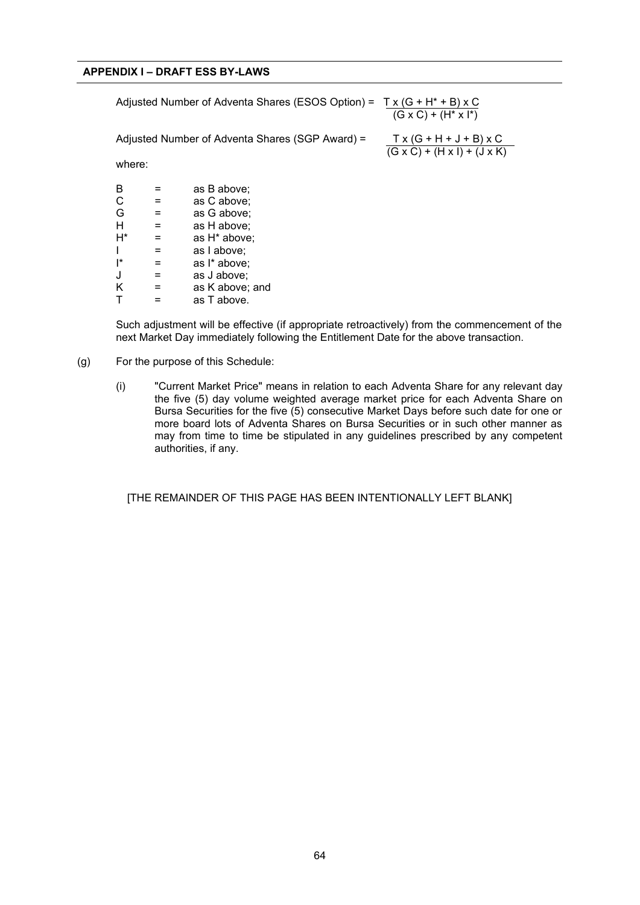Adjusted Number of Adventa Shares (ESOS Option) = $\frac{T \times (G + H^* + B) \times C}{(G \times C) + (H^* \times I^*)}$

Adjusted Number of Adventa Shares (SGP Award) = $\frac{T \times (G + H + J + B) \times C}{(G \times C) + (H \times I) + (J \times K)}$

where:

| | | |
|---|---|---|
| B | = | as B above; |
| C | = | as C above; |
| G | = | as G above; |
| H | = | as H above; |
| H* | = | as H* above; |
| I | = | as I above; |
| I* | = | as I* above; |
| J | = | as J above; |
| K | = | as K above; and |
| T | = | as T above. |

Such adjustment will be effective (if appropriate retroactively) from the commencement of the next Market Day immediately following the Entitlement Date for the above transaction.

(g) For the purpose of this Schedule:

(i) "Current Market Price" means in relation to each Adventa Share for any relevant day the five (5) day volume weighted average market price for each Adventa Share on Bursa Securities for the five (5) consecutive Market Days before such date for one or more board lots of Adventa Shares on Bursa Securities or in such other manner as may from time to time be stipulated in any guidelines prescribed by any competent authorities, if any.

[THE REMAINDER OF THIS PAGE HAS BEEN INTENTIONALLY LEFT BLANK]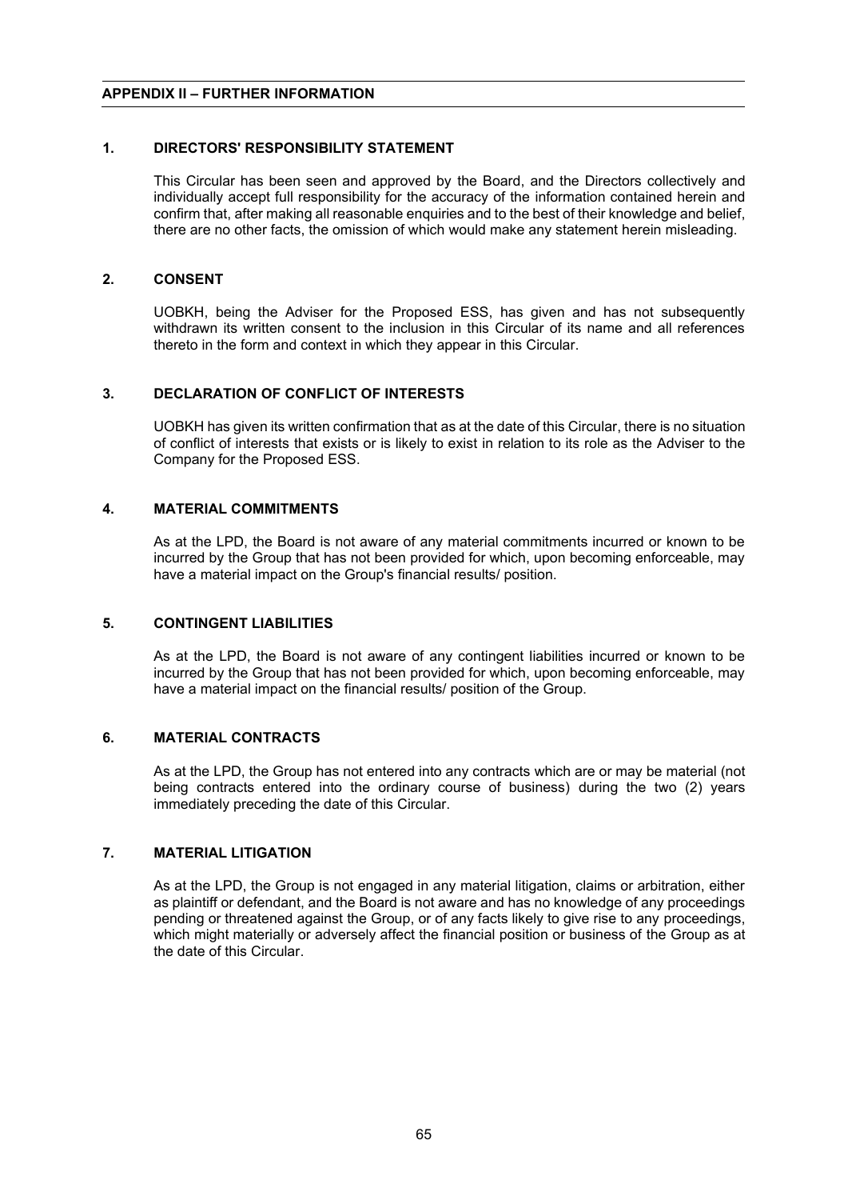## APPENDIX II – FURTHER INFORMATION

### 1. DIRECTORS' RESPONSIBILITY STATEMENT

This Circular has been seen and approved by the Board, and the Directors collectively and individually accept full responsibility for the accuracy of the information contained herein and confirm that, after making all reasonable enquiries and to the best of their knowledge and belief, there are no other facts, the omission of which would make any statement herein misleading.

### 2. CONSENT

UOBKH, being the Adviser for the Proposed ESS, has given and has not subsequently withdrawn its written consent to the inclusion in this Circular of its name and all references thereto in the form and context in which they appear in this Circular.

### 3. DECLARATION OF CONFLICT OF INTERESTS

UOBKH has given its written confirmation that as at the date of this Circular, there is no situation of conflict of interests that exists or is likely to exist in relation to its role as the Adviser to the Company for the Proposed ESS.

### 4. MATERIAL COMMITMENTS

As at the LPD, the Board is not aware of any material commitments incurred or known to be incurred by the Group that has not been provided for which, upon becoming enforceable, may have a material impact on the Group's financial results/ position.

### 5. CONTINGENT LIABILITIES

As at the LPD, the Board is not aware of any contingent liabilities incurred or known to be incurred by the Group that has not been provided for which, upon becoming enforceable, may have a material impact on the financial results/ position of the Group.

### 6. MATERIAL CONTRACTS

As at the LPD, the Group has not entered into any contracts which are or may be material (not being contracts entered into the ordinary course of business) during the two (2) years immediately preceding the date of this Circular.

### 7. MATERIAL LITIGATION

As at the LPD, the Group is not engaged in any material litigation, claims or arbitration, either as plaintiff or defendant, and the Board is not aware and has no knowledge of any proceedings pending or threatened against the Group, or of any facts likely to give rise to any proceedings, which might materially or adversely affect the financial position or business of the Group as at the date of this Circular.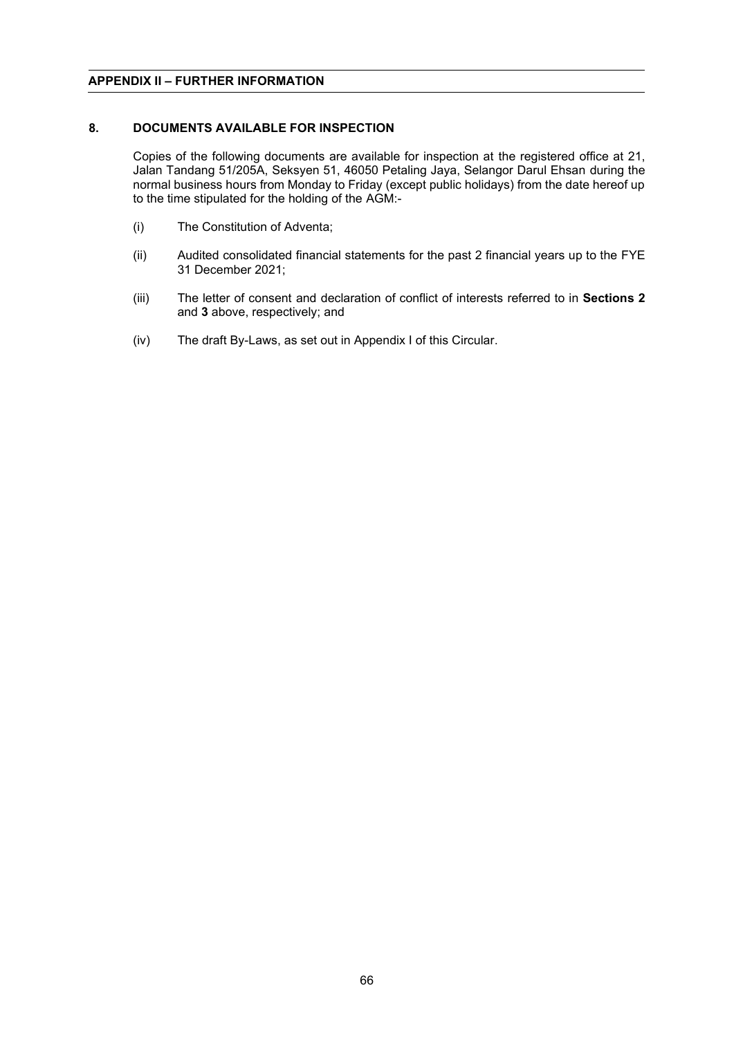## APPENDIX II – FURTHER INFORMATION

### 8. DOCUMENTS AVAILABLE FOR INSPECTION

Copies of the following documents are available for inspection at the registered office at 21, Jalan Tandang 51/205A, Seksyen 51, 46050 Petaling Jaya, Selangor Darul Ehsan during the normal business hours from Monday to Friday (except public holidays) from the date hereof up to the time stipulated for the holding of the AGM:-

(i) The Constitution of Adventa;

(ii) Audited consolidated financial statements for the past 2 financial years up to the FYE 31 December 2021;

(iii) The letter of consent and declaration of conflict of interests referred to in **Sections 2** and **3** above, respectively; and

(iv) The draft By-Laws, as set out in Appendix I of this Circular.